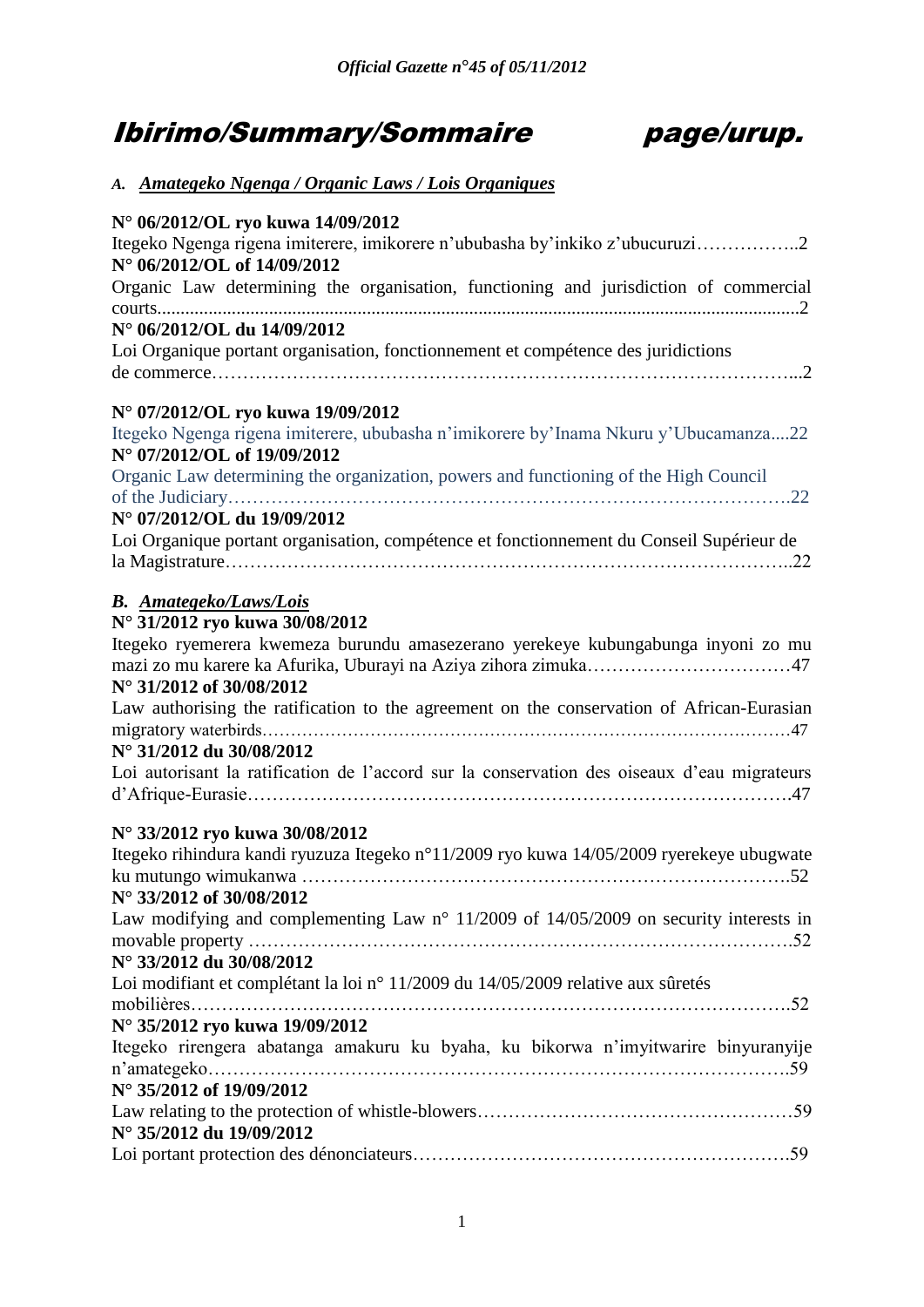# Ibirimo/Summary/Sommaire page/urup.

## A. *Amategeko Ngenga / Organic Laws / Lois Organiques*

**N° 06/2012/OL ryo kuwa 14/09/2012**
Itegeko Ngenga rigena imiterere, imikorere n'ububasha by'inkiko z'ubucuruzi……………..2
**N° 06/2012/OL of 14/09/2012**
Organic Law determining the organisation, functioning and jurisdiction of commercial courts........................................................................................................................................2
**N° 06/2012/OL du 14/09/2012**
Loi Organique portant organisation, fonctionnement et compétence des juridictions de commerce…………………………………………………………………………………...2

**N° 07/2012/OL ryo kuwa 19/09/2012**
Itegeko Ngenga rigena imiterere, ububasha n'imikorere by'Inama Nkuru y'Ubucamanza....22
**N° 07/2012/OL of 19/09/2012**
Organic Law determining the organization, powers and functioning of the High Council of the Judiciary…………………………………………………………………………….22
**N° 07/2012/OL du 19/09/2012**
Loi Organique portant organisation, compétence et fonctionnement du Conseil Supérieur de la Magistrature……………………………………………………………………………..22

## B. *Amategeko/Laws/Lois*

**N° 31/2012 ryo kuwa 30/08/2012**
Itegeko ryemerera kwemeza burundu amasezerano yerekeye kubungabunga inyoni zo mu mazi zo mu karere ka Afurika, Uburayi na Aziya zihora zimuka……………………………47
**N° 31/2012 of 30/08/2012**
Law authorising the ratification to the agreement on the conservation of African-Eurasian migratory waterbirds…………………………………………………………………………47
**N° 31/2012 du 30/08/2012**
Loi autorisant la ratification de l'accord sur la conservation des oiseaux d'eau migrateurs d'Afrique-Eurasie………………………………………………………………………….47

**N° 33/2012 ryo kuwa 30/08/2012**
Itegeko rihindura kandi ryuzuza Itegeko n°11/2009 ryo kuwa 14/05/2009 ryerekeye ubugwate ku mutungo wimukanwa ………………………………………………………………….52
**N° 33/2012 of 30/08/2012**
Law modifying and complementing Law n° 11/2009 of 14/05/2009 on security interests in movable property ………………………………………………………………………….52
**N° 33/2012 du 30/08/2012**
Loi modifiant et complétant la loi n° 11/2009 du 14/05/2009 relative aux sûretés mobilières…………………………………………………………………………………….52
**N° 35/2012 ryo kuwa 19/09/2012**
Itegeko rirengera abatanga amakuru ku byaha, ku bikorwa n'imyitwarire binyuranyije n'amategeko……………………………………………………………………………….59
**N° 35/2012 of 19/09/2012**
Law relating to the protection of whistle-blowers……………………………………………59
**N° 35/2012 du 19/09/2012**
Loi portant protection des dénonciateurs…………………………………………………….59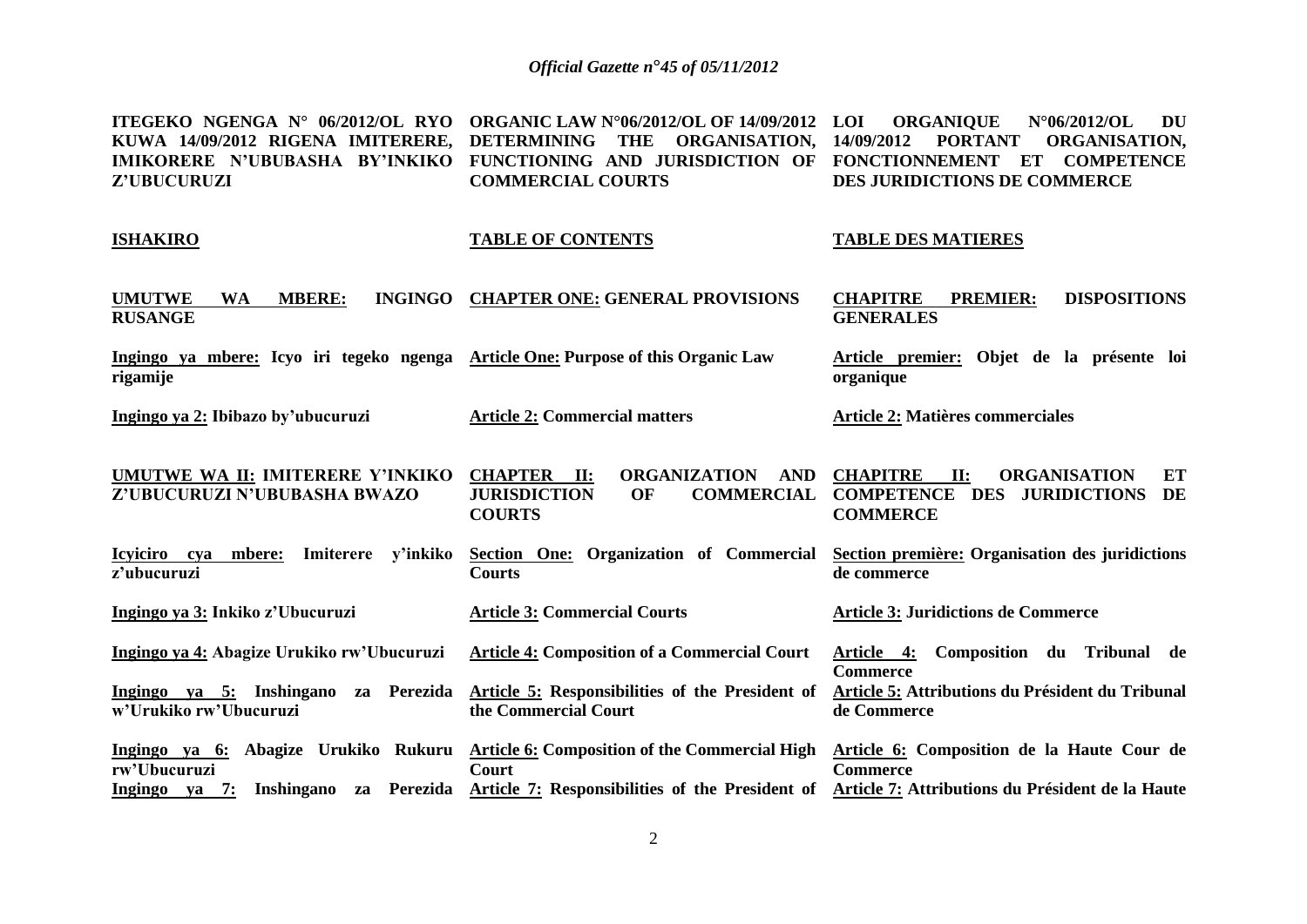| ITEGEKO NGENGA N° 06/2012/OL RYO KUWA 14/09/2012 RIGENA IMITERERE, IMIKORERE N'UBUBASHA BY'INKIKO Z'UBUCURUZI | ORGANIC LAW N°06/2012/OL OF 14/09/2012 DETERMINING THE ORGANISATION, FUNCTIONING AND JURISDICTION OF COMMERCIAL COURTS | LOI ORGANIQUE N°06/2012/OL DU 14/09/2012 PORTANT ORGANISATION, FONCTIONNEMENT ET COMPETENCE DES JURIDICTIONS DE COMMERCE |
|---|---|---|
| **ISHAKIRO** | **TABLE OF CONTENTS** | **TABLE DES MATIERES** |
| **UMUTWE WA MBERE: INGINGO RUSANGE** | **CHAPTER ONE: GENERAL PROVISIONS** | **CHAPITRE PREMIER: DISPOSITIONS GENERALES** |
| **Ingingo ya mbere: Icyo iri tegeko ngenga rigamije** | **Article One: Purpose of this Organic Law** | **Article premier: Objet de la présente loi organique** |
| **Ingingo ya 2: Ibibazo by'ubucuruzi** | **Article 2: Commercial matters** | **Article 2: Matières commerciales** |
| **UMUTWE WA II: IMITERERE Y'INKIKO Z'UBUCURUZI N'UBUBASHA BWAZO** | **CHAPTER II: ORGANIZATION AND JURISDICTION OF COMMERCIAL COURTS** | **CHAPITRE II: ORGANISATION ET COMPETENCE DES JURIDICTIONS DE COMMERCE** |
| **Icyiciro cya mbere: Imiterere y'inkiko z'ubucuruzi** | **Section One: Organization of Commercial Courts** | **Section première: Organisation des juridictions de commerce** |
| **Ingingo ya 3: Inkiko z'Ubucuruzi** | **Article 3: Commercial Courts** | **Article 3: Juridictions de Commerce** |
| **Ingingo ya 4: Abagize Urukiko rw'Ubucuruzi** | **Article 4: Composition of a Commercial Court** | **Article 4: Composition du Tribunal de Commerce** |
| **Ingingo ya 5: Inshingano za Perezida w'Urukiko rw'Ubucuruzi** | **Article 5: Responsibilities of the President of the Commercial Court** | **Article 5: Attributions du Président du Tribunal de Commerce** |
| **Ingingo ya 6: Abagize Urukiko Rukuru rw'Ubucuruzi** | **Article 6: Composition of the Commercial High Court** | **Article 6: Composition de la Haute Cour de Commerce** |
| **Ingingo ya 7: Inshingano za Perezida** | **Article 7: Responsibilities of the President of** | **Article 7: Attributions du Président de la Haute** |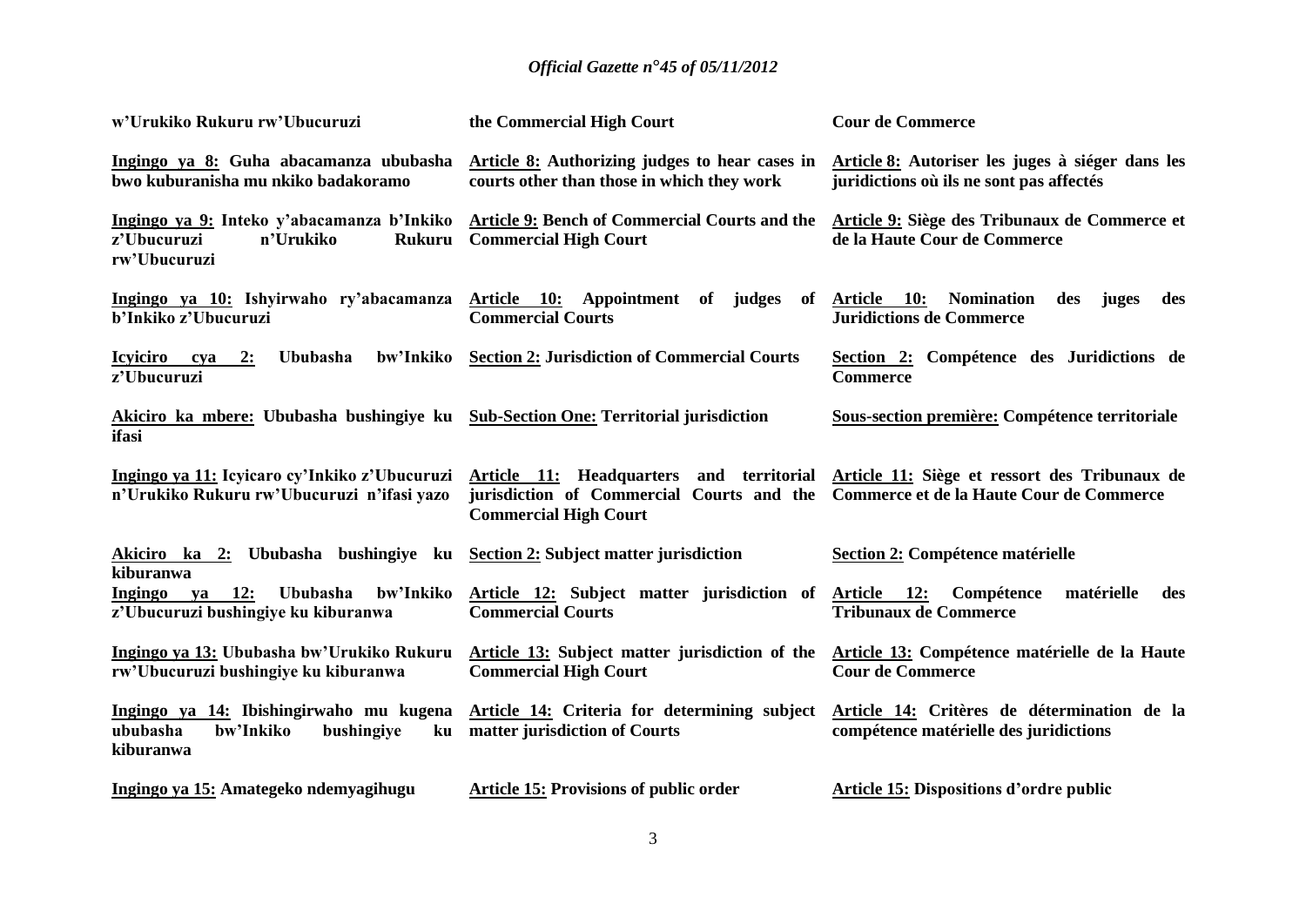| | | |
|---|---|---|
| **w'Urukiko Rukuru rw'Ubucuruzi** | **the Commercial High Court** | **Cour de Commerce** |
| **Ingingo ya 8: Guha abacamanza ububasha bwo kuburanisha mu nkiko badakoramo** | **Article 8: Authorizing judges to hear cases in courts other than those in which they work** | **Article 8: Autoriser les juges à siéger dans les juridictions où ils ne sont pas affectés** |
| **Ingingo ya 9: Inteko y'abacamanza b'Inkiko z'Ubucuruzi n'Urukiko Rukuru rw'Ubucuruzi** | **Article 9: Bench of Commercial Courts and the Commercial High Court** | **Article 9: Siège des Tribunaux de Commerce et de la Haute Cour de Commerce** |
| **Ingingo ya 10: Ishyirwaho ry'abacamanza b'Inkiko z'Ubucuruzi** | **Article 10: Appointment of judges of Commercial Courts** | **Article 10: Nomination des juges des Juridictions de Commerce** |
| **Icyiciro cya 2: Ububasha bw'Inkiko z'Ubucuruzi** | **Section 2: Jurisdiction of Commercial Courts** | **Section 2: Compétence des Juridictions de Commerce** |
| **Akiciro ka mbere: Ububasha bushingiye ku ifasi** | **Sub-Section One: Territorial jurisdiction** | **Sous-section première: Compétence territoriale** |
| **Ingingo ya 11: Icyicaro cy'Inkiko z'Ubucuruzi n'Urukiko Rukuru rw'Ubucuruzi n'ifasi yazo** | **Article 11: Headquarters and territorial jurisdiction of Commercial Courts and the Commercial High Court** | **Article 11: Siège et ressort des Tribunaux de Commerce et de la Haute Cour de Commerce** |
| **Akiciro ka 2: Ububasha bushingiye ku kiburanwa** | **Section 2: Subject matter jurisdiction** | **Section 2: Compétence matérielle** |
| **Ingingo ya 12: Ububasha bw'Inkiko z'Ubucuruzi bushingiye ku kiburanwa** | **Article 12: Subject matter jurisdiction of Commercial Courts** | **Article 12: Compétence matérielle des Tribunaux de Commerce** |
| **Ingingo ya 13: Ububasha bw'Urukiko Rukuru rw'Ubucuruzi bushingiye ku kiburanwa** | **Article 13: Subject matter jurisdiction of the Commercial High Court** | **Article 13: Compétence matérielle de la Haute Cour de Commerce** |
| **Ingingo ya 14: Ibishingirwaho mu kugena ububasha bw'Inkiko bushingiye ku kiburanwa** | **Article 14: Criteria for determining subject matter jurisdiction of Courts** | **Article 14: Critères de détermination de la compétence matérielle des juridictions** |
| **Ingingo ya 15: Amategeko ndemyagihugu** | **Article 15: Provisions of public order** | **Article 15: Dispositions d'ordre public** |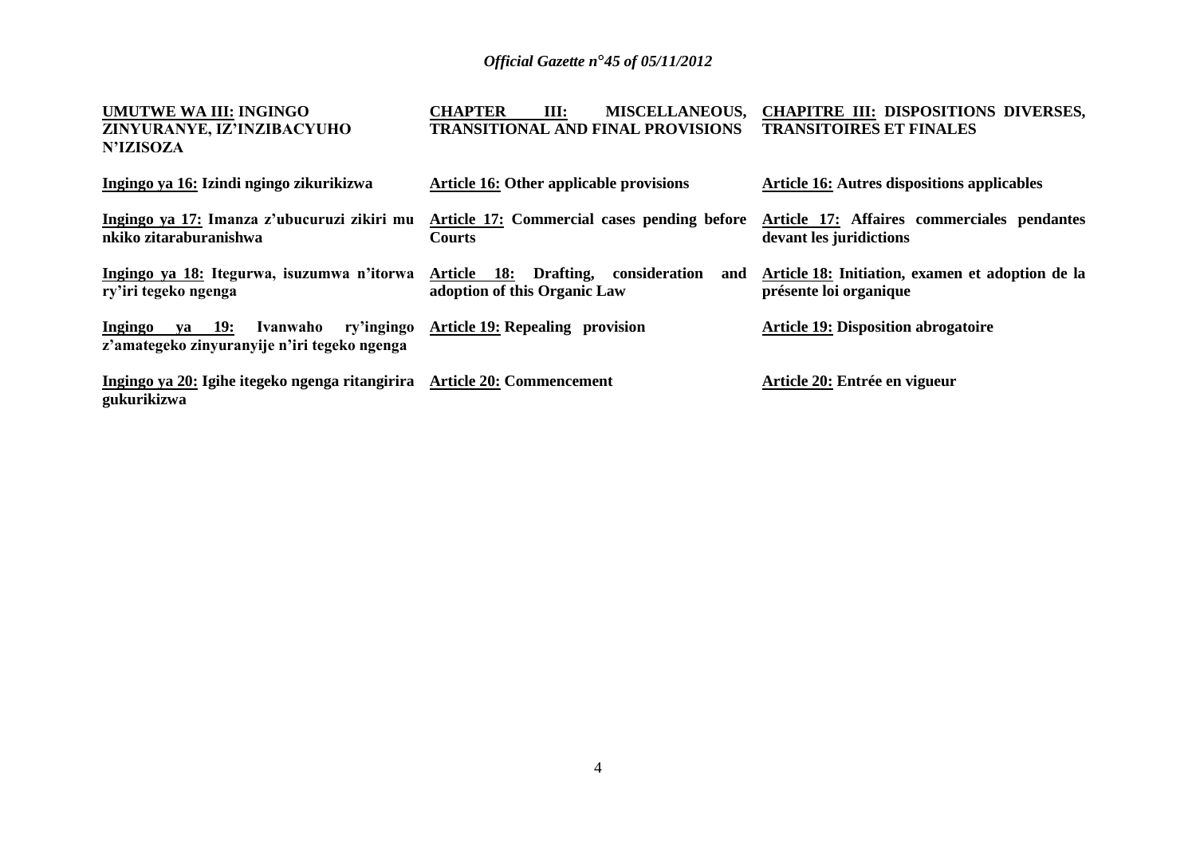| **UMUTWE WA III: INGINGO ZINYURANYE, IZ'INZIBACYUHO N'IZISOZA** | **CHAPTER III: MISCELLANEOUS, TRANSITIONAL AND FINAL PROVISIONS** | **CHAPITRE III: DISPOSITIONS DIVERSES, TRANSITOIRES ET FINALES** |
|---|---|---|
| **Ingingo ya 16: Izindi ngingo zikurikizwa** | **Article 16: Other applicable provisions** | **Article 16: Autres dispositions applicables** |
| **Ingingo ya 17: Imanza z'ubucuruzi zikiri mu nkiko zitaraburanishwa** | **Article 17: Commercial cases pending before Courts** | **Article 17: Affaires commerciales pendantes devant les juridictions** |
| **Ingingo ya 18: Itegurwa, isuzumwa n'itorwa ry'iri tegeko ngenga** | **Article 18: Drafting, consideration and adoption of this Organic Law** | **Article 18: Initiation, examen et adoption de la présente loi organique** |
| **Ingingo ya 19: Ivanwaho ry'ingingo z'amategeko zinyuranyije n'iri tegeko ngenga** | **Article 19: Repealing provision** | **Article 19: Disposition abrogatoire** |
| **Ingingo ya 20: Igihe itegeko ngenga ritangirira gukurikizwa** | **Article 20: Commencement** | **Article 20: Entrée en vigueur** |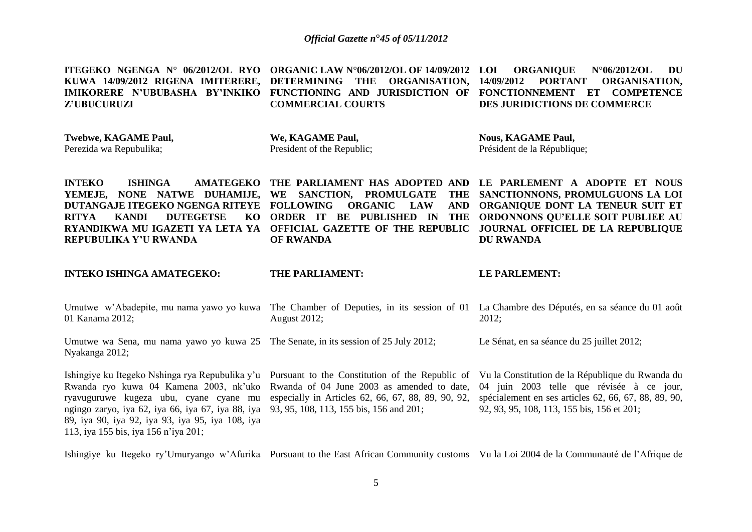**ITEGEKO NGENGA N° 06/2012/OL RYO KUWA 14/09/2012 RIGENA IMITERERE, IMIKORERE N'UBUBASHA BY'INKIKO Z'UBUCURUZI**

**Twebwe, KAGAME Paul,**
Perezida wa Repubulika;

**INTEKO ISHINGA AMATEGEKO YEMEJE, NONE NATWE DUHAMIJE, DUTANGAJE ITEGEKO NGENGA RITEYE RITYA KANDI DUTEGETSE KO RYANDIKWA MU IGAZETI YA LETA YA REPUBULIKA Y'U RWANDA**

**INTEKO ISHINGA AMATEGEKO:**

Umutwe w'Abadepite, mu nama yawo yo kuwa 01 Kanama 2012;

Umutwe wa Sena, mu nama yawo yo kuwa 25 Nyakanga 2012;

Ishingiye ku Itegeko Nshinga rya Repubulika y'u Rwanda ryo kuwa 04 Kamena 2003, nk'uko ryavuguruwe kugeza ubu, cyane cyane mu ngingo zaryo, iya 62, iya 66, iya 67, iya 88, iya 89, iya 90, iya 92, iya 93, iya 95, iya 108, iya 113, iya 155 bis, iya 156 n'iya 201;

Ishingiye ku Itegeko ry'Umuryango w'Afurika

**ORGANIC LAW N°06/2012/OL OF 14/09/2012 DETERMINING THE ORGANISATION, FUNCTIONING AND JURISDICTION OF COMMERCIAL COURTS**

**We, KAGAME Paul,**
President of the Republic;

**THE PARLIAMENT HAS ADOPTED AND WE SANCTION, PROMULGATE THE FOLLOWING ORGANIC LAW AND ORDER IT BE PUBLISHED IN THE OFFICIAL GAZETTE OF THE REPUBLIC OF RWANDA**

**THE PARLIAMENT:**

The Chamber of Deputies, in its session of 01 August 2012;

The Senate, in its session of 25 July 2012;

Pursuant to the Constitution of the Republic of Rwanda of 04 June 2003 as amended to date, especially in Articles 62, 66, 67, 88, 89, 90, 92, 93, 95, 108, 113, 155 bis, 156 and 201;

Pursuant to the East African Community customs

**LOI ORGANIQUE N°06/2012/OL DU 14/09/2012 PORTANT ORGANISATION, FONCTIONNEMENT ET COMPETENCE DES JURIDICTIONS DE COMMERCE**

**Nous, KAGAME Paul,**
Président de la République;

**LE PARLEMENT A ADOPTE ET NOUS SANCTIONNONS, PROMULGUONS LA LOI ORGANIQUE DONT LA TENEUR SUIT ET ORDONNONS QU'ELLE SOIT PUBLIEE AU JOURNAL OFFICIEL DE LA REPUBLIQUE DU RWANDA**

**LE PARLEMENT:**

La Chambre des Députés, en sa séance du 01 août 2012;

Le Sénat, en sa séance du 25 juillet 2012;

Vu la Constitution de la République du Rwanda du 04 juin 2003 telle que révisée à ce jour, spécialement en ses articles 62, 66, 67, 88, 89, 90, 92, 93, 95, 108, 113, 155 bis, 156 et 201;

Vu la Loi 2004 de la Communauté de l'Afrique de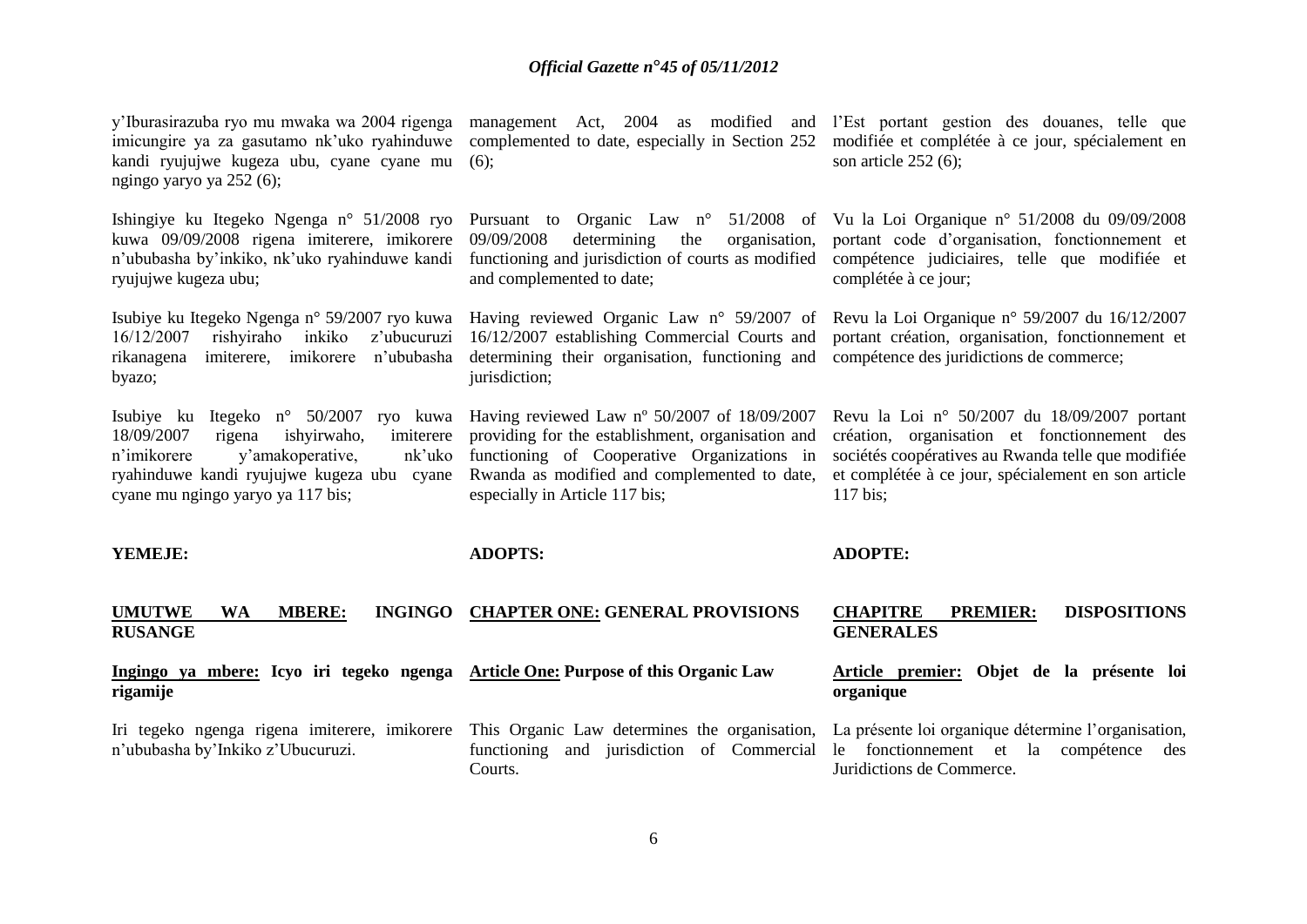y'Iburasirazuba ryo mu mwaka wa 2004 rigenga imicungire ya za gasutamo nk'uko ryahinduwe kandi ryujujwe kugeza ubu, cyane cyane mu ngingo yaryo ya 252 (6);

Ishingiye ku Itegeko Ngenga n° 51/2008 ryo kuwa 09/09/2008 rigena imiterere, imikorere n'ububasha by'inkiko, nk'uko ryahinduwe kandi ryujujwe kugeza ubu;

Isubiye ku Itegeko Ngenga n° 59/2007 ryo kuwa 16/12/2007 rishyiraho inkiko z'ubucuruzi rikanagena imiterere, imikorere n'ububasha byazo;

Isubiye ku Itegeko n° 50/2007 ryo kuwa 18/09/2007 rigena ishyirwaho, imiterere n'imikorere y'amakoperative, nk'uko ryahinduwe kandi ryujujwe kugeza ubu cyane cyane mu ngingo yaryo ya 117 bis;

**YEMEJE:**

**UMUTWE WA MBERE: INGINGO RUSANGE**

**Ingingo ya mbere: Icyo iri tegeko ngenga rigamije**

Iri tegeko ngenga rigena imiterere, imikorere n'ububasha by'Inkiko z'Ubucuruzi.

management Act, 2004 as modified and complemented to date, especially in Section 252 (6);

Pursuant to Organic Law n° 51/2008 of 09/09/2008 determining the organisation, functioning and jurisdiction of courts as modified and complemented to date;

Having reviewed Organic Law n° 59/2007 of 16/12/2007 establishing Commercial Courts and determining their organisation, functioning and jurisdiction;

Having reviewed Law nº 50/2007 of 18/09/2007 providing for the establishment, organisation and functioning of Cooperative Organizations in Rwanda as modified and complemented to date, especially in Article 117 bis;

**ADOPTS:**

**CHAPTER ONE: GENERAL PROVISIONS**

**Article One: Purpose of this Organic Law**

This Organic Law determines the organisation, functioning and jurisdiction of Commercial Courts.

l'Est portant gestion des douanes, telle que modifiée et complétée à ce jour, spécialement en son article 252 (6);

Vu la Loi Organique n° 51/2008 du 09/09/2008 portant code d'organisation, fonctionnement et compétence judiciaires, telle que modifiée et complétée à ce jour;

Revu la Loi Organique n° 59/2007 du 16/12/2007 portant création, organisation, fonctionnement et compétence des juridictions de commerce;

Revu la Loi n° 50/2007 du 18/09/2007 portant création, organisation et fonctionnement des sociétés coopératives au Rwanda telle que modifiée et complétée à ce jour, spécialement en son article 117 bis;

**ADOPTE:**

**CHAPITRE PREMIER: DISPOSITIONS GENERALES**

**Article premier: Objet de la présente loi organique**

La présente loi organique détermine l'organisation, le fonctionnement et la compétence des Juridictions de Commerce.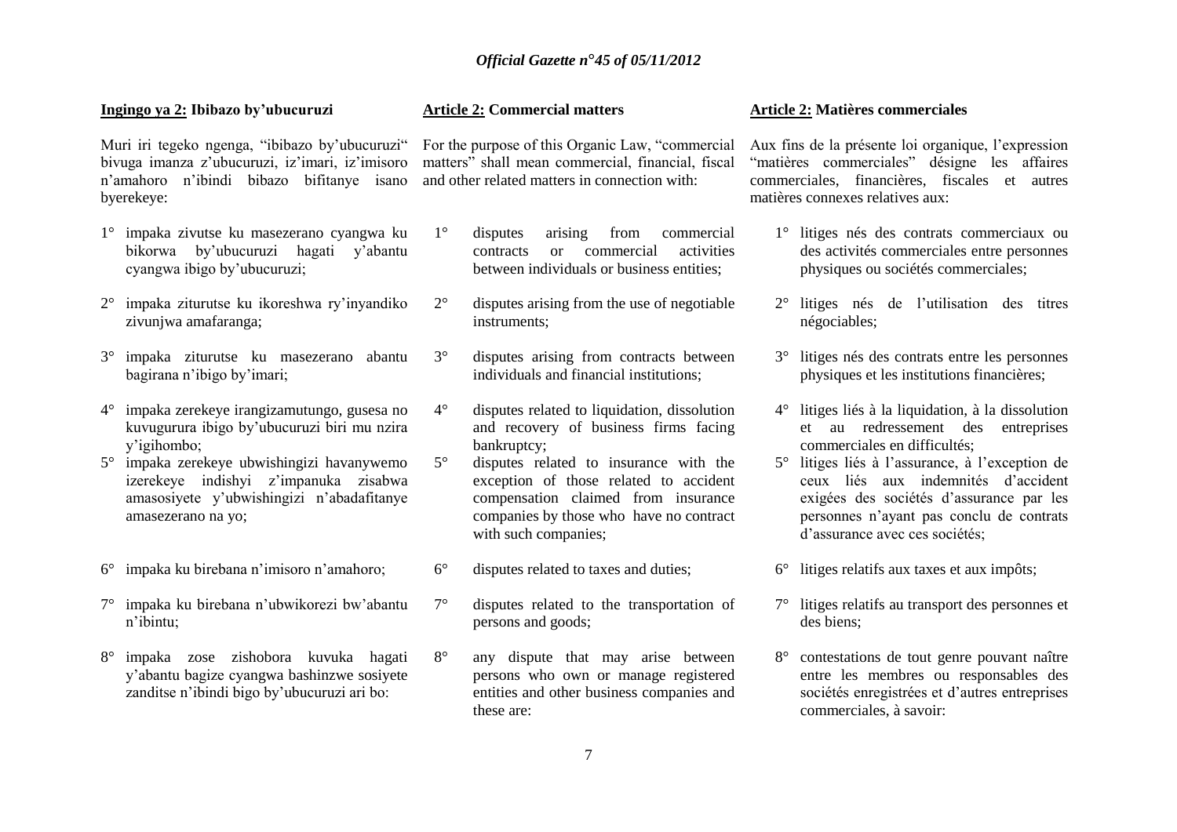**Ingingo ya 2: Ibibazo by'ubucuruzi**

Muri iri tegeko ngenga, "ibibazo by'ubucuruzi" bivuga imanza z'ubucuruzi, iz'imari, iz'imisoro n'amahoro n'ibindi bibazo bifitanye isano byerekeye:

1° impaka zivutse ku masezerano cyangwa ku bikorwa by'ubucuruzi hagati y'abantu cyangwa ibigo by'ubucuruzi;

2° impaka ziturutse ku ikoreshwa ry'inyandiko zivunjwa amafaranga;

3° impaka ziturutse ku masezerano abantu bagirana n'ibigo by'imari;

4° impaka zerekeye irangizamutungo, gusesa no kuvugurura ibigo by'ubucuruzi biri mu nzira y'igihombo;

5° impaka zerekeye ubwishingizi havanywemo izerekeye indishyi z'impanuka zisabwa amasosiyete y'ubwishingizi n'abadafitanye amasezerano na yo;

6° impaka ku birebana n'imisoro n'amahoro;

7° impaka ku birebana n'ubwikorezi bw'abantu n'ibintu;

8° impaka zose zishobora kuvuka hagati y'abantu bagize cyangwa bashinzwe sosiyete zanditse n'ibindi bigo by'ubucuruzi ari bo:

**Article 2: Commercial matters**

For the purpose of this Organic Law, "commercial matters" shall mean commercial, financial, fiscal and other related matters in connection with:

1° disputes arising from commercial contracts or commercial activities between individuals or business entities;

2° disputes arising from the use of negotiable instruments;

3° disputes arising from contracts between individuals and financial institutions;

4° disputes related to liquidation, dissolution and recovery of business firms facing bankruptcy;

5° disputes related to insurance with the exception of those related to accident compensation claimed from insurance companies by those who have no contract with such companies;

6° disputes related to taxes and duties;

7° disputes related to the transportation of persons and goods;

8° any dispute that may arise between persons who own or manage registered entities and other business companies and these are:

**Article 2: Matières commerciales**

Aux fins de la présente loi organique, l'expression "matières commerciales" désigne les affaires commerciales, financières, fiscales et autres matières connexes relatives aux:

1° litiges nés des contrats commerciaux ou des activités commerciales entre personnes physiques ou sociétés commerciales;

2° litiges nés de l'utilisation des titres négociables;

3° litiges nés des contrats entre les personnes physiques et les institutions financières;

4° litiges liés à la liquidation, à la dissolution et au redressement des entreprises commerciales en difficultés;

5° litiges liés à l'assurance, à l'exception de ceux liés aux indemnités d'accident exigées des sociétés d'assurance par les personnes n'ayant pas conclu de contrats d'assurance avec ces sociétés;

6° litiges relatifs aux taxes et aux impôts;

7° litiges relatifs au transport des personnes et des biens;

8° contestations de tout genre pouvant naître entre les membres ou responsables des sociétés enregistrées et d'autres entreprises commerciales, à savoir: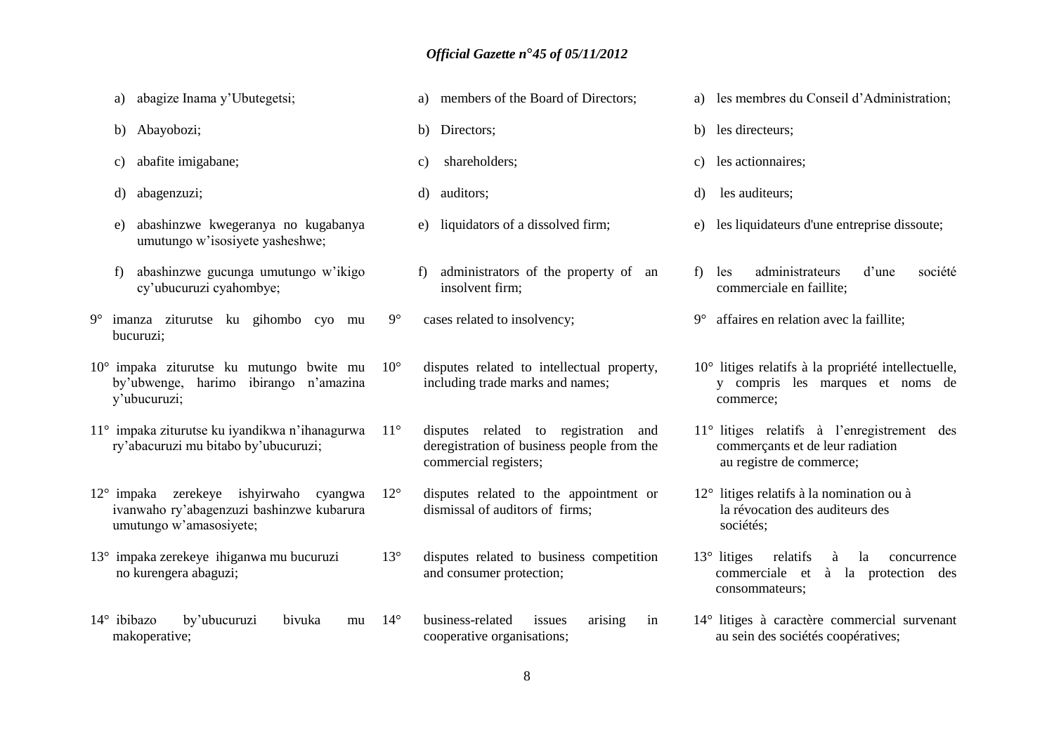a) abagize Inama y'Ubutegetsi;

b) Abayobozi;

c) abafite imigabane;

d) abagenzuzi;

e) abashinzwe kwegeranya no kugabanya umutungo w'isosiyete yasheshwe;

f) abashinzwe gucunga umutungo w'ikigo cy'ubucuruzi cyahombye;

9° imanza ziturutse ku gihombo cyo mu bucuruzi;

10° impaka ziturutse ku mutungo bwite mu by'ubwenge, harimo ibirango n'amazina y'ubucuruzi;

11° impaka ziturutse ku iyandikwa n'ihanagurwa ry'abacuruzi mu bitabo by'ubucuruzi;

12° impaka zerekeye ishyirwaho cyangwa ivanwaho ry'abagenzuzi bashinzwe kubarura umutungo w'amasosiyete;

13° impaka zerekeye ihiganwa mu bucuruzi no kurengera abaguzi;

14° ibibazo by'ubucuruzi bivuka mu makoperative;

a) members of the Board of Directors;

b) Directors;

c) shareholders;

d) auditors;

e) liquidators of a dissolved firm;

f) administrators of the property of an insolvent firm;

9° cases related to insolvency;

10° disputes related to intellectual property, including trade marks and names;

11° disputes related to registration and deregistration of business people from the commercial registers;

12° disputes related to the appointment or dismissal of auditors of firms;

13° disputes related to business competition and consumer protection;

14° business-related issues arising in cooperative organisations;

a) les membres du Conseil d'Administration;

b) les directeurs;

c) les actionnaires;

d) les auditeurs;

e) les liquidateurs d'une entreprise dissoute;

f) les administrateurs d'une société commerciale en faillite;

9° affaires en relation avec la faillite;

10° litiges relatifs à la propriété intellectuelle, y compris les marques et noms de commerce;

11° litiges relatifs à l'enregistrement des commerçants et de leur radiation au registre de commerce;

12° litiges relatifs à la nomination ou à la révocation des auditeurs des sociétés;

13° litiges relatifs à la concurrence commerciale et à la protection des consommateurs;

14° litiges à caractère commercial survenant au sein des sociétés coopératives;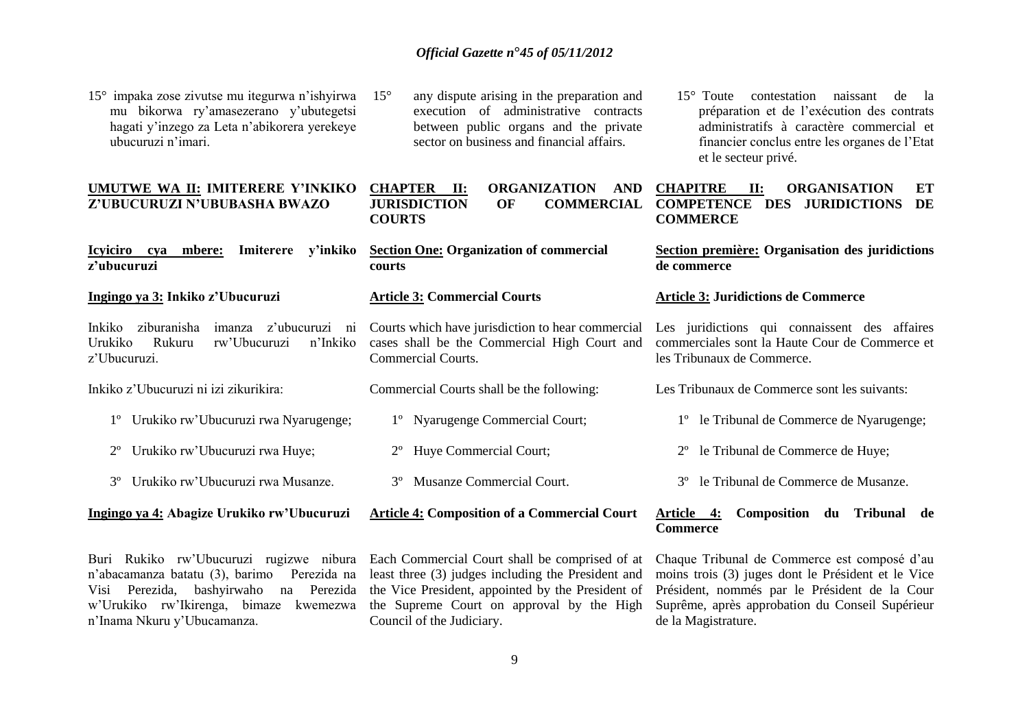15° impaka zose zivutse mu itegurwa n'ishyirwa mu bikorwa ry'amasezerano y'ubutegetsi hagati y'inzego za Leta n'abikorera yerekeye ubucuruzi n'imari.

15° any dispute arising in the preparation and execution of administrative contracts between public organs and the private sector on business and financial affairs.

15° Toute contestation naissant de la préparation et de l'exécution des contrats administratifs à caractère commercial et financier conclus entre les organes de l'Etat et le secteur privé.

## UMUTWE WA II: IMITERERE Y'INKIKO Z'UBUCURUZI N'UBUBASHA BWAZO

## CHAPTER II: ORGANIZATION AND JURISDICTION OF COMMERCIAL COURTS

## CHAPITRE II: ORGANISATION ET COMPETENCE DES JURIDICTIONS DE COMMERCE

### Icyiciro cya mbere: Imiterere y'inkiko z'ubucuruzi

### Section One: Organization of commercial courts

### Section première: Organisation des juridictions de commerce

**Ingingo ya 3: Inkiko z'Ubucuruzi**

Inkiko ziburanisha imanza z'ubucuruzi ni Urukiko Rukuru rw'Ubucuruzi n'Inkiko z'Ubucuruzi.

Inkiko z'Ubucuruzi ni izi zikurikira:

1º Urukiko rw'Ubucuruzi rwa Nyarugenge;

2º Urukiko rw'Ubucuruzi rwa Huye;

3º Urukiko rw'Ubucuruzi rwa Musanze.

**Article 3: Commercial Courts**

Courts which have jurisdiction to hear commercial cases shall be the Commercial High Court and Commercial Courts.

Commercial Courts shall be the following:

1º Nyarugenge Commercial Court;

2º Huye Commercial Court;

3º Musanze Commercial Court.

**Article 3: Juridictions de Commerce**

Les juridictions qui connaissent des affaires commerciales sont la Haute Cour de Commerce et les Tribunaux de Commerce.

Les Tribunaux de Commerce sont les suivants:

1º le Tribunal de Commerce de Nyarugenge;

2º le Tribunal de Commerce de Huye;

3º le Tribunal de Commerce de Musanze.

**Ingingo ya 4: Abagize Urukiko rw'Ubucuruzi**

Buri Rukiko rw'Ubucuruzi rugizwe nibura n'abacamanza batatu (3), barimo Perezida na Visi Perezida, bashyirwaho na Perezida w'Urukiko rw'Ikirenga, bimaze kwemezwa n'Inama Nkuru y'Ubucamanza.

**Article 4: Composition of a Commercial Court**

Each Commercial Court shall be comprised of at least three (3) judges including the President and the Vice President, appointed by the President of the Supreme Court on approval by the High Council of the Judiciary.

**Article 4: Composition du Tribunal de Commerce**

Chaque Tribunal de Commerce est composé d'au moins trois (3) juges dont le Président et le Vice Président, nommés par le Président de la Cour Suprême, après approbation du Conseil Supérieur de la Magistrature.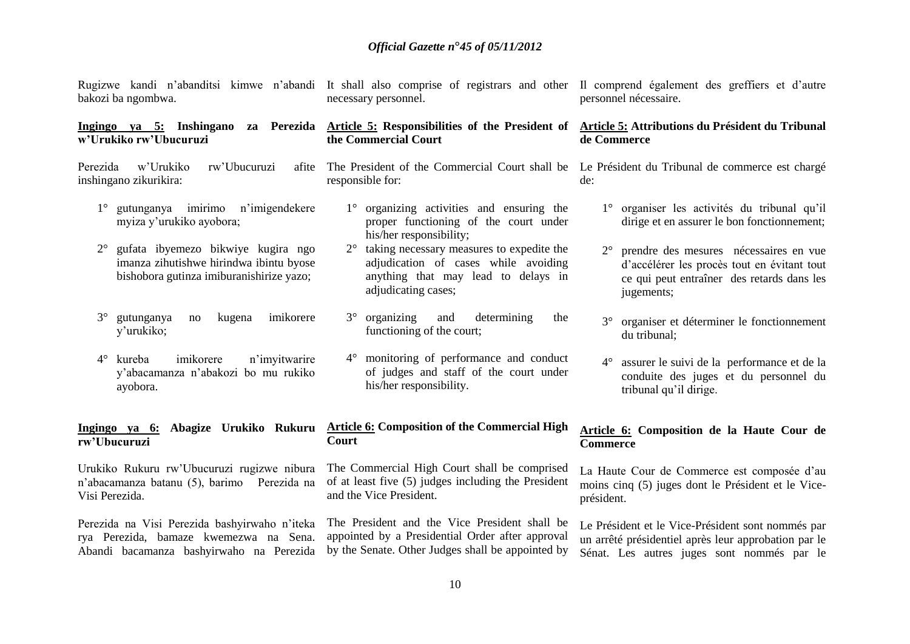Rugizwe kandi n'abanditsi kimwe n'abandi bakozi ba ngombwa.

**Ingingo ya 5: Inshingano za Perezida w'Urukiko rw'Ubucuruzi**

Perezida w'Urukiko rw'Ubucuruzi afite inshingano zikurikira:

1° gutunganya imirimo n'imigendekere myiza y'urukiko ayobora;

2° gufata ibyemezo bikwiye kugira ngo imanza zihutishwe hirindwa ibintu byose bishobora gutinza imiburanishirize yazo;

3° gutunganya no kugena imikorere y'urukiko;

4° kureba imikorere n'imyitwarire y'abacamanza n'abakozi bo mu rukiko ayobora.

**Ingingo ya 6: Abagize Urukiko Rukuru rw'Ubucuruzi**

Urukiko Rukuru rw'Ubucuruzi rugizwe nibura n'abacamanza batanu (5), barimo Perezida na Visi Perezida.

Perezida na Visi Perezida bashyirwaho n'iteka rya Perezida, bamaze kwemezwa na Sena. Abandi bacamanza bashyirwaho na Perezida

It shall also comprise of registrars and other necessary personnel.

**Article 5: Responsibilities of the President of the Commercial Court**

The President of the Commercial Court shall be responsible for:

1° organizing activities and ensuring the proper functioning of the court under his/her responsibility;

2° taking necessary measures to expedite the adjudication of cases while avoiding anything that may lead to delays in adjudicating cases;

3° organizing and determining the functioning of the court;

4° monitoring of performance and conduct of judges and staff of the court under his/her responsibility.

**Article 6: Composition of the Commercial High Court**

The Commercial High Court shall be comprised of at least five (5) judges including the President and the Vice President.

The President and the Vice President shall be appointed by a Presidential Order after approval by the Senate. Other Judges shall be appointed by

Il comprend également des greffiers et d'autre personnel nécessaire.

**Article 5: Attributions du Président du Tribunal de Commerce**

Le Président du Tribunal de commerce est chargé de:

1° organiser les activités du tribunal qu'il dirige et en assurer le bon fonctionnement;

2° prendre des mesures nécessaires en vue d'accélérer les procès tout en évitant tout ce qui peut entraîner des retards dans les jugements;

3° organiser et déterminer le fonctionnement du tribunal;

4° assurer le suivi de la performance et de la conduite des juges et du personnel du tribunal qu'il dirige.

**Article 6: Composition de la Haute Cour de Commerce**

La Haute Cour de Commerce est composée d'au moins cinq (5) juges dont le Président et le Vice-président.

Le Président et le Vice-Président sont nommés par un arrêté présidentiel après leur approbation par le Sénat. Les autres juges sont nommés par le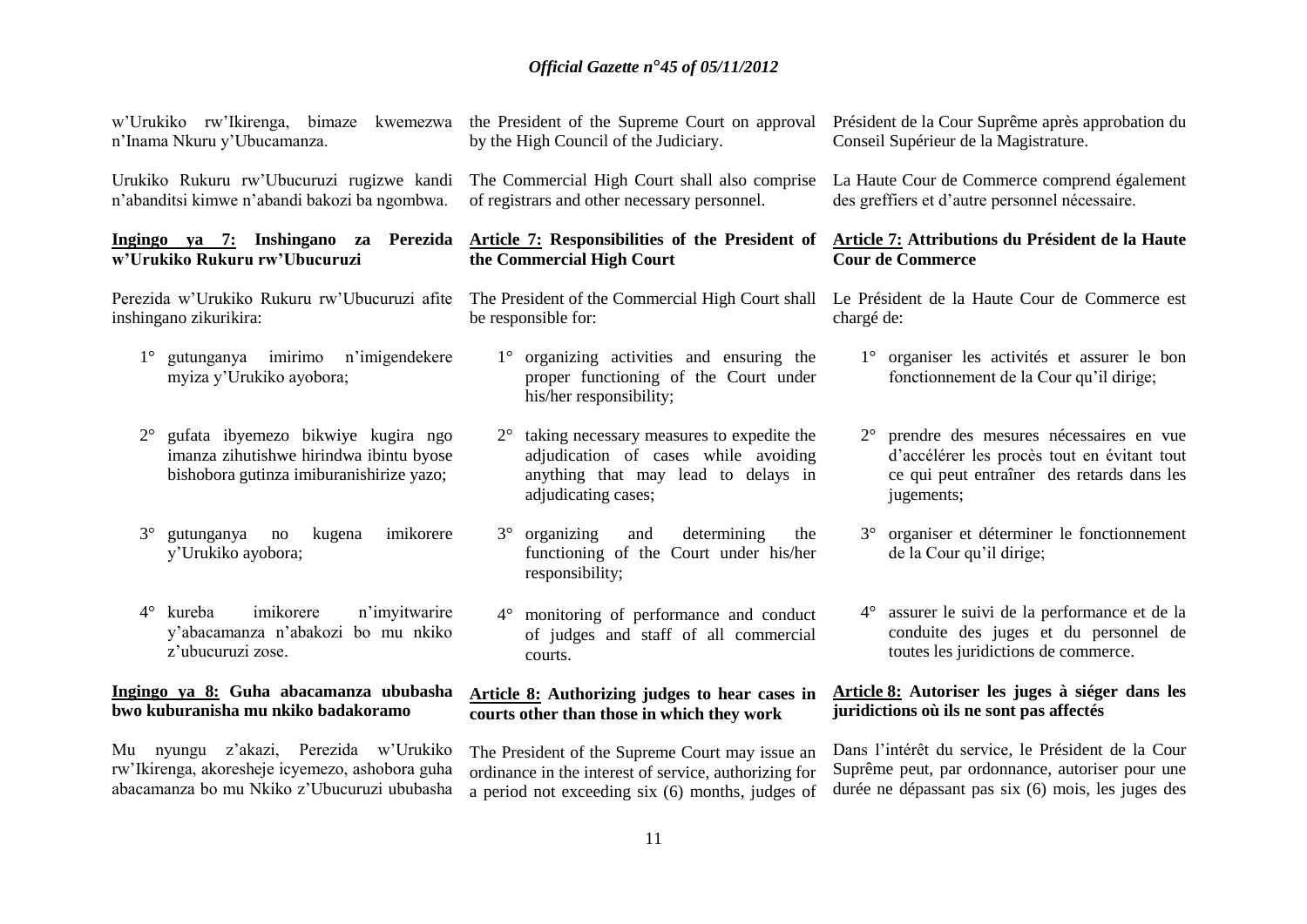w'Urukiko rw'Ikirenga, bimaze kwemezwa n'Inama Nkuru y'Ubucamanza.

Urukiko Rukuru rw'Ubucuruzi rugizwe kandi n'abanditsi kimwe n'abandi bakozi ba ngombwa.

**Ingingo ya 7: Inshingano za Perezida w'Urukiko Rukuru rw'Ubucuruzi**

Perezida w'Urukiko Rukuru rw'Ubucuruzi afite inshingano zikurikira:

1° gutunganya imirimo n'imigendekere myiza y'Urukiko ayobora;

2° gufata ibyemezo bikwiye kugira ngo imanza zihutishwe hirindwa ibintu byose bishobora gutinza imiburanishirize yazo;

3° gutunganya no kugena imikorere y'Urukiko ayobora;

4° kureba imikorere n'imyitwarire y'abacamanza n'abakozi bo mu nkiko z'ubucuruzi zose.

**Ingingo ya 8: Guha abacamanza ububasha bwo kuburanisha mu nkiko badakoramo**

Mu nyungu z'akazi, Perezida w'Urukiko rw'Ikirenga, akoresheje icyemezo, ashobora guha abacamanza bo mu Nkiko z'Ubucuruzi ububasha

the President of the Supreme Court on approval by the High Council of the Judiciary.

The Commercial High Court shall also comprise of registrars and other necessary personnel.

**Article 7: Responsibilities of the President of the Commercial High Court**

The President of the Commercial High Court shall be responsible for:

1° organizing activities and ensuring the proper functioning of the Court under his/her responsibility;

2° taking necessary measures to expedite the adjudication of cases while avoiding anything that may lead to delays in adjudicating cases;

3° organizing and determining the functioning of the Court under his/her responsibility;

4° monitoring of performance and conduct of judges and staff of all commercial courts.

**Article 8: Authorizing judges to hear cases in courts other than those in which they work**

The President of the Supreme Court may issue an ordinance in the interest of service, authorizing for a period not exceeding six (6) months, judges of

Président de la Cour Suprême après approbation du Conseil Supérieur de la Magistrature.

La Haute Cour de Commerce comprend également des greffiers et d'autre personnel nécessaire.

**Article 7: Attributions du Président de la Haute Cour de Commerce**

Le Président de la Haute Cour de Commerce est chargé de:

1° organiser les activités et assurer le bon fonctionnement de la Cour qu'il dirige;

2° prendre des mesures nécessaires en vue d'accélérer les procès tout en évitant tout ce qui peut entraîner des retards dans les jugements;

3° organiser et déterminer le fonctionnement de la Cour qu'il dirige;

4° assurer le suivi de la performance et de la conduite des juges et du personnel de toutes les juridictions de commerce.

**Article 8: Autoriser les juges à siéger dans les juridictions où ils ne sont pas affectés**

Dans l'intérêt du service, le Président de la Cour Suprême peut, par ordonnance, autoriser pour une durée ne dépassant pas six (6) mois, les juges des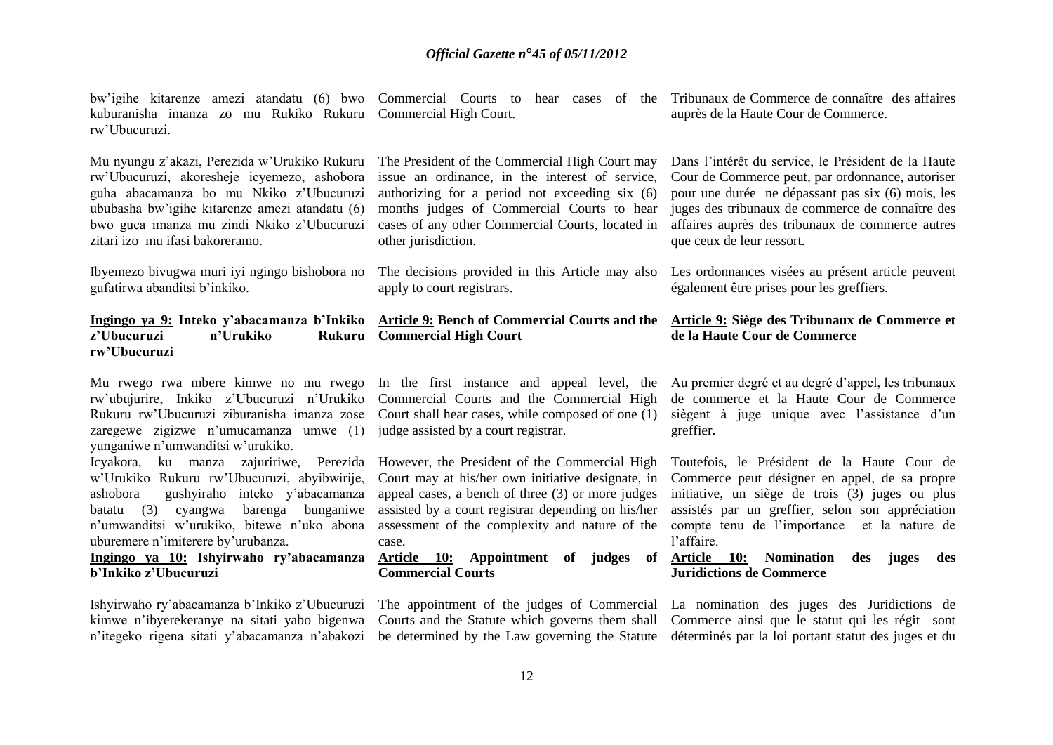bw'igihe kitarenze amezi atandatu (6) bwo kuburanisha imanza zo mu Rukiko Rukuru rw'Ubucuruzi.

Mu nyungu z'akazi, Perezida w'Urukiko Rukuru rw'Ubucuruzi, akoresheje icyemezo, ashobora guha abacamanza bo mu Nkiko z'Ubucuruzi ububasha bw'igihe kitarenze amezi atandatu (6) bwo guca imanza mu zindi Nkiko z'Ubucuruzi zitari izo mu ifasi bakoreramo.

Ibyemezo bivugwa muri iyi ngingo bishobora no gufatirwa abanditsi b'inkiko.

**Ingingo ya 9: Inteko y'abacamanza b'Inkiko z'Ubucuruzi n'Urukiko Rukuru rw'Ubucuruzi**

Mu rwego rwa mbere kimwe no mu rwego rw'ubujurire, Inkiko z'Ubucuruzi n'Urukiko Rukuru rw'Ubucuruzi ziburanisha imanza zose zaregewe zigizwe n'umucamanza umwe (1) yunganiwe n'umwanditsi w'urukiko.

Icyakora, ku manza zajuririwe, Perezida w'Urukiko Rukuru rw'Ubucuruzi, abyibwirije, ashobora gushyiraho inteko y'abacamanza batatu (3) cyangwa barenga bunganiwe n'umwanditsi w'urukiko, bitewe n'uko abona uburemere n'imiterere by'urubanza.

**Ingingo ya 10: Ishyirwaho ry'abacamanza b'Inkiko z'Ubucuruzi**

Ishyirwaho ry'abacamanza b'Inkiko z'Ubucuruzi kimwe n'ibyerekeranye na sitati yabo bigenwa n'itegeko rigena sitati y'abacamanza n'abakozi

Commercial Courts to hear cases of the Commercial High Court.

The President of the Commercial High Court may issue an ordinance, in the interest of service, authorizing for a period not exceeding six (6) months judges of Commercial Courts to hear cases of any other Commercial Courts, located in other jurisdiction.

The decisions provided in this Article may also apply to court registrars.

**Article 9: Bench of Commercial Courts and the Commercial High Court**

In the first instance and appeal level, the Commercial Courts and the Commercial High Court shall hear cases, while composed of one (1) judge assisted by a court registrar.

However, the President of the Commercial High Court may at his/her own initiative designate, in appeal cases, a bench of three (3) or more judges assisted by a court registrar depending on his/her assessment of the complexity and nature of the case.

**Article 10: Appointment of judges of Commercial Courts**

The appointment of the judges of Commercial Courts and the Statute which governs them shall be determined by the Law governing the Statute

Tribunaux de Commerce de connaître des affaires auprès de la Haute Cour de Commerce.

Dans l'intérêt du service, le Président de la Haute Cour de Commerce peut, par ordonnance, autoriser pour une durée ne dépassant pas six (6) mois, les juges des tribunaux de commerce de connaître des affaires auprès des tribunaux de commerce autres que ceux de leur ressort.

Les ordonnances visées au présent article peuvent également être prises pour les greffiers.

**Article 9: Siège des Tribunaux de Commerce et de la Haute Cour de Commerce**

Au premier degré et au degré d'appel, les tribunaux de commerce et la Haute Cour de Commerce siègent à juge unique avec l'assistance d'un greffier.

Toutefois, le Président de la Haute Cour de Commerce peut désigner en appel, de sa propre initiative, un siège de trois (3) juges ou plus assistés par un greffier, selon son appréciation compte tenu de l'importance et la nature de l'affaire.

**Article 10: Nomination des juges des Juridictions de Commerce**

La nomination des juges des Juridictions de Commerce ainsi que le statut qui les régit sont déterminés par la loi portant statut des juges et du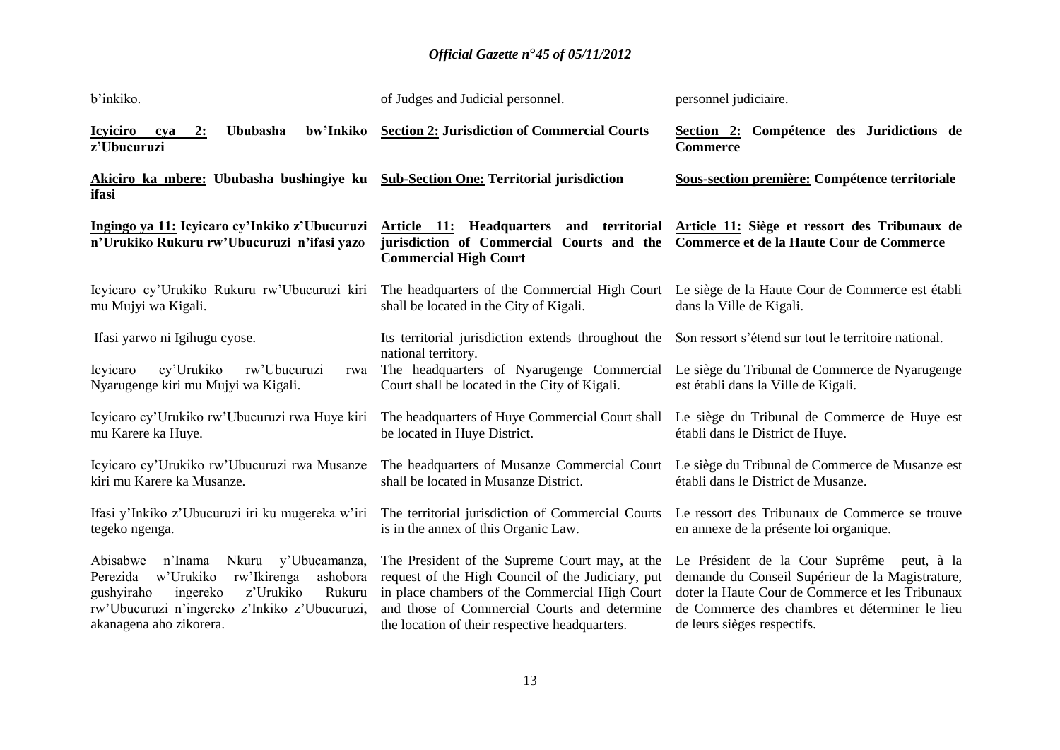b'inkiko.

of Judges and Judicial personnel.

personnel judiciaire.

**Icyiciro cya 2: Ububasha bw'Inkiko z'Ubucuruzi**

**Akiciro ka mbere: Ububasha bushingiye ku ifasi**

**Ingingo ya 11: Icyicaro cy'Inkiko z'Ubucuruzi n'Urukiko Rukuru rw'Ubucuruzi n'ifasi yazo**

Icyicaro cy'Urukiko Rukuru rw'Ubucuruzi kiri mu Mujyi wa Kigali.

Ifasi yarwo ni Igihugu cyose.

Icyicaro cy'Urukiko rw'Ubucuruzi rwa Nyarugenge kiri mu Mujyi wa Kigali.

Icyicaro cy'Urukiko rw'Ubucuruzi rwa Huye kiri mu Karere ka Huye.

Icyicaro cy'Urukiko rw'Ubucuruzi rwa Musanze kiri mu Karere ka Musanze.

Ifasi y'Inkiko z'Ubucuruzi iri ku mugereka w'iri tegeko ngenga.

Abisabwe n'Inama Nkuru y'Ubucamanza, Perezida w'Urukiko rw'Ikirenga ashobora gushyiraho ingereko z'Urukiko Rukuru rw'Ubucuruzi n'ingereko z'Inkiko z'Ubucuruzi, akanagena aho zikorera.

**Section 2: Jurisdiction of Commercial Courts**

**Sub-Section One: Territorial jurisdiction**

**Article 11: Headquarters and territorial jurisdiction of Commercial Courts and the Commercial High Court**

The headquarters of the Commercial High Court shall be located in the City of Kigali.

Its territorial jurisdiction extends throughout the national territory.

The headquarters of Nyarugenge Commercial Court shall be located in the City of Kigali.

The headquarters of Huye Commercial Court shall be located in Huye District.

The headquarters of Musanze Commercial Court shall be located in Musanze District.

The territorial jurisdiction of Commercial Courts is in the annex of this Organic Law.

The President of the Supreme Court may, at the request of the High Council of the Judiciary, put in place chambers of the Commercial High Court and those of Commercial Courts and determine the location of their respective headquarters.

**Section 2: Compétence des Juridictions de Commerce**

**Sous-section première: Compétence territoriale**

**Article 11: Siège et ressort des Tribunaux de Commerce et de la Haute Cour de Commerce**

Le siège de la Haute Cour de Commerce est établi dans la Ville de Kigali.

Son ressort s'étend sur tout le territoire national.

Le siège du Tribunal de Commerce de Nyarugenge est établi dans la Ville de Kigali.

Le siège du Tribunal de Commerce de Huye est établi dans le District de Huye.

Le siège du Tribunal de Commerce de Musanze est établi dans le District de Musanze.

Le ressort des Tribunaux de Commerce se trouve en annexe de la présente loi organique.

Le Président de la Cour Suprême peut, à la demande du Conseil Supérieur de la Magistrature, doter la Haute Cour de Commerce et les Tribunaux de Commerce des chambres et déterminer le lieu de leurs sièges respectifs.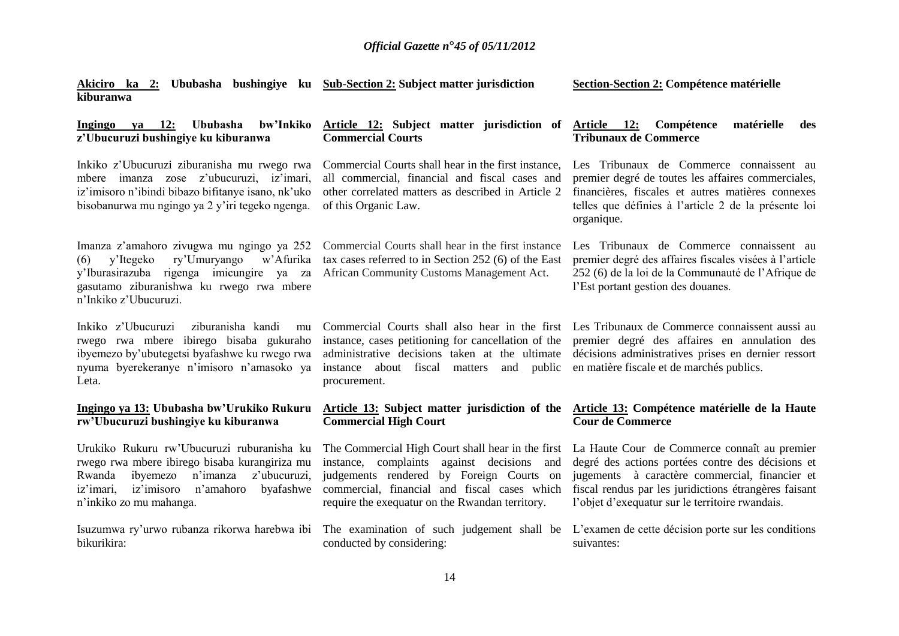**Akiciro ka 2: Ububasha bushingiye ku kiburanwa**

**Ingingo ya 12: Ububasha bw'Inkiko z'Ubucuruzi bushingiye ku kiburanwa**

Inkiko z'Ubucuruzi ziburanisha mu rwego rwa mbere imanza zose z'ubucuruzi, iz'imari, iz'imisoro n'ibindi bibazo bifitanye isano, nk'uko bisobanurwa mu ngingo ya 2 y'iri tegeko ngenga.

Imanza z'amahoro zivugwa mu ngingo ya 252 (6) y'Itegeko ry'Umuryango w'Afurika y'Iburasirazuba rigenga imicungire ya za gasutamo ziburanishwa ku rwego rwa mbere n'Inkiko z'Ubucuruzi.

Inkiko z'Ubucuruzi ziburanisha kandi mu rwego rwa mbere ibirego bisaba gukuraho ibyemezo by'ubutegetsi byafashwe ku rwego rwa nyuma byerekeranye n'imisoro n'amasoko ya Leta.

**Ingingo ya 13: Ububasha bw'Urukiko Rukuru rw'Ubucuruzi bushingiye ku kiburanwa**

Urukiko Rukuru rw'Ubucuruzi ruburanisha ku rwego rwa mbere ibirego bisaba kurangiriza mu Rwanda ibyemezo n'imanza z'ubucuruzi, iz'imari, iz'imisoro n'amahoro byafashwe n'inkiko zo mu mahanga.

Isuzumwa ry'urwo rubanza rikorwa harebwa ibi bikurikira:

**Sub-Section 2: Subject matter jurisdiction**

**Article 12: Subject matter jurisdiction of Commercial Courts**

Commercial Courts shall hear in the first instance, all commercial, financial and fiscal cases and other correlated matters as described in Article 2 of this Organic Law.

Commercial Courts shall hear in the first instance tax cases referred to in Section 252 (6) of the East African Community Customs Management Act.

Commercial Courts shall also hear in the first instance, cases petitioning for cancellation of the administrative decisions taken at the ultimate instance about fiscal matters and public procurement.

**Article 13: Subject matter jurisdiction of the Commercial High Court**

The Commercial High Court shall hear in the first instance, complaints against decisions and judgements rendered by Foreign Courts on commercial, financial and fiscal cases which require the exequatur on the Rwandan territory.

The examination of such judgement shall be conducted by considering:

**Section-Section 2: Compétence matérielle**

**Article 12: Compétence matérielle des Tribunaux de Commerce**

Les Tribunaux de Commerce connaissent au premier degré de toutes les affaires commerciales, financières, fiscales et autres matières connexes telles que définies à l'article 2 de la présente loi organique.

Les Tribunaux de Commerce connaissent au premier degré des affaires fiscales visées à l'article 252 (6) de la loi de la Communauté de l'Afrique de l'Est portant gestion des douanes.

Les Tribunaux de Commerce connaissent aussi au premier degré des affaires en annulation des décisions administratives prises en dernier ressort en matière fiscale et de marchés publics.

**Article 13: Compétence matérielle de la Haute Cour de Commerce**

La Haute Cour de Commerce connaît au premier degré des actions portées contre des décisions et jugements à caractère commercial, financier et fiscal rendus par les juridictions étrangères faisant l'objet d'exequatur sur le territoire rwandais.

L'examen de cette décision porte sur les conditions suivantes: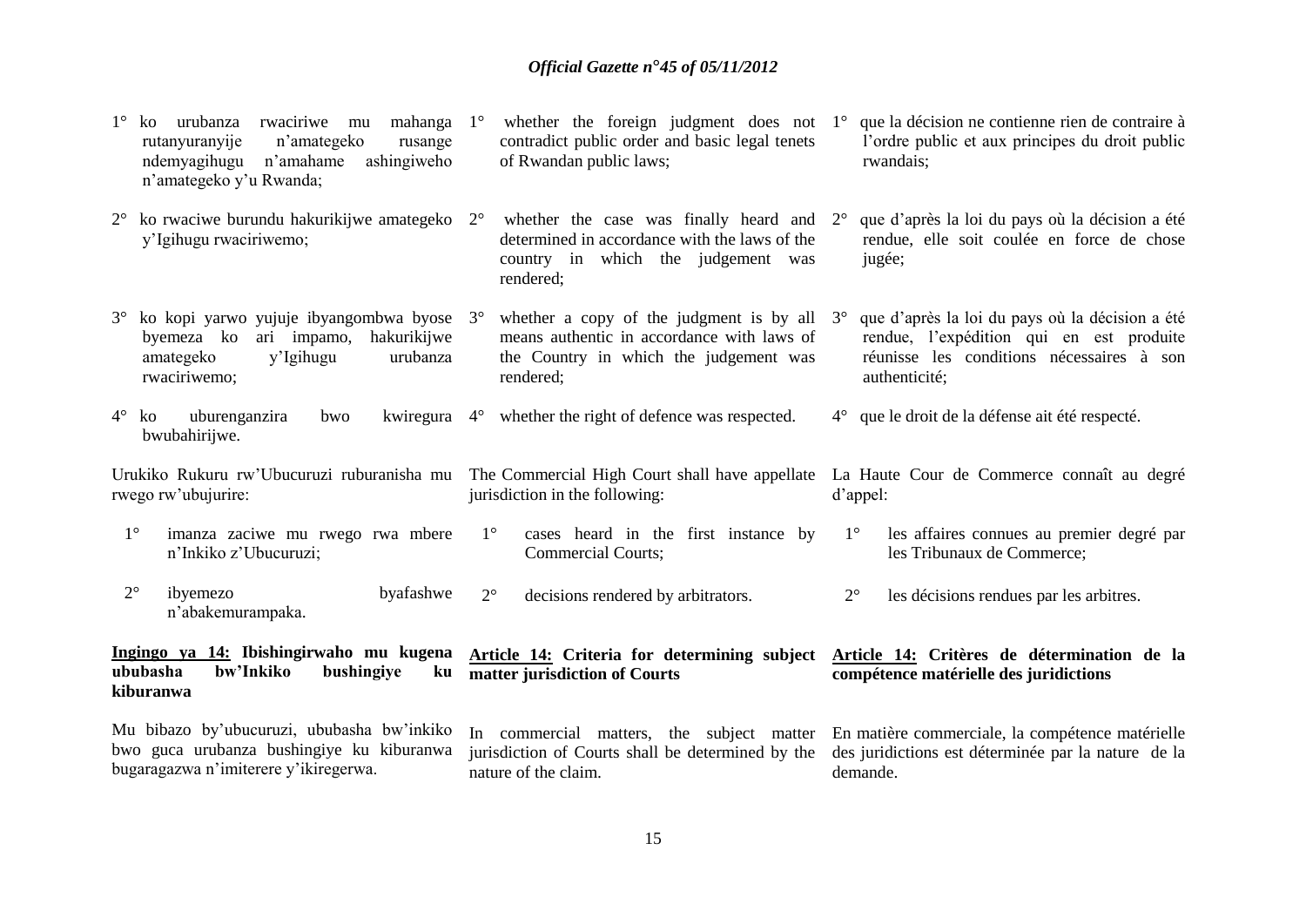1° ko urubanza rwaciriwe mu mahanga rutanyuranyije n'amategeko rusange ndemyagihugu n'amahame ashingiweho n'amategeko y'u Rwanda;

2° ko rwaciwe burundu hakurikijwe amategeko y'Igihugu rwaciriwemo;

3° ko kopi yarwo yujuje ibyangombwa byose byemeza ko ari impamo, hakurikijwe amategeko y'Igihugu urubanza rwaciriwemo;

4° ko uburenganzira bwo kwiregura bwubahirijwe.

Urukiko Rukuru rw'Ubucuruzi ruburanisha mu rwego rw'ubujurire:

1° imanza zaciwe mu rwego rwa mbere n'Inkiko z'Ubucuruzi;

2° ibyemezo byafashwe n'abakemurampaka.

**Ingingo ya 14: Ibishingirwaho mu kugena ububasha bw'Inkiko bushingiye ku kiburanwa**

Mu bibazo by'ubucuruzi, ububasha bw'inkiko bwo guca urubanza bushingiye ku kiburanwa bugaragazwa n'imiterere y'ikiregerwa.

1° whether the foreign judgment does not contradict public order and basic legal tenets of Rwandan public laws;

2° whether the case was finally heard and determined in accordance with the laws of the country in which the judgement was rendered;

3° whether a copy of the judgment is by all means authentic in accordance with laws of the Country in which the judgement was rendered;

4° whether the right of defence was respected.

The Commercial High Court shall have appellate jurisdiction in the following:

1° cases heard in the first instance by Commercial Courts;

2° decisions rendered by arbitrators.

**Article 14: Criteria for determining subject matter jurisdiction of Courts**

In commercial matters, the subject matter jurisdiction of Courts shall be determined by the nature of the claim.

1° que la décision ne contienne rien de contraire à l'ordre public et aux principes du droit public rwandais;

2° que d'après la loi du pays où la décision a été rendue, elle soit coulée en force de chose jugée;

3° que d'après la loi du pays où la décision a été rendue, l'expédition qui en est produite réunisse les conditions nécessaires à son authenticité;

4° que le droit de la défense ait été respecté.

La Haute Cour de Commerce connaît au degré d'appel:

1° les affaires connues au premier degré par les Tribunaux de Commerce;

2° les décisions rendues par les arbitres.

**Article 14: Critères de détermination de la compétence matérielle des juridictions**

En matière commerciale, la compétence matérielle des juridictions est déterminée par la nature de la demande.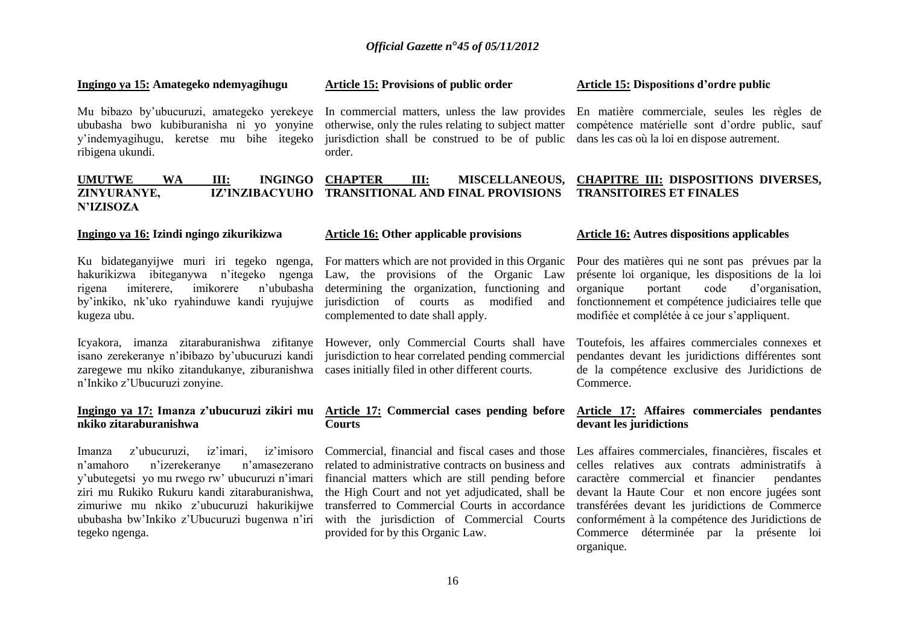**Ingingo ya 15: Amategeko ndemyagihugu**

Mu bibazo by'ubucuruzi, amategeko yerekeye ububasha bwo kubiburanisha ni yo yonyine y'indemyagihugu, keretse mu bihe itegeko ribigena ukundi.

**UMUTWE WA III: INGINGO ZINYURANYE, IZ'INZIBACYUHO N'IZISOZA**

**Ingingo ya 16: Izindi ngingo zikurikizwa**

Ku bidateganyijwe muri iri tegeko ngenga, hakurikizwa ibiteganywa n'itegeko ngenga rigena imiterere, imikorere n'ububasha by'inkiko, nk'uko ryahinduwe kandi ryujujwe kugeza ubu.

Icyakora, imanza zitaraburanishwa zifitanye isano zerekeranye n'ibibazo by'ubucuruzi kandi zaregewe mu nkiko zitandukanye, ziburanishwa n'Inkiko z'Ubucuruzi zonyine.

**Ingingo ya 17: Imanza z'ubucuruzi zikiri mu nkiko zitaraburanishwa**

Imanza z'ubucuruzi, iz'imari, iz'imisoro n'amahoro n'izerekeranye n'amasezerano y'ubutegetsi yo mu rwego rw' ubucuruzi n'imari ziri mu Rukiko Rukuru kandi zitaraburanishwa, zimuriwe mu nkiko z'ubucuruzi hakurikijwe ububasha bw'Inkiko z'Ubucuruzi bugenwa n'iri tegeko ngenga.

**Article 15: Provisions of public order**

In commercial matters, unless the law provides otherwise, only the rules relating to subject matter jurisdiction shall be construed to be of public order.

**CHAPTER III: MISCELLANEOUS, TRANSITIONAL AND FINAL PROVISIONS**

**Article 16: Other applicable provisions**

For matters which are not provided in this Organic Law, the provisions of the Organic Law determining the organization, functioning and jurisdiction of courts as modified and complemented to date shall apply.

However, only Commercial Courts shall have jurisdiction to hear correlated pending commercial cases initially filed in other different courts.

**Article 17: Commercial cases pending before Courts**

Commercial, financial and fiscal cases and those related to administrative contracts on business and financial matters which are still pending before the High Court and not yet adjudicated, shall be transferred to Commercial Courts in accordance with the jurisdiction of Commercial Courts provided for by this Organic Law.

**Article 15: Dispositions d'ordre public**

En matière commerciale, seules les règles de compétence matérielle sont d'ordre public, sauf dans les cas où la loi en dispose autrement.

**CHAPITRE III: DISPOSITIONS DIVERSES, TRANSITOIRES ET FINALES**

**Article 16: Autres dispositions applicables**

Pour des matières qui ne sont pas prévues par la présente loi organique, les dispositions de la loi organique portant code d'organisation, fonctionnement et compétence judiciaires telle que modifiée et complétée à ce jour s'appliquent.

Toutefois, les affaires commerciales connexes et pendantes devant les juridictions différentes sont de la compétence exclusive des Juridictions de Commerce.

**Article 17: Affaires commerciales pendantes devant les juridictions**

Les affaires commerciales, financières, fiscales et celles relatives aux contrats administratifs à caractère commercial et financier pendantes devant la Haute Cour et non encore jugées sont transférées devant les juridictions de Commerce conformément à la compétence des Juridictions de Commerce déterminée par la présente loi organique.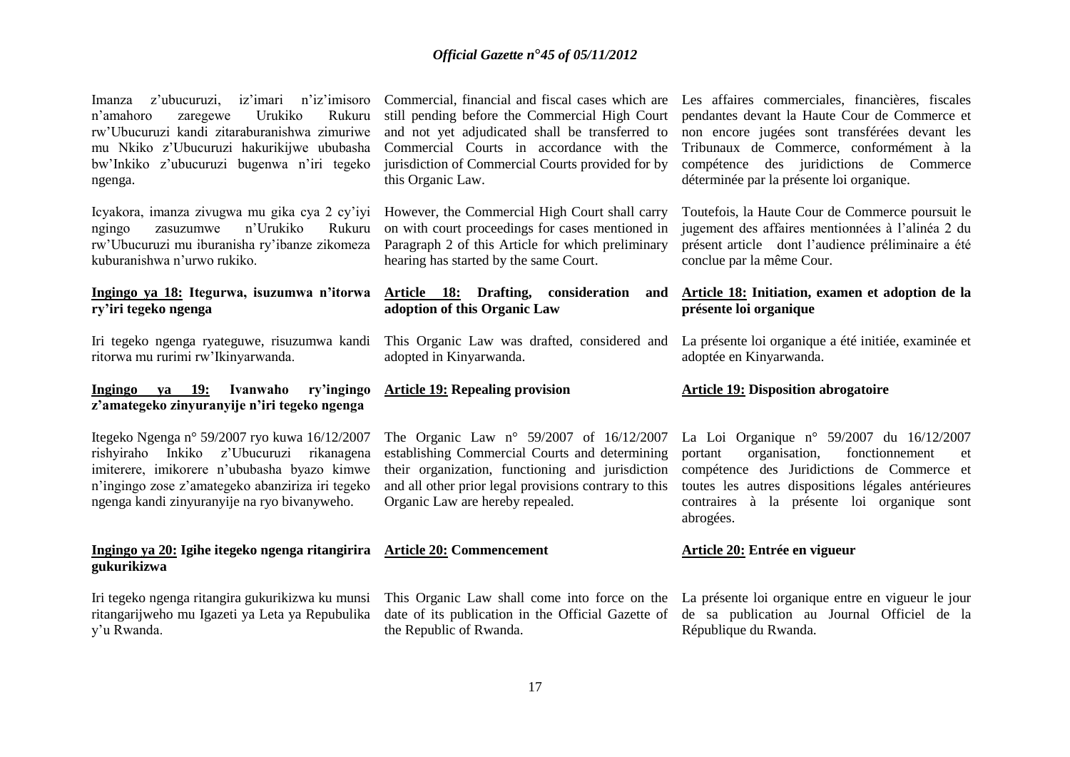Imanza z'ubucuruzi, iz'imari n'iz'imisoro n'amahoro zaregewe Urukiko Rukuru rw'Ubucuruzi kandi zitaraburanishwa zimuriwe mu Nkiko z'Ubucuruzi hakurikijwe ububasha bw'Inkiko z'ubucuruzi bugenwa n'iri tegeko ngenga.

Icyakora, imanza zivugwa mu gika cya 2 cy'iyi ngingo zasuzumwe n'Urukiko Rukuru rw'Ubucuruzi mu iburanisha ry'ibanze zikomeza kuburanishwa n'urwo rukiko.

**Ingingo ya 18: Itegurwa, isuzumwa n'itorwa ry'iri tegeko ngenga**

Iri tegeko ngenga ryateguwe, risuzumwa kandi ritorwa mu rurimi rw'Ikinyarwanda.

**Ingingo ya 19: Ivanwaho ry'ingingo z'amategeko zinyuranyije n'iri tegeko ngenga**

Itegeko Ngenga n° 59/2007 ryo kuwa 16/12/2007 rishyiraho Inkiko z'Ubucuruzi rikanagena imiterere, imikorere n'ububasha byazo kimwe n'ingingo zose z'amategeko abanziriza iri tegeko ngenga kandi zinyuranyije na ryo bivanyweho.

**Ingingo ya 20: Igihe itegeko ngenga ritangirira gukurikizwa**

Iri tegeko ngenga ritangira gukurikizwa ku munsi ritangarijweho mu Igazeti ya Leta ya Repubulika y'u Rwanda.

Commercial, financial and fiscal cases which are still pending before the Commercial High Court and not yet adjudicated shall be transferred to Commercial Courts in accordance with the jurisdiction of Commercial Courts provided for by this Organic Law.

However, the Commercial High Court shall carry on with court proceedings for cases mentioned in Paragraph 2 of this Article for which preliminary hearing has started by the same Court.

**Article 18: Drafting, consideration and adoption of this Organic Law**

This Organic Law was drafted, considered and adopted in Kinyarwanda.

**Article 19: Repealing provision**

The Organic Law n° 59/2007 of 16/12/2007 establishing Commercial Courts and determining their organization, functioning and jurisdiction and all other prior legal provisions contrary to this Organic Law are hereby repealed.

**Article 20: Commencement**

This Organic Law shall come into force on the date of its publication in the Official Gazette of the Republic of Rwanda.

Les affaires commerciales, financières, fiscales pendantes devant la Haute Cour de Commerce et non encore jugées sont transférées devant les Tribunaux de Commerce, conformément à la compétence des juridictions de Commerce déterminée par la présente loi organique.

Toutefois, la Haute Cour de Commerce poursuit le jugement des affaires mentionnées à l'alinéa 2 du présent article dont l'audience préliminaire a été conclue par la même Cour.

**Article 18: Initiation, examen et adoption de la présente loi organique**

La présente loi organique a été initiée, examinée et adoptée en Kinyarwanda.

**Article 19: Disposition abrogatoire**

La Loi Organique n° 59/2007 du 16/12/2007 portant organisation, fonctionnement et compétence des Juridictions de Commerce et toutes les autres dispositions légales antérieures contraires à la présente loi organique sont abrogées.

**Article 20: Entrée en vigueur**

La présente loi organique entre en vigueur le jour de sa publication au Journal Officiel de la République du Rwanda.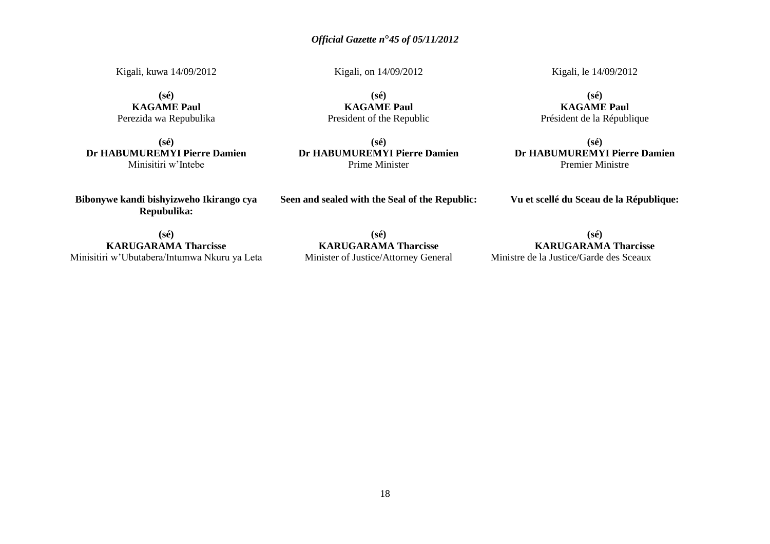Kigali, kuwa 14/09/2012

**(sé)**
**KAGAME Paul**
Perezida wa Repubulika

**(sé)**
**Dr HABUMUREMYI Pierre Damien**
Minisitiri w'Intebe

**Bibonywe kandi bishyizweho Ikirango cya Repubulika:**

**(sé)**
**KARUGARAMA Tharcisse**
Minisitiri w'Ubutabera/Intumwa Nkuru ya Leta

Kigali, on 14/09/2012

**(sé)**
**KAGAME Paul**
President of the Republic

**(sé)**
**Dr HABUMUREMYI Pierre Damien**
Prime Minister

**Seen and sealed with the Seal of the Republic:**

**(sé)**
**KARUGARAMA Tharcisse**
Minister of Justice/Attorney General

Kigali, le 14/09/2012

**(sé)**
**KAGAME Paul**
Président de la République

**(sé)**
**Dr HABUMUREMYI Pierre Damien**
Premier Ministre

**Vu et scellé du Sceau de la République:**

**(sé)**
**KARUGARAMA Tharcisse**
Ministre de la Justice/Garde des Sceaux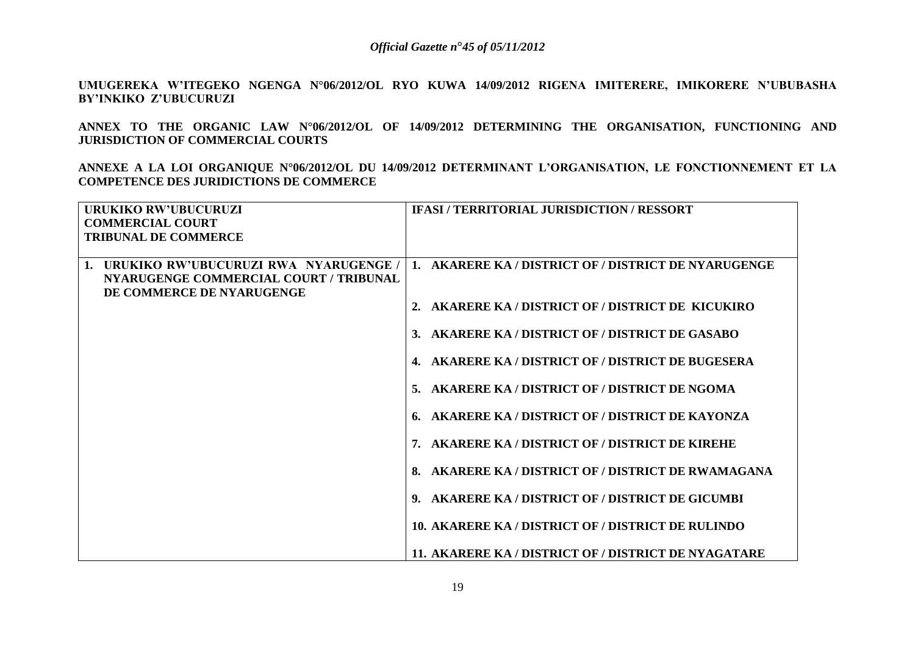**UMUGEREKA W'ITEGEKO NGENGA N°06/2012/OL RYO KUWA 14/09/2012 RIGENA IMITERERE, IMIKORERE N'UBUBASHA BY'INKIKO Z'UBUCURUZI**

**ANNEX TO THE ORGANIC LAW N°06/2012/OL OF 14/09/2012 DETERMINING THE ORGANISATION, FUNCTIONING AND JURISDICTION OF COMMERCIAL COURTS**

**ANNEXE A LA LOI ORGANIQUE N°06/2012/OL DU 14/09/2012 DETERMINANT L'ORGANISATION, LE FONCTIONNEMENT ET LA COMPETENCE DES JURIDICTIONS DE COMMERCE**

| URUKIKO RW'UBUCURUZI<br>COMMERCIAL COURT<br>TRIBUNAL DE COMMERCE | IFASI / TERRITORIAL JURISDICTION / RESSORT |
|---|---|
| 1. URUKIKO RW'UBUCURUZI RWA NYARUGENGE / NYARUGENGE COMMERCIAL COURT / TRIBUNAL DE COMMERCE DE NYARUGENGE | 1. AKARERE KA / DISTRICT OF / DISTRICT DE NYARUGENGE<br>2. AKARERE KA / DISTRICT OF / DISTRICT DE KICUKIRO<br>3. AKARERE KA / DISTRICT OF / DISTRICT DE GASABO<br>4. AKARERE KA / DISTRICT OF / DISTRICT DE BUGESERA<br>5. AKARERE KA / DISTRICT OF / DISTRICT DE NGOMA<br>6. AKARERE KA / DISTRICT OF / DISTRICT DE KAYONZA<br>7. AKARERE KA / DISTRICT OF / DISTRICT DE KIREHE<br>8. AKARERE KA / DISTRICT OF / DISTRICT DE RWAMAGANA<br>9. AKARERE KA / DISTRICT OF / DISTRICT DE GICUMBI<br>10. AKARERE KA / DISTRICT OF / DISTRICT DE RULINDO<br>11. AKARERE KA / DISTRICT OF / DISTRICT DE NYAGATARE |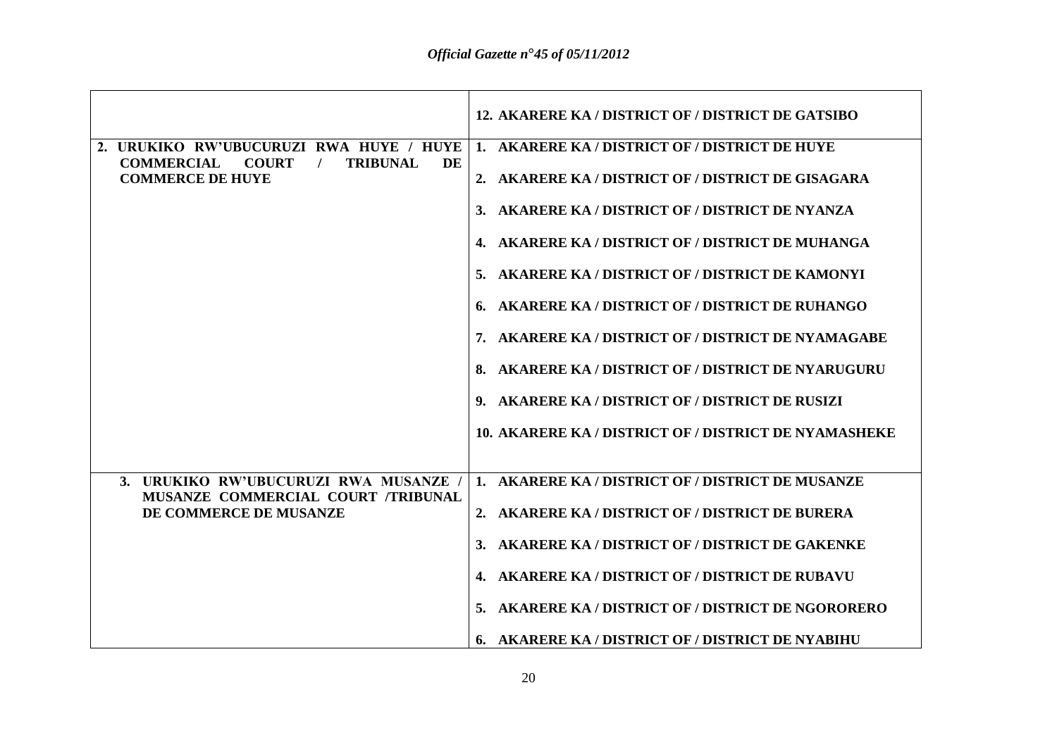| | |
|---|---|
| | **12. AKARERE KA / DISTRICT OF / DISTRICT DE GATSIBO** |
| **2. URUKIKO RW'UBUCURUZI RWA HUYE / HUYE COMMERCIAL COURT / TRIBUNAL DE COMMERCE DE HUYE** | **1. AKARERE KA / DISTRICT OF / DISTRICT DE HUYE**<br>**2. AKARERE KA / DISTRICT OF / DISTRICT DE GISAGARA**<br>**3. AKARERE KA / DISTRICT OF / DISTRICT DE NYANZA**<br>**4. AKARERE KA / DISTRICT OF / DISTRICT DE MUHANGA**<br>**5. AKARERE KA / DISTRICT OF / DISTRICT DE KAMONYI**<br>**6. AKARERE KA / DISTRICT OF / DISTRICT DE RUHANGO**<br>**7. AKARERE KA / DISTRICT OF / DISTRICT DE NYAMAGABE**<br>**8. AKARERE KA / DISTRICT OF / DISTRICT DE NYARUGURU**<br>**9. AKARERE KA / DISTRICT OF / DISTRICT DE RUSIZI**<br>**10. AKARERE KA / DISTRICT OF / DISTRICT DE NYAMASHEKE** |
| **3. URUKIKO RW'UBUCURUZI RWA MUSANZE / MUSANZE COMMERCIAL COURT /TRIBUNAL DE COMMERCE DE MUSANZE** | **1. AKARERE KA / DISTRICT OF / DISTRICT DE MUSANZE**<br>**2. AKARERE KA / DISTRICT OF / DISTRICT DE BURERA**<br>**3. AKARERE KA / DISTRICT OF / DISTRICT DE GAKENKE**<br>**4. AKARERE KA / DISTRICT OF / DISTRICT DE RUBAVU**<br>**5. AKARERE KA / DISTRICT OF / DISTRICT DE NGORORERO**<br>**6. AKARERE KA / DISTRICT OF / DISTRICT DE NYABIHU** |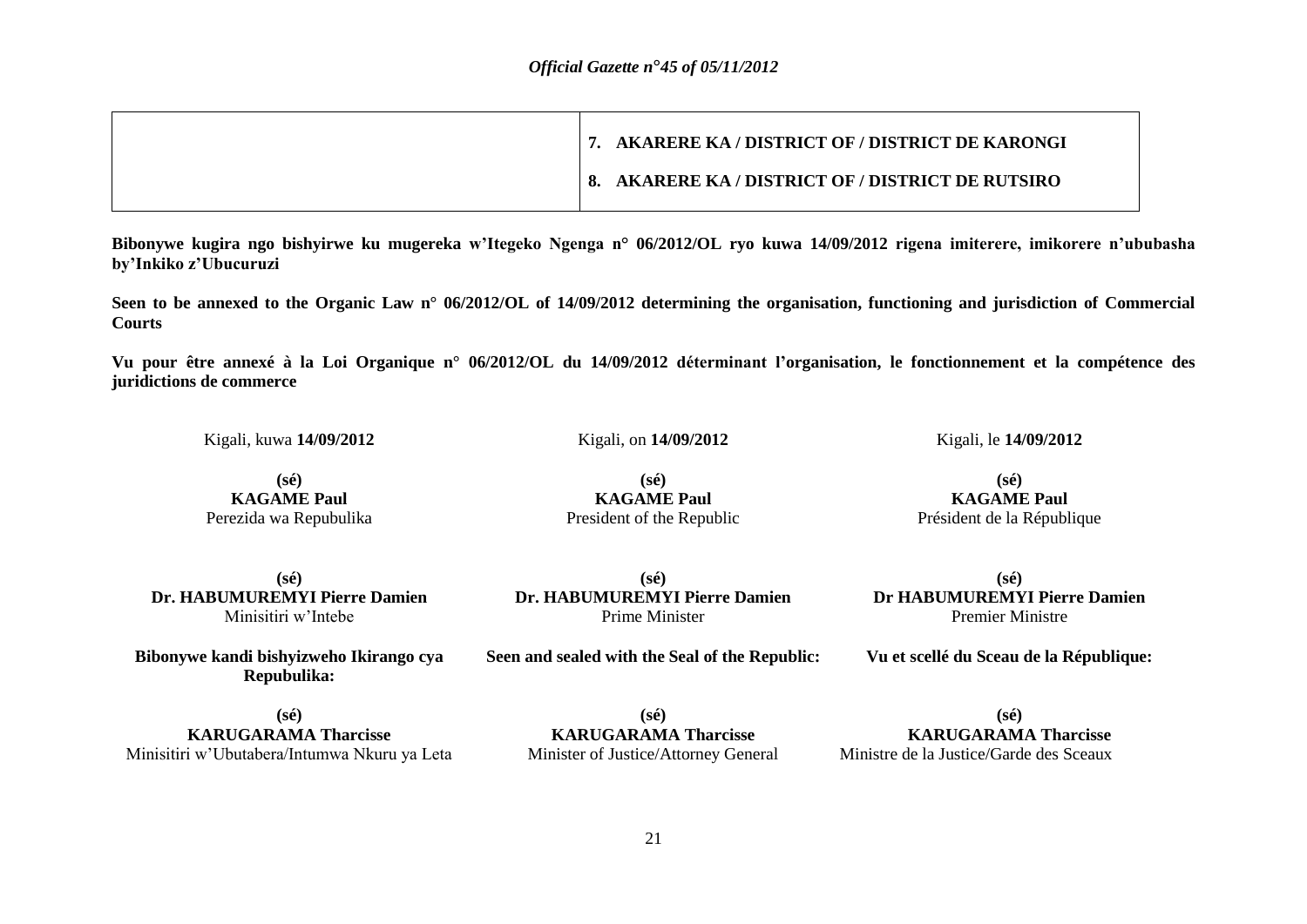| | |
|---|---|
| | **7. AKARERE KA / DISTRICT OF / DISTRICT DE KARONGI**<br>**8. AKARERE KA / DISTRICT OF / DISTRICT DE RUTSIRO** |

**Bibonywe kugira ngo bishyirwe ku mugereka w'Itegeko Ngenga n° 06/2012/OL ryo kuwa 14/09/2012 rigena imiterere, imikorere n'ububasha by'Inkiko z'Ubucuruzi**

**Seen to be annexed to the Organic Law n° 06/2012/OL of 14/09/2012 determining the organisation, functioning and jurisdiction of Commercial Courts**

**Vu pour être annexé à la Loi Organique n° 06/2012/OL du 14/09/2012 déterminant l'organisation, le fonctionnement et la compétence des juridictions de commerce**

Kigali, kuwa **14/09/2012**

**(sé)**
**KAGAME Paul**
Perezida wa Repubulika

**(sé)**
**Dr. HABUMUREMYI Pierre Damien**
Minisitiri w'Intebe

**Bibonywe kandi bishyizweho Ikirango cya Repubulika:**

**(sé)**
**KARUGARAMA Tharcisse**
Minisitiri w'Ubutabera/Intumwa Nkuru ya Leta

Kigali, on **14/09/2012**

**(sé)**
**KAGAME Paul**
President of the Republic

**(sé)**
**Dr. HABUMUREMYI Pierre Damien**
Prime Minister

**Seen and sealed with the Seal of the Republic:**

**(sé)**
**KARUGARAMA Tharcisse**
Minister of Justice/Attorney General

Kigali, le **14/09/2012**

**(sé)**
**KAGAME Paul**
Président de la République

**(sé)**
**Dr HABUMUREMYI Pierre Damien**
Premier Ministre

**Vu et scellé du Sceau de la République:**

**(sé)**
**KARUGARAMA Tharcisse**
Ministre de la Justice/Garde des Sceaux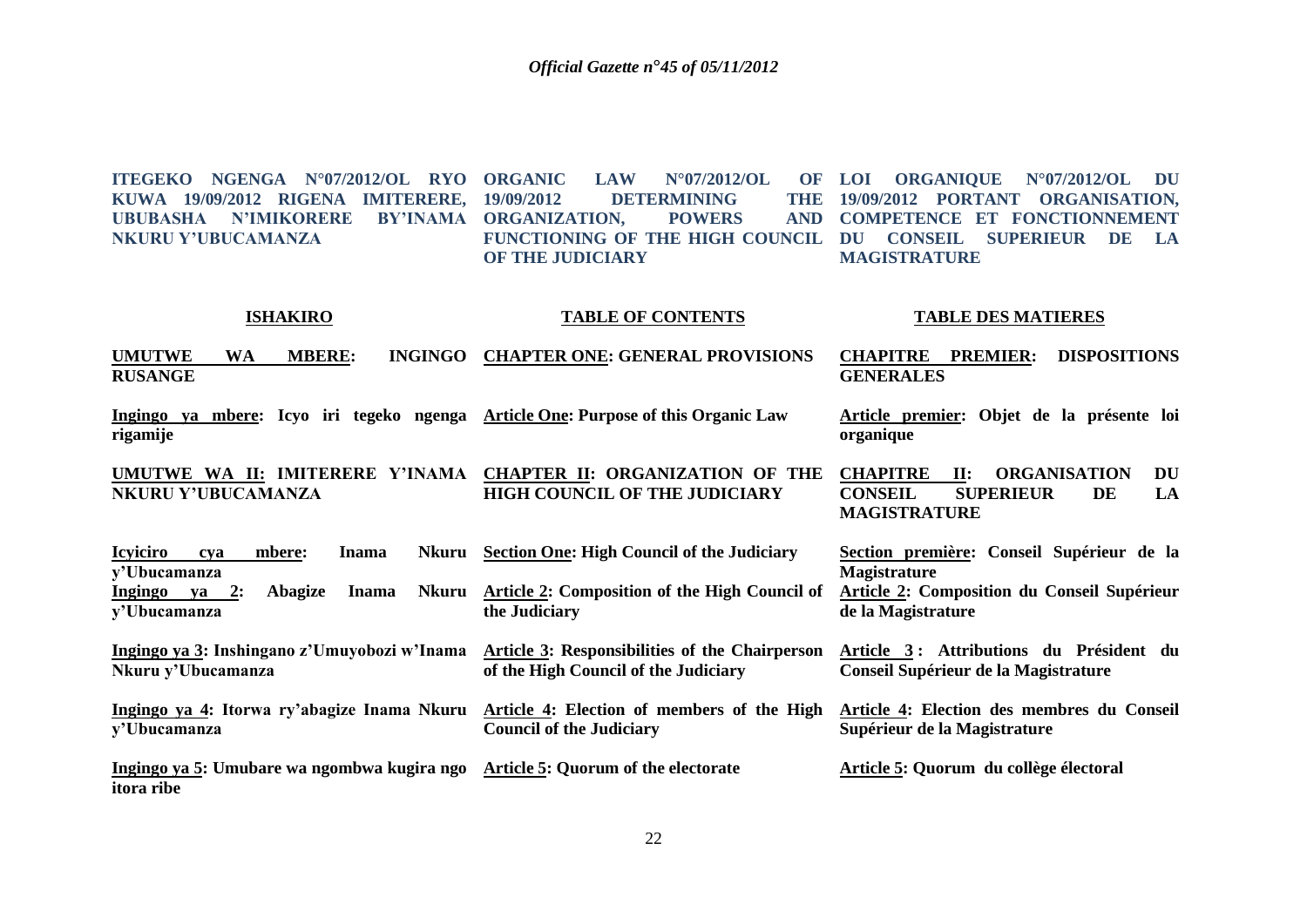**ITEGEKO NGENGA N°07/2012/OL RYO KUWA 19/09/2012 RIGENA IMITERERE, UBUBASHA N'IMIKORERE BY'INAMA NKURU Y'UBUCAMANZA**

**ORGANIC LAW N°07/2012/OL OF 19/09/2012 DETERMINING THE ORGANIZATION, POWERS AND FUNCTIONING OF THE HIGH COUNCIL OF THE JUDICIARY**

**LOI ORGANIQUE N°07/2012/OL DU 19/09/2012 PORTANT ORGANISATION, COMPETENCE ET FONCTIONNEMENT DU CONSEIL SUPERIEUR DE LA MAGISTRATURE**

| **ISHAKIRO** | **TABLE OF CONTENTS** | **TABLE DES MATIERES** |
|---|---|---|
| **UMUTWE WA MBERE: INGINGO RUSANGE** | **CHAPTER ONE: GENERAL PROVISIONS** | **CHAPITRE PREMIER: DISPOSITIONS GENERALES** |
| **Ingingo ya mbere: Icyo iri tegeko ngenga rigamije** | **Article One: Purpose of this Organic Law** | **Article premier: Objet de la présente loi organique** |
| **UMUTWE WA II: IMITERERE Y'INAMA NKURU Y'UBUCAMANZA** | **CHAPTER II: ORGANIZATION OF THE HIGH COUNCIL OF THE JUDICIARY** | **CHAPITRE II: ORGANISATION DU CONSEIL SUPERIEUR DE LA MAGISTRATURE** |
| **Icyiciro cya mbere: Inama Nkuru y'Ubucamanza** | **Section One: High Council of the Judiciary** | **Section première: Conseil Supérieur de la Magistrature** |
| **Ingingo ya 2: Abagize Inama Nkuru y'Ubucamanza** | **Article 2: Composition of the High Council of the Judiciary** | **Article 2: Composition du Conseil Supérieur de la Magistrature** |
| **Ingingo ya 3: Inshingano z'Umuyobozi w'Inama Nkuru y'Ubucamanza** | **Article 3: Responsibilities of the Chairperson of the High Council of the Judiciary** | **Article 3 : Attributions du Président du Conseil Supérieur de la Magistrature** |
| **Ingingo ya 4: Itorwa ry'abagize Inama Nkuru y'Ubucamanza** | **Article 4: Election of members of the High Council of the Judiciary** | **Article 4: Election des membres du Conseil Supérieur de la Magistrature** |
| **Ingingo ya 5: Umubare wa ngombwa kugira ngo itora ribe** | **Article 5: Quorum of the electorate** | **Article 5: Quorum du collège électoral** |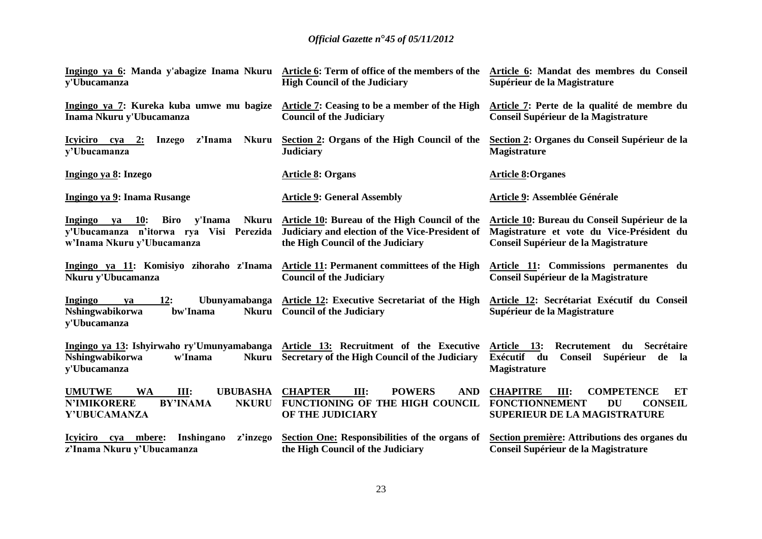**Ingingo ya 6: Manda y'abagize Inama Nkuru y'Ubucamanza**

**Ingingo ya 7: Kureka kuba umwe mu bagize Inama Nkuru y'Ubucamanza**

**Icyiciro cya 2: Inzego z'Inama Nkuru y'Ubucamanza**

**Ingingo ya 8: Inzego**

**Ingingo ya 9: Inama Rusange**

**Ingingo ya 10: Biro y'Inama Nkuru y'Ubucamanza n'itorwa rya Visi Perezida w'Inama Nkuru y'Ubucamanza**

**Ingingo ya 11: Komisiyo zihoraho z'Inama Nkuru y'Ubucamanza**

**Ingingo ya 12: Ubunyamabanga Nshingwabikorwa bw'Inama Nkuru y'Ubucamanza**

**Ingingo ya 13: Ishyirwaho ry'Umunyamabanga Nshingwabikorwa w'Inama Nkuru y'Ubucamanza**

**UMUTWE WA III: UBUBASHA N'IMIKORERE BY'INAMA NKURU Y'UBUCAMANZA**

**Icyiciro cya mbere: Inshingano z'inzego z'Inama Nkuru y'Ubucamanza**

**Article 6: Term of office of the members of the High Council of the Judiciary**

**Article 7: Ceasing to be a member of the High Council of the Judiciary**

**Section 2: Organs of the High Council of the Judiciary**

**Article 8: Organs**

**Article 9: General Assembly**

**Article 10: Bureau of the High Council of the Judiciary and election of the Vice-President of the High Council of the Judiciary**

**Article 11: Permanent committees of the High Council of the Judiciary**

**Article 12: Executive Secretariat of the High Council of the Judiciary**

**Article 13: Recruitment of the Executive Secretary of the High Council of the Judiciary**

**CHAPTER III: POWERS AND FUNCTIONING OF THE HIGH COUNCIL OF THE JUDICIARY**

**Section One: Responsibilities of the organs of the High Council of the Judiciary**

**Article 6: Mandat des membres du Conseil Supérieur de la Magistrature**

**Article 7: Perte de la qualité de membre du Conseil Supérieur de la Magistrature**

**Section 2: Organes du Conseil Supérieur de la Magistrature**

**Article 8: Organes**

**Article 9: Assemblée Générale**

**Article 10: Bureau du Conseil Supérieur de la Magistrature et vote du Vice-Président du Conseil Supérieur de la Magistrature**

**Article 11: Commissions permanentes du Conseil Supérieur de la Magistrature**

**Article 12: Secrétariat Exécutif du Conseil Supérieur de la Magistrature**

**Article 13: Recrutement du Secrétaire Exécutif du Conseil Supérieur de la Magistrature**

**CHAPITRE III: COMPETENCE ET FONCTIONNEMENT DU CONSEIL SUPERIEUR DE LA MAGISTRATURE**

**Section première: Attributions des organes du Conseil Supérieur de la Magistrature**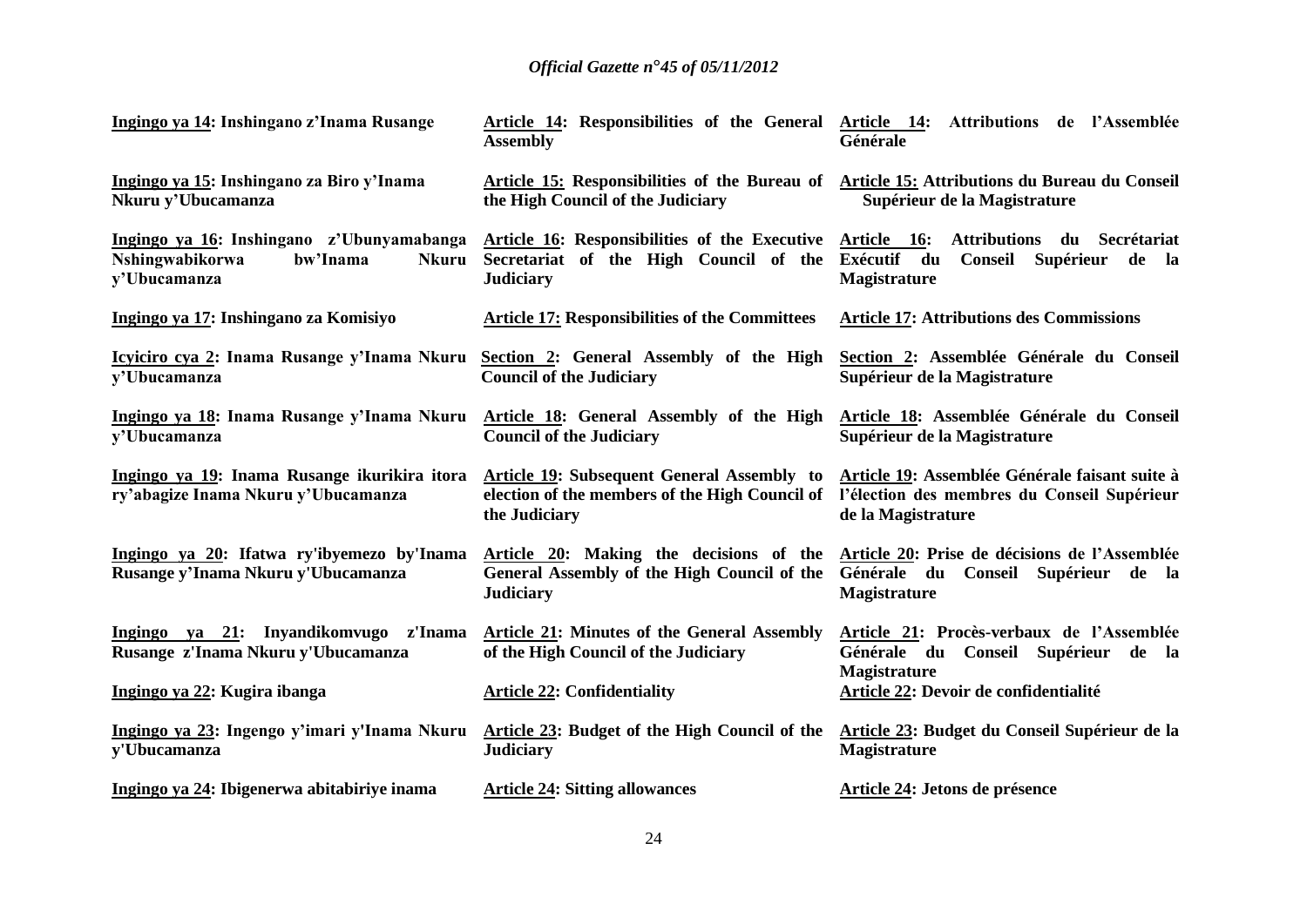| | | |
|---|---|---|
| **Ingingo ya 14: Inshingano z'Inama Rusange** | **Article 14: Responsibilities of the General Assembly** | **Article 14: Attributions de l'Assemblée Générale** |
| **Ingingo ya 15: Inshingano za Biro y'Inama Nkuru y'Ubucamanza** | **Article 15: Responsibilities of the Bureau of the High Council of the Judiciary** | **Article 15: Attributions du Bureau du Conseil Supérieur de la Magistrature** |
| **Ingingo ya 16: Inshingano z'Ubunyamabanga Nshingwabikorwa bw'Inama Nkuru y'Ubucamanza** | **Article 16: Responsibilities of the Executive Secretariat of the High Council of the Judiciary** | **Article 16: Attributions du Secrétariat Exécutif du Conseil Supérieur de la Magistrature** |
| **Ingingo ya 17: Inshingano za Komisiyo** | **Article 17: Responsibilities of the Committees** | **Article 17: Attributions des Commissions** |
| **Icyiciro cya 2: Inama Rusange y'Inama Nkuru y'Ubucamanza** | **Section 2: General Assembly of the High Council of the Judiciary** | **Section 2: Assemblée Générale du Conseil Supérieur de la Magistrature** |
| **Ingingo ya 18: Inama Rusange y'Inama Nkuru y'Ubucamanza** | **Article 18: General Assembly of the High Council of the Judiciary** | **Article 18: Assemblée Générale du Conseil Supérieur de la Magistrature** |
| **Ingingo ya 19: Inama Rusange ikurikira itora ry'abagize Inama Nkuru y'Ubucamanza** | **Article 19: Subsequent General Assembly to election of the members of the High Council of the Judiciary** | **Article 19: Assemblée Générale faisant suite à l'élection des membres du Conseil Supérieur de la Magistrature** |
| **Ingingo ya 20: Ifatwa ry'ibyemezo by'Inama Rusange y'Inama Nkuru y'Ubucamanza** | **Article 20: Making the decisions of the General Assembly of the High Council of the Judiciary** | **Article 20: Prise de décisions de l'Assemblée Générale du Conseil Supérieur de la Magistrature** |
| **Ingingo ya 21: Inyandikomvugo z'Inama Rusange z'Inama Nkuru y'Ubucamanza** | **Article 21: Minutes of the General Assembly of the High Council of the Judiciary** | **Article 21: Procès-verbaux de l'Assemblée Générale du Conseil Supérieur de la Magistrature** |
| **Ingingo ya 22: Kugira ibanga** | **Article 22: Confidentiality** | **Article 22: Devoir de confidentialité** |
| **Ingingo ya 23: Ingengo y'imari y'Inama Nkuru y'Ubucamanza** | **Article 23: Budget of the High Council of the Judiciary** | **Article 23: Budget du Conseil Supérieur de la Magistrature** |
| **Ingingo ya 24: Ibigenerwa abitabiriye inama** | **Article 24: Sitting allowances** | **Article 24: Jetons de présence** |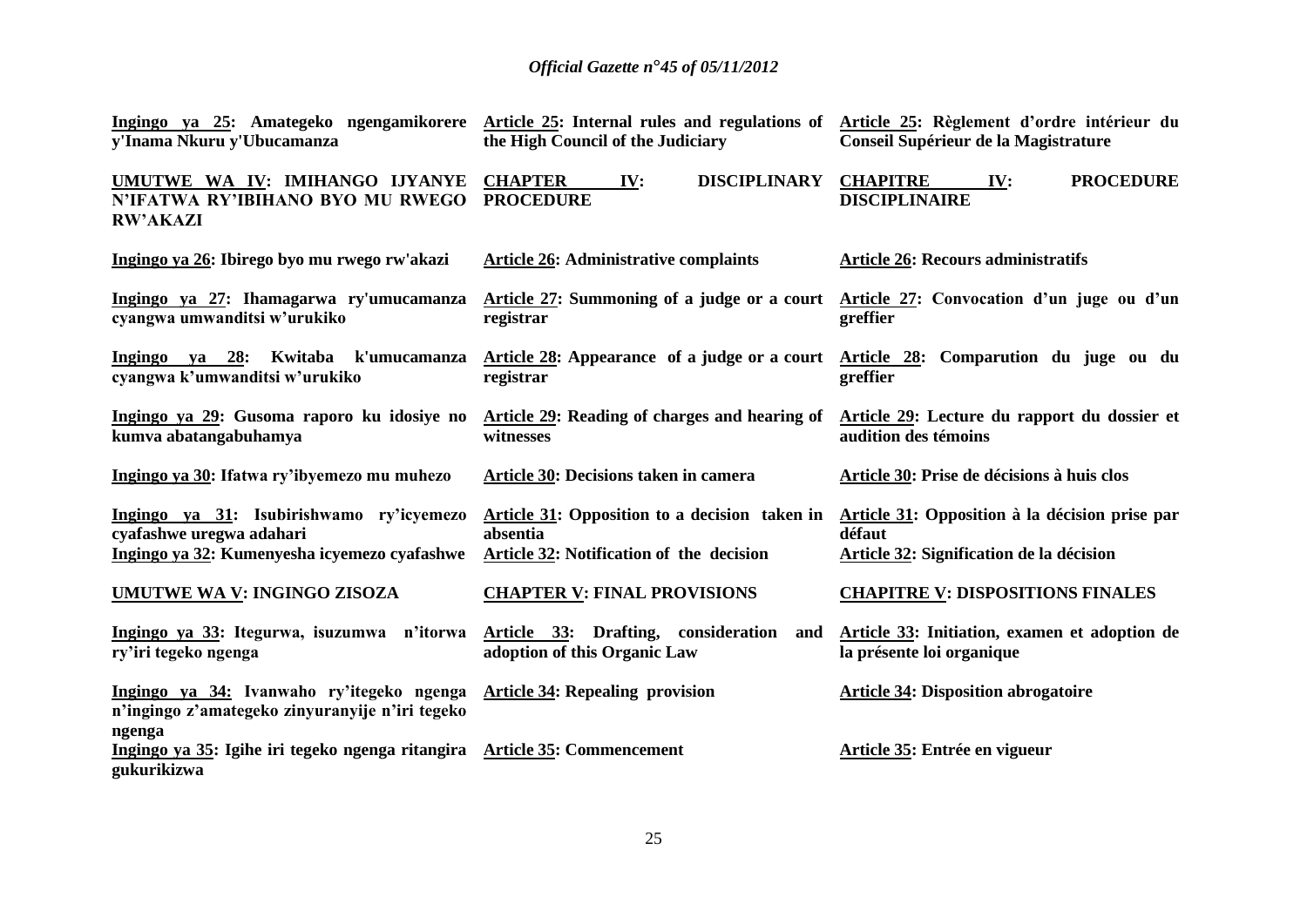| | | |
|---|---|---|
| **Ingingo ya 25: Amategeko ngengamikorere y'Inama Nkuru y'Ubucamanza** | **Article 25: Internal rules and regulations of the High Council of the Judiciary** | **Article 25: Règlement d'ordre intérieur du Conseil Supérieur de la Magistrature** |
| **UMUTWE WA IV: IMIHANGO IJYANYE N'IFATWA RY'IBIHANO BYO MU RWEGO RW'AKAZI** | **CHAPTER IV: DISCIPLINARY PROCEDURE** | **CHAPITRE IV: PROCEDURE DISCIPLINAIRE** |
| **Ingingo ya 26: Ibirego byo mu rwego rw'akazi** | **Article 26: Administrative complaints** | **Article 26: Recours administratifs** |
| **Ingingo ya 27: Ihamagarwa ry'umucamanza cyangwa umwanditsi w'urukiko** | **Article 27: Summoning of a judge or a court registrar** | **Article 27: Convocation d'un juge ou d'un greffier** |
| **Ingingo ya 28: Kwitaba k'umucamanza cyangwa k'umwanditsi w'urukiko** | **Article 28: Appearance of a judge or a court registrar** | **Article 28: Comparution du juge ou du greffier** |
| **Ingingo ya 29: Gusoma raporo ku idosiye no kumva abatangabuhamya** | **Article 29: Reading of charges and hearing of witnesses** | **Article 29: Lecture du rapport du dossier et audition des témoins** |
| **Ingingo ya 30: Ifatwa ry'ibyemezo mu muhezo** | **Article 30: Decisions taken in camera** | **Article 30: Prise de décisions à huis clos** |
| **Ingingo ya 31: Isubirishwamo ry'icyemezo cyafashwe uregwa adahari** | **Article 31: Opposition to a decision taken in absentia** | **Article 31: Opposition à la décision prise par défaut** |
| **Ingingo ya 32: Kumenyesha icyemezo cyafashwe** | **Article 32: Notification of the decision** | **Article 32: Signification de la décision** |
| **UMUTWE WA V: INGINGO ZISOZA** | **CHAPTER V: FINAL PROVISIONS** | **CHAPITRE V: DISPOSITIONS FINALES** |
| **Ingingo ya 33: Itegurwa, isuzumwa n'itorwa ry'iri tegeko ngenga** | **Article 33: Drafting, consideration and adoption of this Organic Law** | **Article 33: Initiation, examen et adoption de la présente loi organique** |
| **Ingingo ya 34: Ivanwaho ry'itegeko ngenga n'ingingo z'amategeko zinyuranyije n'iri tegeko ngenga** | **Article 34: Repealing provision** | **Article 34: Disposition abrogatoire** |
| **Ingingo ya 35: Igihe iri tegeko ngenga ritangira gukurikizwa** | **Article 35: Commencement** | **Article 35: Entrée en vigueur** |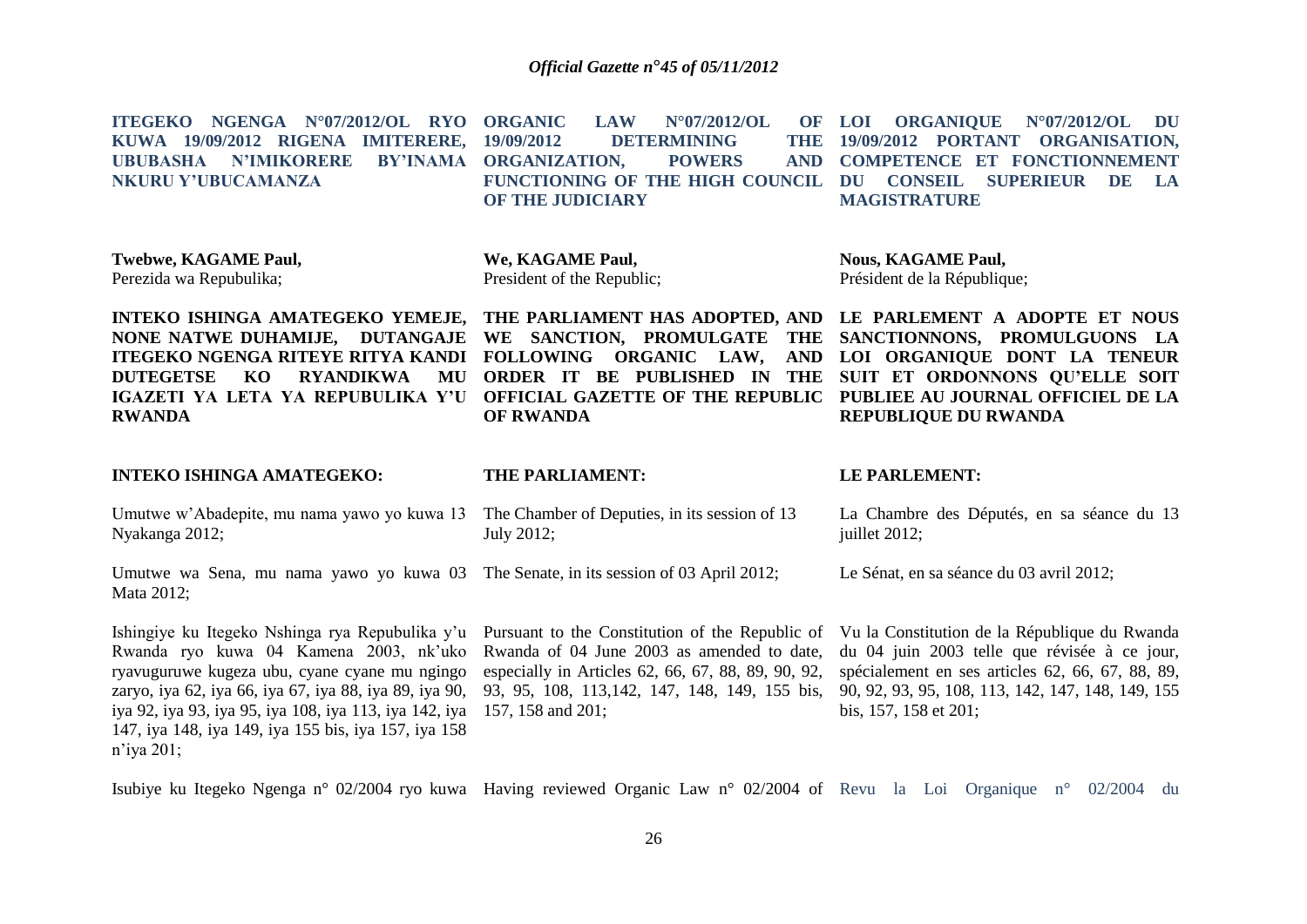**ITEGEKO NGENGA N°07/2012/OL RYO KUWA 19/09/2012 RIGENA IMITERERE, UBUBASHA N'IMIKORERE BY'INAMA NKURU Y'UBUCAMANZA**

**Twebwe, KAGAME Paul,**
Perezida wa Repubulika;

**INTEKO ISHINGA AMATEGEKO YEMEJE, NONE NATWE DUHAMIJE, DUTANGAJE ITEGEKO NGENGA RITEYE RITYA KANDI DUTEGETSE KO RYANDIKWA MU IGAZETI YA LETA YA REPUBULIKA Y'U RWANDA**

**INTEKO ISHINGA AMATEGEKO:**

Umutwe w'Abadepite, mu nama yawo yo kuwa 13 Nyakanga 2012;

Umutwe wa Sena, mu nama yawo yo kuwa 03 Mata 2012;

Ishingiye ku Itegeko Nshinga rya Repubulika y'u Rwanda ryo kuwa 04 Kamena 2003, nk'uko ryavuguruwe kugeza ubu, cyane cyane mu ngingo zaryo, iya 62, iya 66, iya 67, iya 88, iya 89, iya 90, iya 92, iya 93, iya 95, iya 108, iya 113, iya 142, iya 147, iya 148, iya 149, iya 155 bis, iya 157, iya 158 n'iya 201;

Isubiye ku Itegeko Ngenga n° 02/2004 ryo kuwa

**ORGANIC LAW N°07/2012/OL OF 19/09/2012 DETERMINING THE ORGANIZATION, POWERS AND FUNCTIONING OF THE HIGH COUNCIL OF THE JUDICIARY**

**We, KAGAME Paul,**
President of the Republic;

**THE PARLIAMENT HAS ADOPTED, AND WE SANCTION, PROMULGATE THE FOLLOWING ORGANIC LAW, AND ORDER IT BE PUBLISHED IN THE OFFICIAL GAZETTE OF THE REPUBLIC OF RWANDA**

**THE PARLIAMENT:**

The Chamber of Deputies, in its session of 13 July 2012;

The Senate, in its session of 03 April 2012;

Pursuant to the Constitution of the Republic of Rwanda of 04 June 2003 as amended to date, especially in Articles 62, 66, 67, 88, 89, 90, 92, 93, 95, 108, 113,142, 147, 148, 149, 155 bis, 157, 158 and 201;

Having reviewed Organic Law n° 02/2004 of

**LOI ORGANIQUE N°07/2012/OL DU 19/09/2012 PORTANT ORGANISATION, COMPETENCE ET FONCTIONNEMENT DU CONSEIL SUPERIEUR DE LA MAGISTRATURE**

**Nous, KAGAME Paul,**
Président de la République;

**LE PARLEMENT A ADOPTE ET NOUS SANCTIONNONS, PROMULGUONS LA LOI ORGANIQUE DONT LA TENEUR SUIT ET ORDONNONS QU'ELLE SOIT PUBLIEE AU JOURNAL OFFICIEL DE LA REPUBLIQUE DU RWANDA**

**LE PARLEMENT:**

La Chambre des Députés, en sa séance du 13 juillet 2012;

Le Sénat, en sa séance du 03 avril 2012;

Vu la Constitution de la République du Rwanda du 04 juin 2003 telle que révisée à ce jour, spécialement en ses articles 62, 66, 67, 88, 89, 90, 92, 93, 95, 108, 113, 142, 147, 148, 149, 155 bis, 157, 158 et 201;

Revu la Loi Organique n° 02/2004 du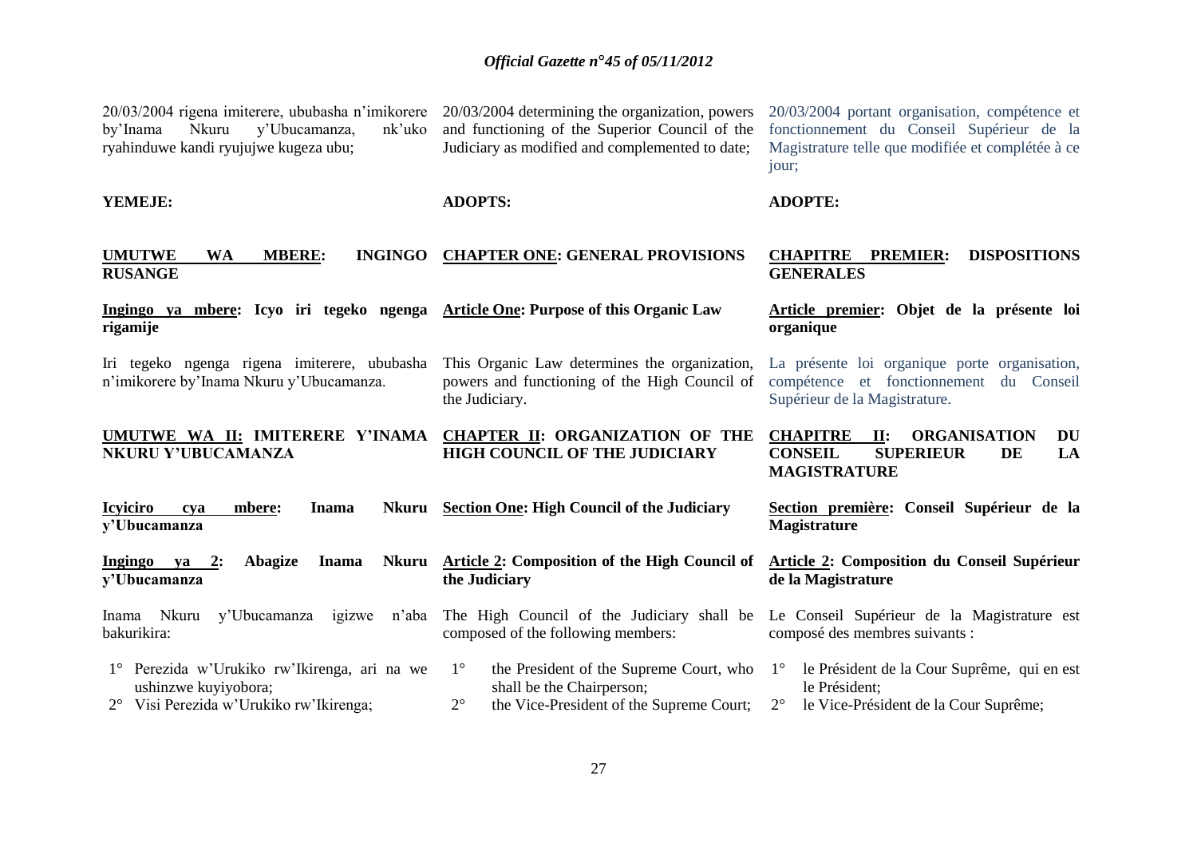20/03/2004 rigena imiterere, ububasha n'imikorere by'Inama Nkuru y'Ubucamanza, nk'uko ryahinduwe kandi ryujujwe kugeza ubu;

**YEMEJE:**

## UMUTWE WA MBERE: INGINGO RUSANGE

### Ingingo ya mbere: Icyo iri tegeko ngenga rigamije

Iri tegeko ngenga rigena imiterere, ububasha n'imikorere by'Inama Nkuru y'Ubucamanza.

## UMUTWE WA II: IMITERERE Y'INAMA NKURU Y'UBUCAMANZA

### Icyiciro cya mbere: Inama Nkuru y'Ubucamanza

#### Ingingo ya 2: Abagize Inama Nkuru y'Ubucamanza

Inama Nkuru y'Ubucamanza igizwe n'aba bakurikira:

1° Perezida w'Urukiko rw'Ikirenga, ari na we ushinzwe kuyiyobora;

2° Visi Perezida w'Urukiko rw'Ikirenga;

20/03/2004 determining the organization, powers and functioning of the Superior Council of the Judiciary as modified and complemented to date;

**ADOPTS:**

## CHAPTER ONE: GENERAL PROVISIONS

### Article One: Purpose of this Organic Law

This Organic Law determines the organization, powers and functioning of the High Council of the Judiciary.

## CHAPTER II: ORGANIZATION OF THE HIGH COUNCIL OF THE JUDICIARY

### Section One: High Council of the Judiciary

#### Article 2: Composition of the High Council of the Judiciary

The High Council of the Judiciary shall be composed of the following members:

1° the President of the Supreme Court, who shall be the Chairperson;

2° the Vice-President of the Supreme Court;

20/03/2004 portant organisation, compétence et fonctionnement du Conseil Supérieur de la Magistrature telle que modifiée et complétée à ce jour;

**ADOPTE:**

## CHAPITRE PREMIER: DISPOSITIONS GENERALES

### Article premier: Objet de la présente loi organique

La présente loi organique porte organisation, compétence et fonctionnement du Conseil Supérieur de la Magistrature.

## CHAPITRE II: ORGANISATION DU CONSEIL SUPERIEUR DE LA MAGISTRATURE

### Section première: Conseil Supérieur de la Magistrature

#### Article 2: Composition du Conseil Supérieur de la Magistrature

Le Conseil Supérieur de la Magistrature est composé des membres suivants :

1° le Président de la Cour Suprême, qui en est le Président;

2° le Vice-Président de la Cour Suprême;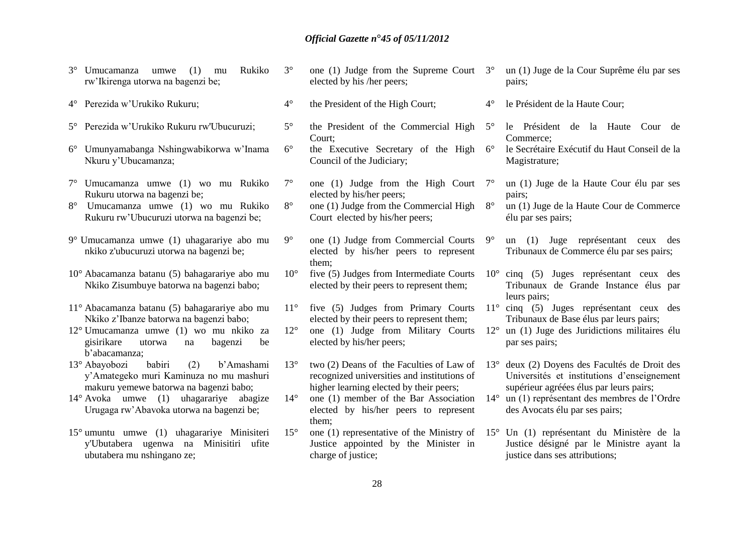3° Umucamanza umwe (1) mu Rukiko rw'Ikirenga utorwa na bagenzi be;

4° Perezida w'Urukiko Rukuru;

5° Perezida w'Urukiko Rukuru rw'Ubucuruzi;

6° Umunyamabanga Nshingwabikorwa w'Inama Nkuru y'Ubucamanza;

7° Umucamanza umwe (1) wo mu Rukiko Rukuru utorwa na bagenzi be;

8° Umucamanza umwe (1) wo mu Rukiko Rukuru rw'Ubucuruzi utorwa na bagenzi be;

9° Umucamanza umwe (1) uhagarariye abo mu nkiko z'ubucuruzi utorwa na bagenzi be;

10° Abacamanza batanu (5) bahagarariye abo mu Nkiko Zisumbuye batorwa na bagenzi babo;

11° Abacamanza batanu (5) bahagarariye abo mu Nkiko z'Ibanze batorwa na bagenzi babo;

12° Umucamanza umwe (1) wo mu nkiko za gisirikare utorwa na bagenzi be b'abacamanza;

13° Abayobozi babiri (2) b'Amashami y'Amategeko muri Kaminuza no mu mashuri makuru yemewe batorwa na bagenzi babo;

14° Avoka umwe (1) uhagarariye abagize Urugaga rw'Abavoka utorwa na bagenzi be;

15° umuntu umwe (1) uhagarariye Minisiteri y'Ubutabera ugenwa na Minisitiri ufite ubutabera mu nshingano ze;

3° one (1) Judge from the Supreme Court elected by his /her peers;

4° the President of the High Court;

5° the President of the Commercial High Court;

6° the Executive Secretary of the High Council of the Judiciary;

7° one (1) Judge from the High Court elected by his/her peers;

8° one (1) Judge from the Commercial High Court elected by his/her peers;

9° one (1) Judge from Commercial Courts elected by his/her peers to represent them;

10° five (5) Judges from Intermediate Courts elected by their peers to represent them;

11° five (5) Judges from Primary Courts elected by their peers to represent them;

12° one (1) Judge from Military Courts elected by his/her peers;

13° two (2) Deans of the Faculties of Law of recognized universities and institutions of higher learning elected by their peers;

14° one (1) member of the Bar Association elected by his/her peers to represent them;

15° one (1) representative of the Ministry of Justice appointed by the Minister in charge of justice;

3° un (1) Juge de la Cour Suprême élu par ses pairs;

4° le Président de la Haute Cour;

5° le Président de la Haute Cour de Commerce;

6° le Secrétaire Exécutif du Haut Conseil de la Magistrature;

7° un (1) Juge de la Haute Cour élu par ses pairs;

8° un (1) Juge de la Haute Cour de Commerce élu par ses pairs;

9° un (1) Juge représentant ceux des Tribunaux de Commerce élu par ses pairs;

10° cinq (5) Juges représentant ceux des Tribunaux de Grande Instance élus par leurs pairs;

11° cinq (5) Juges représentant ceux des Tribunaux de Base élus par leurs pairs;

12° un (1) Juge des Juridictions militaires élu par ses pairs;

13° deux (2) Doyens des Facultés de Droit des Universités et institutions d'enseignement supérieur agréées élus par leurs pairs;

14° un (1) représentant des membres de l'Ordre des Avocats élu par ses pairs;

15° Un (1) représentant du Ministère de la Justice désigné par le Ministre ayant la justice dans ses attributions;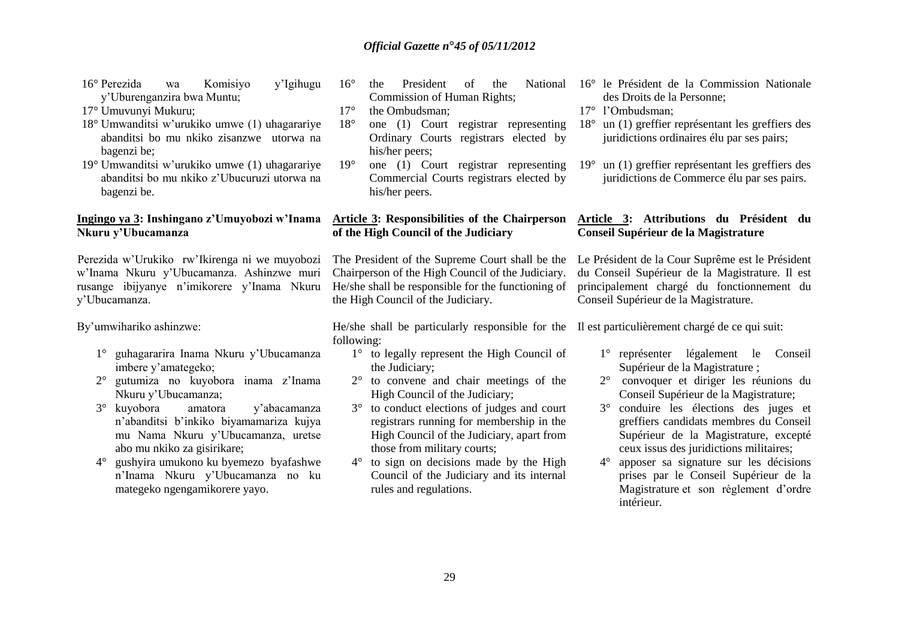16° Perezida wa Komisiyo y'Igihugu y'Uburenganzira bwa Muntu;

17° Umuvunyi Mukuru;

18° Umwanditsi w'urukiko umwe (1) uhagarariye abanditsi bo mu nkiko zisanzwe utorwa na bagenzi be;

19° Umwanditsi w'urukiko umwe (1) uhagarariye abanditsi bo mu nkiko z'Ubucuruzi utorwa na bagenzi be.

**Ingingo ya 3: Inshingano z'Umuyobozi w'Inama Nkuru y'Ubucamanza**

Perezida w'Urukiko rw'Ikirenga ni we muyobozi w'Inama Nkuru y'Ubucamanza. Ashinzwe muri rusange ibijyanye n'imikorere y'Inama Nkuru y'Ubucamanza.

By'umwihariko ashinzwe:

1° guhagararira Inama Nkuru y'Ubucamanza imbere y'amategeko;

2° gutumiza no kuyobora inama z'Inama Nkuru y'Ubucamanza;

3° kuyobora amatora y'abacamanza n'abanditsi b'inkiko biyamamariza kujya mu Nama Nkuru y'Ubucamanza, uretse abo mu nkiko za gisirikare;

4° gushyira umukono ku byemezo byafashwe n'Inama Nkuru y'Ubucamanza no ku mategeko ngengamikorere yayo.

16° the President of the National Commission of Human Rights;

17° the Ombudsman;

18° one (1) Court registrar representing Ordinary Courts registrars elected by his/her peers;

19° one (1) Court registrar representing Commercial Courts registrars elected by his/her peers.

**Article 3: Responsibilities of the Chairperson of the High Council of the Judiciary**

The President of the Supreme Court shall be the Chairperson of the High Council of the Judiciary. He/she shall be responsible for the functioning of the High Council of the Judiciary.

He/she shall be particularly responsible for the following:

1° to legally represent the High Council of the Judiciary;

2° to convene and chair meetings of the High Council of the Judiciary;

3° to conduct elections of judges and court registrars running for membership in the High Council of the Judiciary, apart from those from military courts;

4° to sign on decisions made by the High Council of the Judiciary and its internal rules and regulations.

16° le Président de la Commission Nationale des Droits de la Personne;

17° l'Ombudsman;

18° un (1) greffier représentant les greffiers des juridictions ordinaires élu par ses pairs;

19° un (1) greffier représentant les greffiers des juridictions de Commerce élu par ses pairs.

**Article 3: Attributions du Président du Conseil Supérieur de la Magistrature**

Le Président de la Cour Suprême est le Président du Conseil Supérieur de la Magistrature. Il est principalement chargé du fonctionnement du Conseil Supérieur de la Magistrature.

Il est particulièrement chargé de ce qui suit:

1° représenter légalement le Conseil Supérieur de la Magistrature ;

2° convoquer et diriger les réunions du Conseil Supérieur de la Magistrature;

3° conduire les élections des juges et greffiers candidats membres du Conseil Supérieur de la Magistrature, excepté ceux issus des juridictions militaires;

4° apposer sa signature sur les décisions prises par le Conseil Supérieur de la Magistrature et son règlement d'ordre intérieur.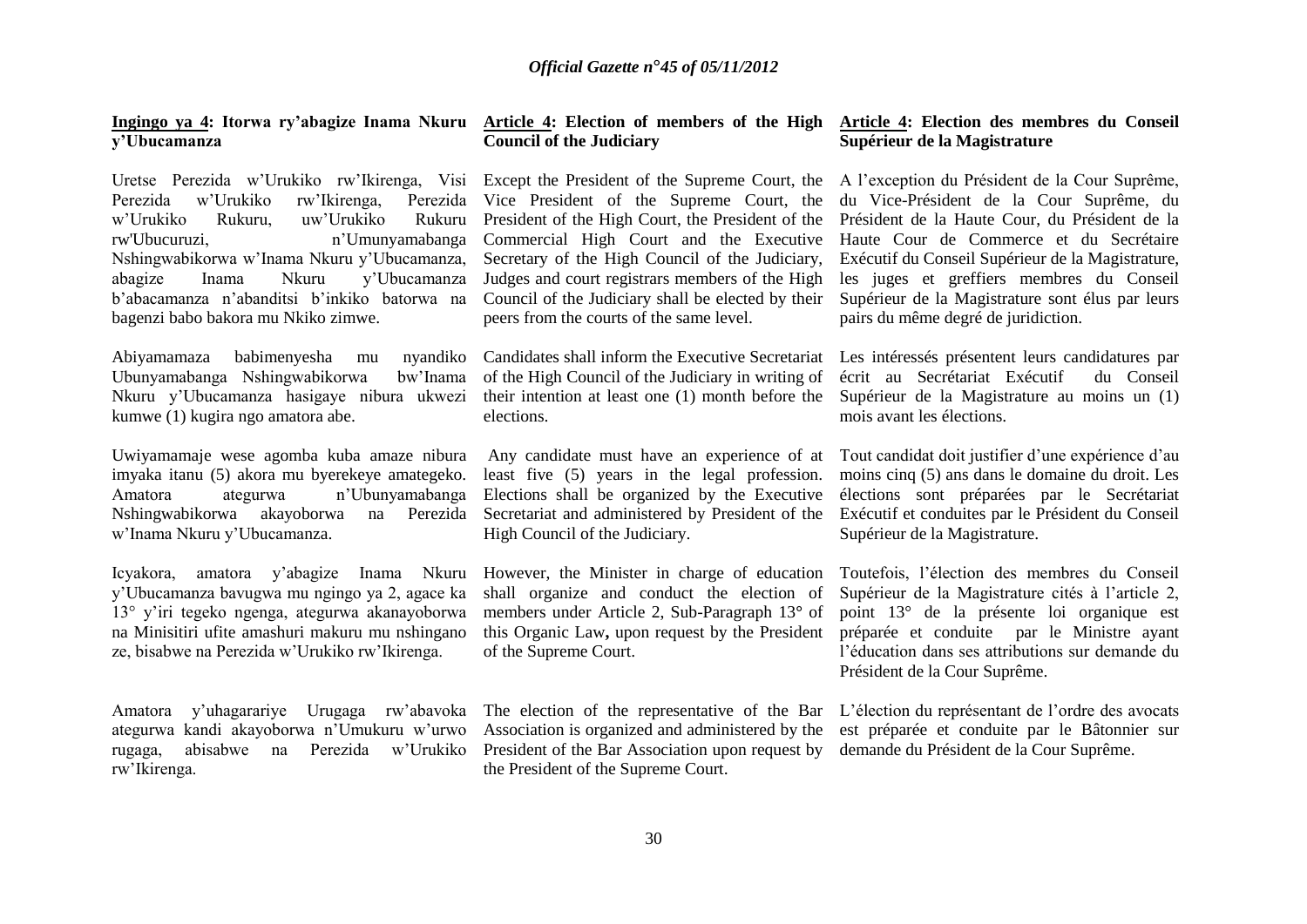**Ingingo ya 4: Itorwa ry'abagize Inama Nkuru y'Ubucamanza**

Uretse Perezida w'Urukiko rw'Ikirenga, Visi Perezida w'Urukiko rw'Ikirenga, Perezida w'Urukiko Rukuru, uw'Urukiko Rukuru rw'Ubucuruzi, n'Umunyamabanga Nshingwabikorwa w'Inama Nkuru y'Ubucamanza, abagize Inama Nkuru y'Ubucamanza b'abacamanza n'abanditsi b'inkiko batorwa na bagenzi babo bakora mu Nkiko zimwe.

Abiyamamaza babimenyesha mu nyandiko Ubunyamabanga Nshingwabikorwa bw'Inama Nkuru y'Ubucamanza hasigaye nibura ukwezi kumwe (1) kugira ngo amatora abe.

Uwiyamamaje wese agomba kuba amaze nibura imyaka itanu (5) akora mu byerekeye amategeko. Amatora ategurwa n'Ubunyamabanga Nshingwabikorwa akayoborwa na Perezida w'Inama Nkuru y'Ubucamanza.

Icyakora, amatora y'abagize Inama Nkuru y'Ubucamanza bavugwa mu ngingo ya 2, agace ka 13° y'iri tegeko ngenga, ategurwa akanayoborwa na Minisitiri ufite amashuri makuru mu nshingano ze, bisabwe na Perezida w'Urukiko rw'Ikirenga.

Amatora y'uhagarariye Urugaga rw'abavoka ategurwa kandi akayoborwa n'Umukuru w'urwo rugaga, abisabwe na Perezida w'Urukiko rw'Ikirenga.

**Article 4: Election of members of the High Council of the Judiciary**

Except the President of the Supreme Court, the Vice President of the Supreme Court, the President of the High Court, the President of the Commercial High Court and the Executive Secretary of the High Council of the Judiciary, Judges and court registrars members of the High Council of the Judiciary shall be elected by their peers from the courts of the same level.

Candidates shall inform the Executive Secretariat of the High Council of the Judiciary in writing of their intention at least one (1) month before the elections.

Any candidate must have an experience of at least five (5) years in the legal profession. Elections shall be organized by the Executive Secretariat and administered by President of the High Council of the Judiciary.

However, the Minister in charge of education shall organize and conduct the election of members under Article 2, Sub-Paragraph 13° of this Organic Law**,** upon request by the President of the Supreme Court.

The election of the representative of the Bar Association is organized and administered by the President of the Bar Association upon request by the President of the Supreme Court.

**Article 4: Election des membres du Conseil Supérieur de la Magistrature**

A l'exception du Président de la Cour Suprême, du Vice-Président de la Cour Suprême, du Président de la Haute Cour, du Président de la Haute Cour de Commerce et du Secrétaire Exécutif du Conseil Supérieur de la Magistrature, les juges et greffiers membres du Conseil Supérieur de la Magistrature sont élus par leurs pairs du même degré de juridiction.

Les intéressés présentent leurs candidatures par écrit au Secrétariat Exécutif du Conseil Supérieur de la Magistrature au moins un (1) mois avant les élections.

Tout candidat doit justifier d'une expérience d'au moins cinq (5) ans dans le domaine du droit. Les élections sont préparées par le Secrétariat Exécutif et conduites par le Président du Conseil Supérieur de la Magistrature.

Toutefois, l'élection des membres du Conseil Supérieur de la Magistrature cités à l'article 2, point 13° de la présente loi organique est préparée et conduite par le Ministre ayant l'éducation dans ses attributions sur demande du Président de la Cour Suprême.

L'élection du représentant de l'ordre des avocats est préparée et conduite par le Bâtonnier sur demande du Président de la Cour Suprême.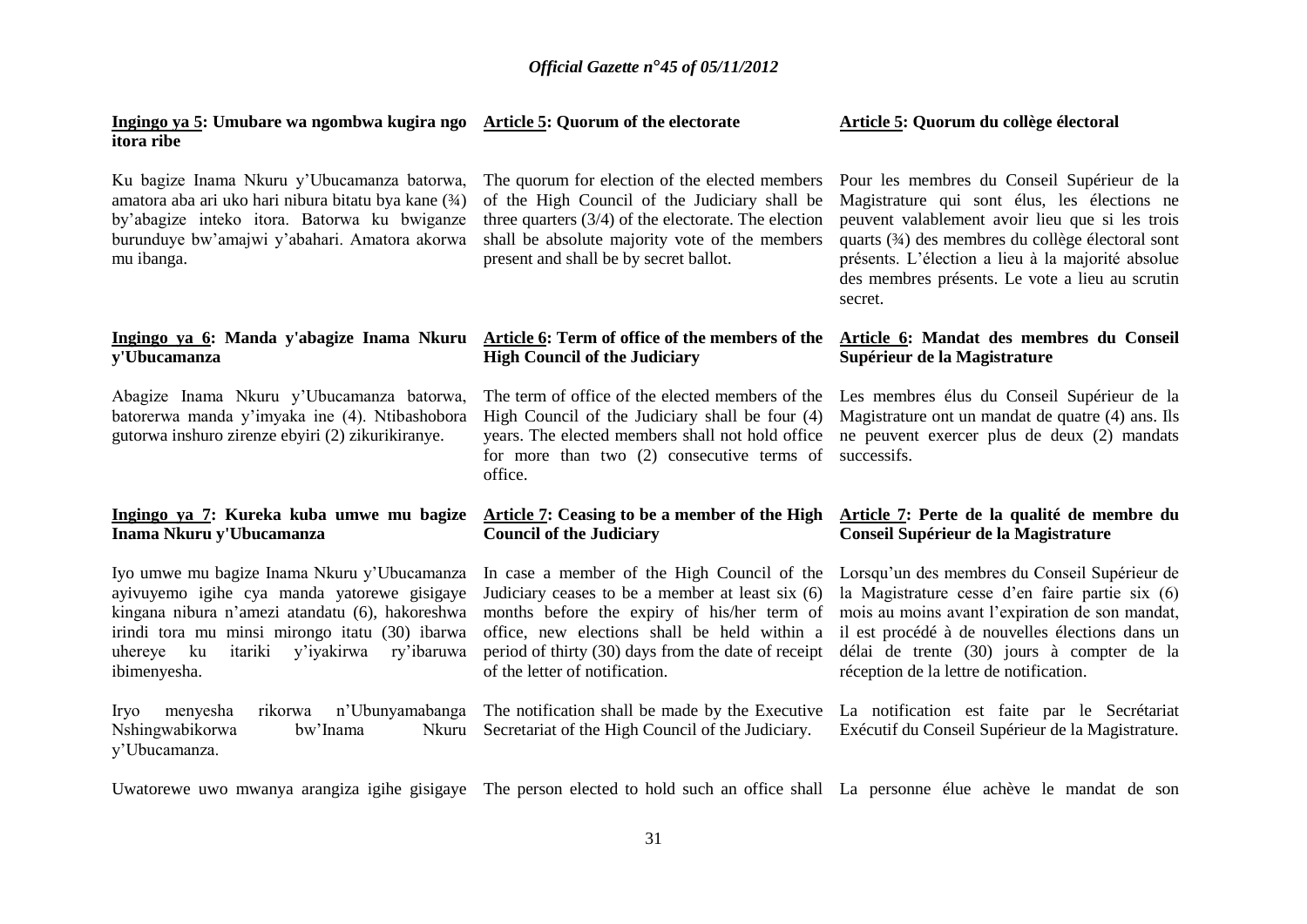**Ingingo ya 5: Umubare wa ngombwa kugira ngo itora ribe**

Ku bagize Inama Nkuru y'Ubucamanza batorwa, amatora aba ari uko hari nibura bitatu bya kane (¾) by'abagize inteko itora. Batorwa ku bwiganze burunduye bw'amajwi y'abahari. Amatora akorwa mu ibanga.

**Article 5: Quorum of the electorate**

The quorum for election of the elected members of the High Council of the Judiciary shall be three quarters (3/4) of the electorate. The election shall be absolute majority vote of the members present and shall be by secret ballot.

**Article 5: Quorum du collège électoral**

Pour les membres du Conseil Supérieur de la Magistrature qui sont élus, les élections ne peuvent valablement avoir lieu que si les trois quarts (¾) des membres du collège électoral sont présents. L'élection a lieu à la majorité absolue des membres présents. Le vote a lieu au scrutin secret.

**Ingingo ya 6: Manda y'abagize Inama Nkuru y'Ubucamanza**

Abagize Inama Nkuru y'Ubucamanza batorwa, batorerwa manda y'imyaka ine (4). Ntibashobora gutorwa inshuro zirenze ebyiri (2) zikurikiranye.

**Article 6: Term of office of the members of the High Council of the Judiciary**

The term of office of the elected members of the High Council of the Judiciary shall be four (4) years. The elected members shall not hold office for more than two (2) consecutive terms of office.

**Article 6: Mandat des membres du Conseil Supérieur de la Magistrature**

Les membres élus du Conseil Supérieur de la Magistrature ont un mandat de quatre (4) ans. Ils ne peuvent exercer plus de deux (2) mandats successifs.

**Ingingo ya 7: Kureka kuba umwe mu bagize Inama Nkuru y'Ubucamanza**

Iyo umwe mu bagize Inama Nkuru y'Ubucamanza ayivuyemo igihe cya manda yatorewe gisigaye kingana nibura n'amezi atandatu (6), hakoreshwa irindi tora mu minsi mirongo itatu (30) ibarwa uhereye ku itariki y'iyakirwa ry'ibaruwa ibimenyesha.

Iryo menyesha rikorwa n'Ubunyamabanga Nshingwabikorwa bw'Inama Nkuru y'Ubucamanza.

Uwatorewe uwo mwanya arangiza igihe gisigaye

**Article 7: Ceasing to be a member of the High Council of the Judiciary**

In case a member of the High Council of the Judiciary ceases to be a member at least six (6) months before the expiry of his/her term of office, new elections shall be held within a period of thirty (30) days from the date of receipt of the letter of notification.

The notification shall be made by the Executive Secretariat of the High Council of the Judiciary.

The person elected to hold such an office shall

**Article 7: Perte de la qualité de membre du Conseil Supérieur de la Magistrature**

Lorsqu'un des membres du Conseil Supérieur de la Magistrature cesse d'en faire partie six (6) mois au moins avant l'expiration de son mandat, il est procédé à de nouvelles élections dans un délai de trente (30) jours à compter de la réception de la lettre de notification.

La notification est faite par le Secrétariat Exécutif du Conseil Supérieur de la Magistrature.

La personne élue achève le mandat de son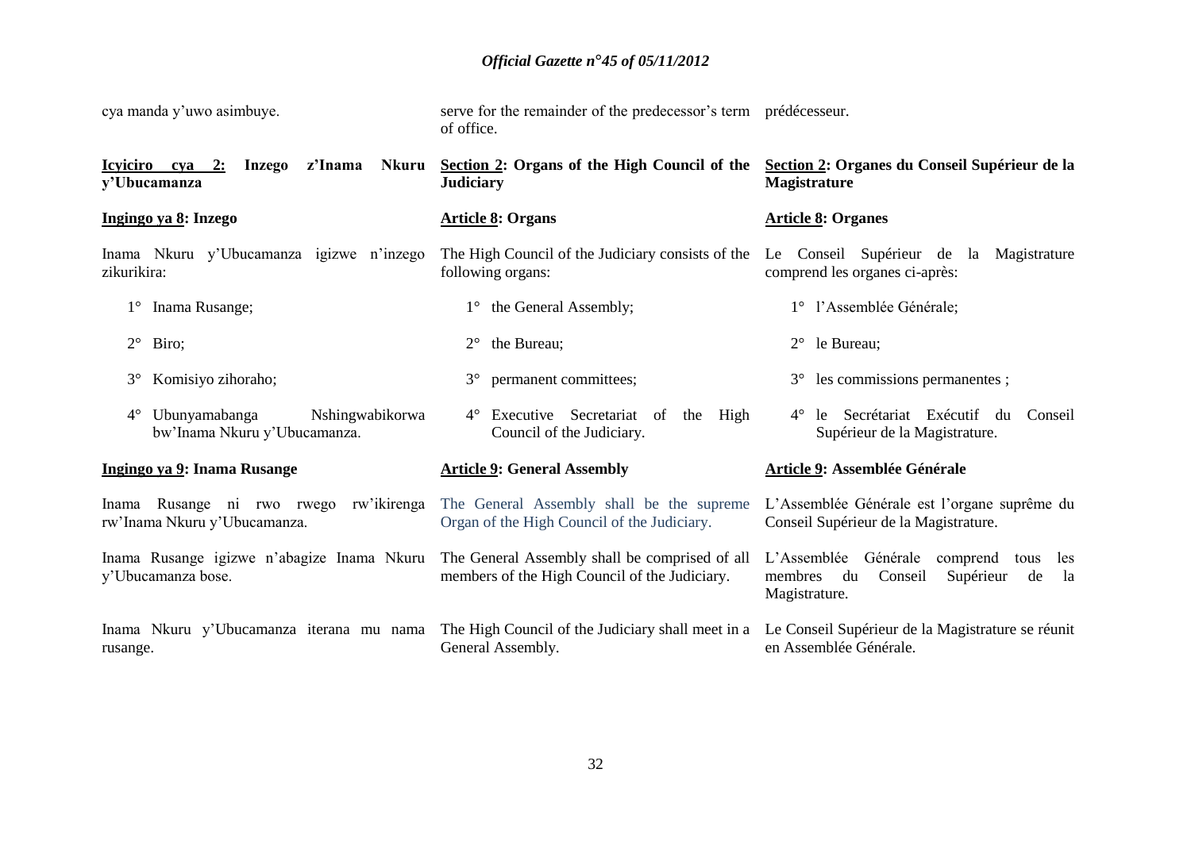cya manda y'uwo asimbuye.

serve for the remainder of the predecessor's term of office.

prédécesseur.

**Icyiciro cya 2: Inzego z'Inama Nkuru y'Ubucamanza**

**Ingingo ya 8: Inzego**

Inama Nkuru y'Ubucamanza igizwe n'inzego zikurikira:

1° Inama Rusange;

2° Biro;

3° Komisiyo zihoraho;

4° Ubunyamabanga Nshingwabikorwa bw'Inama Nkuru y'Ubucamanza.

**Ingingo ya 9: Inama Rusange**

Inama Rusange ni rwo rwego rw'ikirenga rw'Inama Nkuru y'Ubucamanza.

Inama Rusange igizwe n'abagize Inama Nkuru y'Ubucamanza bose.

Inama Nkuru y'Ubucamanza iterana mu nama rusange.

**Section 2: Organs of the High Council of the Judiciary**

**Article 8: Organs**

The High Council of the Judiciary consists of the following organs:

1° the General Assembly;

2° the Bureau;

3° permanent committees;

4° Executive Secretariat of the High Council of the Judiciary.

**Article 9: General Assembly**

The General Assembly shall be the supreme Organ of the High Council of the Judiciary.

The General Assembly shall be comprised of all members of the High Council of the Judiciary.

The High Council of the Judiciary shall meet in a General Assembly.

**Section 2: Organes du Conseil Supérieur de la Magistrature**

**Article 8: Organes**

Le Conseil Supérieur de la Magistrature comprend les organes ci-après:

1° l'Assemblée Générale;

2° le Bureau;

3° les commissions permanentes ;

4° le Secrétariat Exécutif du Conseil Supérieur de la Magistrature.

**Article 9: Assemblée Générale**

L'Assemblée Générale est l'organe suprême du Conseil Supérieur de la Magistrature.

L'Assemblée Générale comprend tous les membres du Conseil Supérieur de la Magistrature.

Le Conseil Supérieur de la Magistrature se réunit en Assemblée Générale.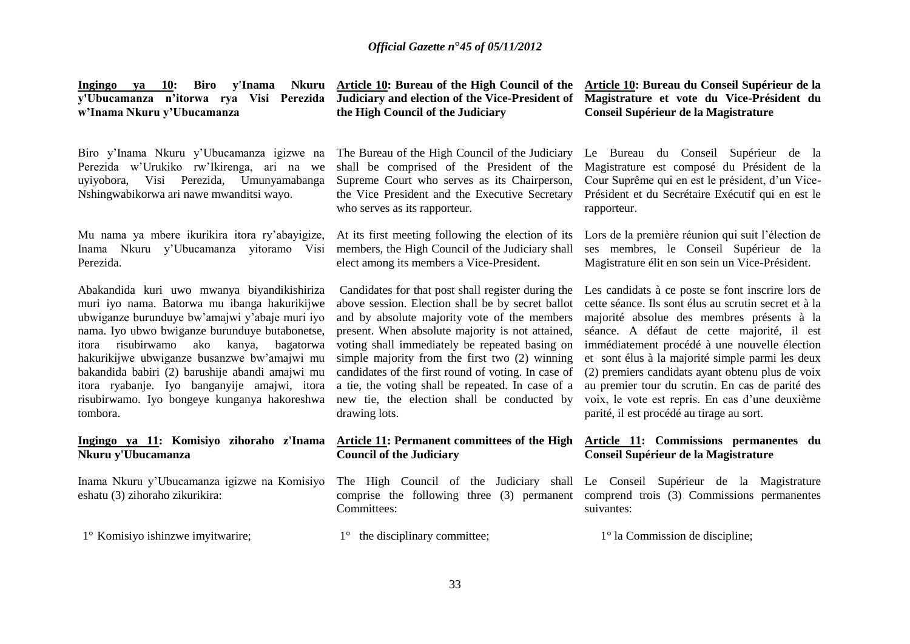**Ingingo ya 10: Biro y'Inama Nkuru y'Ubucamanza n'itorwa rya Visi Perezida w'Inama Nkuru y'Ubucamanza**

Biro y'Inama Nkuru y'Ubucamanza igizwe na Perezida w'Urukiko rw'Ikirenga, ari na we uyiyobora, Visi Perezida, Umunyamabanga Nshingwabikorwa ari nawe mwanditsi wayo.

Mu nama ya mbere ikurikira itora ry'abayigize, Inama Nkuru y'Ubucamanza yitoramo Visi Perezida.

Abakandida kuri uwo mwanya biyandikishiriza muri iyo nama. Batorwa mu ibanga hakurikijwe ubwiganze burunduye bw'amajwi y'abaje muri iyo nama. Iyo ubwo bwiganze burunduye butabonetse, itora risubirwamo ako kanya, bagatorwa hakurikijwe ubwiganze busanzwe bw'amajwi mu bakandida babiri (2) barushije abandi amajwi mu itora ryabanje. Iyo banganyije amajwi, itora risubirwamo. Iyo bongeye kunganya hakoreshwa tombora.

**Ingingo ya 11: Komisiyo zihoraho z'Inama Nkuru y'Ubucamanza**

Inama Nkuru y'Ubucamanza igizwe na Komisiyo eshatu (3) zihoraho zikurikira:

1° Komisiyo ishinzwe imyitwarire;

**Article 10: Bureau of the High Council of the Judiciary and election of the Vice-President of the High Council of the Judiciary**

The Bureau of the High Council of the Judiciary shall be comprised of the President of the Supreme Court who serves as its Chairperson, the Vice President and the Executive Secretary who serves as its rapporteur.

At its first meeting following the election of its members, the High Council of the Judiciary shall elect among its members a Vice-President.

Candidates for that post shall register during the above session. Election shall be by secret ballot and by absolute majority vote of the members present. When absolute majority is not attained, voting shall immediately be repeated basing on simple majority from the first two (2) winning candidates of the first round of voting. In case of a tie, the voting shall be repeated. In case of a new tie, the election shall be conducted by drawing lots.

**Article 11: Permanent committees of the High Council of the Judiciary**

The High Council of the Judiciary shall comprise the following three (3) permanent Committees:

1° the disciplinary committee;

**Article 10: Bureau du Conseil Supérieur de la Magistrature et vote du Vice-Président du Conseil Supérieur de la Magistrature**

Le Bureau du Conseil Supérieur de la Magistrature est composé du Président de la Cour Suprême qui en est le président, d'un Vice-Président et du Secrétaire Exécutif qui en est le rapporteur.

Lors de la première réunion qui suit l'élection de ses membres, le Conseil Supérieur de la Magistrature élit en son sein un Vice-Président.

Les candidats à ce poste se font inscrire lors de cette séance. Ils sont élus au scrutin secret et à la majorité absolue des membres présents à la séance. A défaut de cette majorité, il est immédiatement procédé à une nouvelle élection et sont élus à la majorité simple parmi les deux (2) premiers candidats ayant obtenu plus de voix au premier tour du scrutin. En cas de parité des voix, le vote est repris. En cas d'une deuxième parité, il est procédé au tirage au sort.

**Article 11: Commissions permanentes du Conseil Supérieur de la Magistrature**

Le Conseil Supérieur de la Magistrature comprend trois (3) Commissions permanentes suivantes:

1° la Commission de discipline;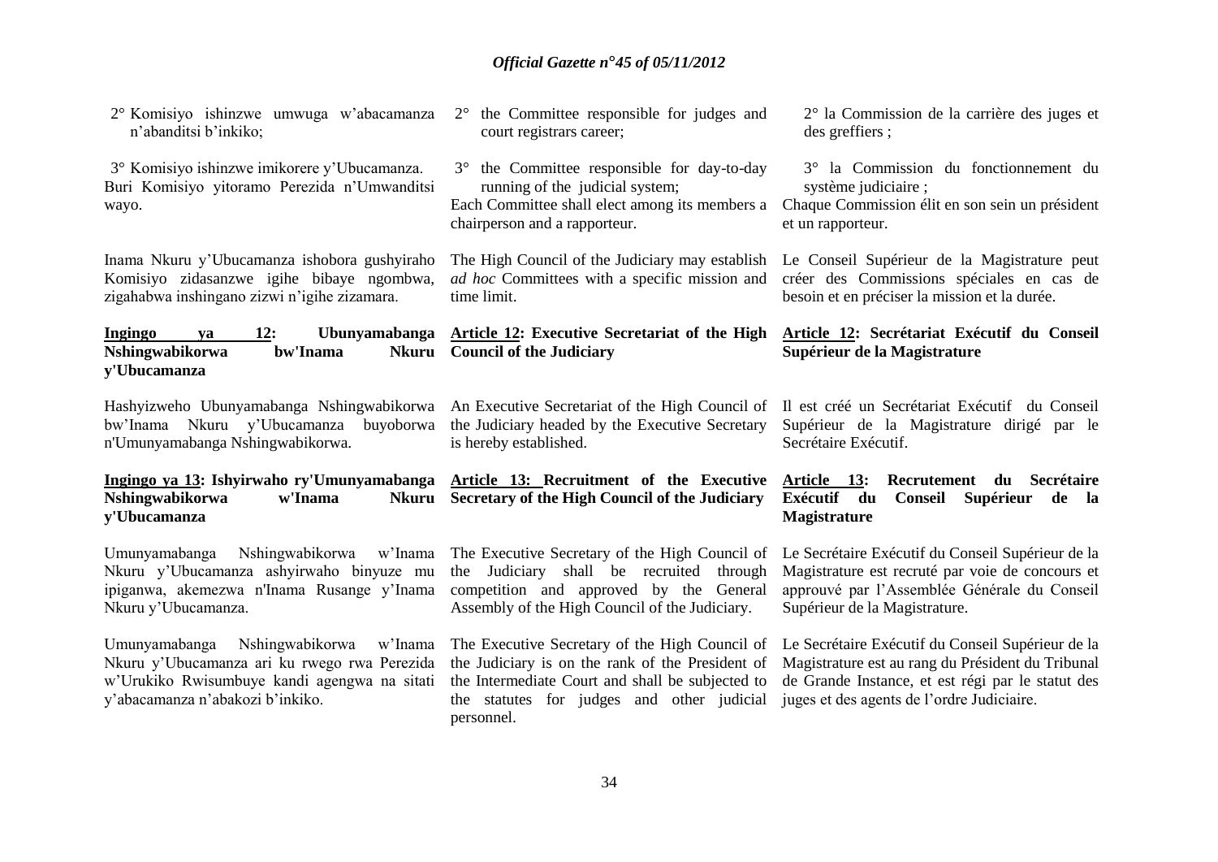2° Komisiyo ishinzwe umwuga w'abacamanza n'abanditsi b'inkiko;

3° Komisiyo ishinzwe imikorere y'Ubucamanza. Buri Komisiyo yitoramo Perezida n'Umwanditsi wayo.

Inama Nkuru y'Ubucamanza ishobora gushyiraho Komisiyo zidasanzwe igihe bibaye ngombwa, zigahabwa inshingano zizwi n'igihe zizamara.

**Ingingo ya 12: Ubunyamabanga Nshingwabikorwa bw'Inama Nkuru y'Ubucamanza**

Hashyizweho Ubunyamabanga Nshingwabikorwa bw'Inama Nkuru y'Ubucamanza buyoborwa n'Umunyamabanga Nshingwabikorwa.

**Ingingo ya 13: Ishyirwaho ry'Umunyamabanga Nshingwabikorwa w'Inama Nkuru y'Ubucamanza**

Umunyamabanga Nshingwabikorwa w'Inama Nkuru y'Ubucamanza ashyirwaho binyuze mu ipiganwa, akemezwa n'Inama Rusange y'Inama Nkuru y'Ubucamanza.

Umunyamabanga Nshingwabikorwa w'Inama Nkuru y'Ubucamanza ari ku rwego rwa Perezida w'Urukiko Rwisumbuye kandi agengwa na sitati y'abacamanza n'abakozi b'inkiko.

2° the Committee responsible for judges and court registrars career;

3° the Committee responsible for day-to-day running of the judicial system;

Each Committee shall elect among its members a chairperson and a rapporteur.

The High Council of the Judiciary may establish *ad hoc* Committees with a specific mission and time limit.

**Article 12: Executive Secretariat of the High Council of the Judiciary**

An Executive Secretariat of the High Council of the Judiciary headed by the Executive Secretary is hereby established.

**Article 13: Recruitment of the Executive Secretary of the High Council of the Judiciary**

The Executive Secretary of the High Council of the Judiciary shall be recruited through competition and approved by the General Assembly of the High Council of the Judiciary.

The Executive Secretary of the High Council of the Judiciary is on the rank of the President of the Intermediate Court and shall be subjected to the statutes for judges and other judicial personnel.

2° la Commission de la carrière des juges et des greffiers ;

3° la Commission du fonctionnement du système judiciaire ;

Chaque Commission élit en son sein un président et un rapporteur.

Le Conseil Supérieur de la Magistrature peut créer des Commissions spéciales en cas de besoin et en préciser la mission et la durée.

**Article 12: Secrétariat Exécutif du Conseil Supérieur de la Magistrature**

Il est créé un Secrétariat Exécutif du Conseil Supérieur de la Magistrature dirigé par le Secrétaire Exécutif.

**Article 13: Recrutement du Secrétaire Exécutif du Conseil Supérieur de la Magistrature**

Le Secrétaire Exécutif du Conseil Supérieur de la Magistrature est recruté par voie de concours et approuvé par l'Assemblée Générale du Conseil Supérieur de la Magistrature.

Le Secrétaire Exécutif du Conseil Supérieur de la Magistrature est au rang du Président du Tribunal de Grande Instance, et est régi par le statut des juges et des agents de l'ordre Judiciaire.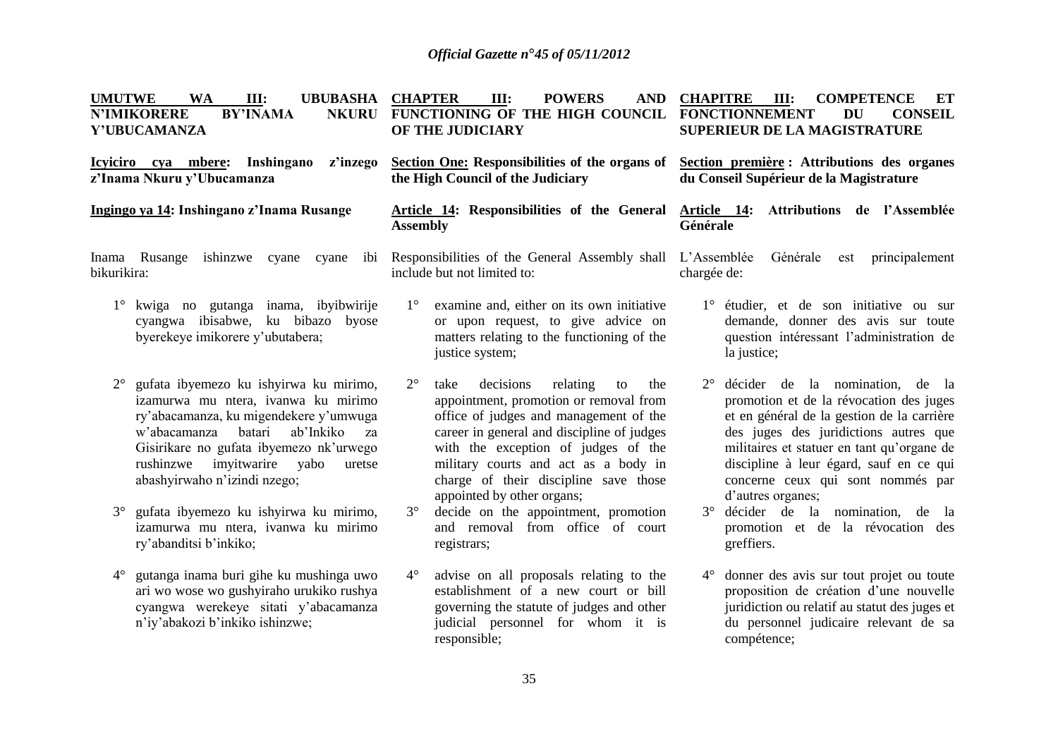**UMUTWE WA III: UBUBASHA N'IMIKORERE BY'INAMA NKURU Y'UBUCAMANZA**

**Icyiciro cya mbere: Inshingano z'inzego z'Inama Nkuru y'Ubucamanza**

**Ingingo ya 14: Inshingano z'Inama Rusange**

Inama Rusange ishinzwe cyane cyane ibi bikurikira:

1° kwiga no gutanga inama, ibyibwirije cyangwa ibisabwe, ku bibazo byose byerekeye imikorere y'ubutabera;

2° gufata ibyemezo ku ishyirwa ku mirimo, izamurwa mu ntera, ivanwa ku mirimo ry'abacamanza, ku migendekere y'umwuga w'abacamanza batari ab'Inkiko za Gisirikare no gufata ibyemezo nk'urwego rushinzwe imyitwarire yabo uretse abashyirwaho n'izindi nzego;

3° gufata ibyemezo ku ishyirwa ku mirimo, izamurwa mu ntera, ivanwa ku mirimo ry'abanditsi b'inkiko;

4° gutanga inama buri gihe ku mushinga uwo ari wo wose wo gushyiraho urukiko rushya cyangwa werekeye sitati y'abacamanza n'iy'abakozi b'inkiko ishinzwe;

**CHAPTER III: POWERS AND FUNCTIONING OF THE HIGH COUNCIL OF THE JUDICIARY**

**Section One: Responsibilities of the organs of the High Council of the Judiciary**

**Article 14: Responsibilities of the General Assembly**

Responsibilities of the General Assembly shall include but not limited to:

1° examine and, either on its own initiative or upon request, to give advice on matters relating to the functioning of the justice system;

2° take decisions relating to the appointment, promotion or removal from office of judges and management of the career in general and discipline of judges with the exception of judges of the military courts and act as a body in charge of their discipline save those appointed by other organs;

3° decide on the appointment, promotion and removal from office of court registrars;

4° advise on all proposals relating to the establishment of a new court or bill governing the statute of judges and other judicial personnel for whom it is responsible;

**CHAPITRE III: COMPETENCE ET FONCTIONNEMENT DU CONSEIL SUPERIEUR DE LA MAGISTRATURE**

**Section première : Attributions des organes du Conseil Supérieur de la Magistrature**

**Article 14: Attributions de l'Assemblée Générale**

L'Assemblée Générale est principalement chargée de:

1° étudier, et de son initiative ou sur demande, donner des avis sur toute question intéressant l'administration de la justice;

2° décider de la nomination, de la promotion et de la révocation des juges et en général de la gestion de la carrière des juges des juridictions autres que militaires et statuer en tant qu'organe de discipline à leur égard, sauf en ce qui concerne ceux qui sont nommés par d'autres organes;

3° décider de la nomination, de la promotion et de la révocation des greffiers.

4° donner des avis sur tout projet ou toute proposition de création d'une nouvelle juridiction ou relatif au statut des juges et du personnel judicaire relevant de sa compétence;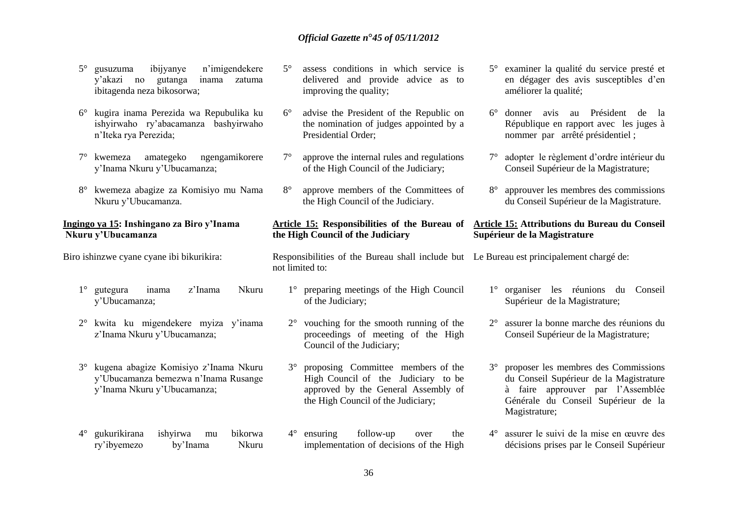5° gusuzuma ibijyanye n'imigendekere y'akazi no gutanga inama zatuma ibitagenda neza bikosorwa;

6° kugira inama Perezida wa Repubulika ku ishyirwaho ry'abacamanza bashyirwaho n'Iteka rya Perezida;

7° kwemeza amategeko ngengamikorere y'Inama Nkuru y'Ubucamanza;

8° kwemeza abagize za Komisiyo mu Nama Nkuru y'Ubucamanza.

**Ingingo ya 15: Inshingano za Biro y'Inama Nkuru y'Ubucamanza**

Biro ishinzwe cyane cyane ibi bikurikira:

1° gutegura inama z'Inama Nkuru y'Ubucamanza;

2° kwita ku migendekere myiza y'inama z'Inama Nkuru y'Ubucamanza;

3° kugena abagize Komisiyo z'Inama Nkuru y'Ubucamanza bemezwa n'Inama Rusange y'Inama Nkuru y'Ubucamanza;

4° gukurikirana ishyirwa mu bikorwa ry'ibyemezo by'Inama Nkuru

5° assess conditions in which service is delivered and provide advice as to improving the quality;

6° advise the President of the Republic on the nomination of judges appointed by a Presidential Order;

7° approve the internal rules and regulations of the High Council of the Judiciary;

8° approve members of the Committees of the High Council of the Judiciary.

**Article 15: Responsibilities of the Bureau of the High Council of the Judiciary**

Responsibilities of the Bureau shall include but not limited to:

1° preparing meetings of the High Council of the Judiciary;

2° vouching for the smooth running of the proceedings of meeting of the High Council of the Judiciary;

3° proposing Committee members of the High Council of the Judiciary to be approved by the General Assembly of the High Council of the Judiciary;

4° ensuring follow-up over the implementation of decisions of the High

5° examiner la qualité du service presté et en dégager des avis susceptibles d'en améliorer la qualité;

6° donner avis au Président de la République en rapport avec les juges à nommer par arrêté présidentiel ;

7° adopter le règlement d'ordre intérieur du Conseil Supérieur de la Magistrature;

8° approuver les membres des commissions du Conseil Supérieur de la Magistrature.

**Article 15: Attributions du Bureau du Conseil Supérieur de la Magistrature**

Le Bureau est principalement chargé de:

1° organiser les réunions du Conseil Supérieur de la Magistrature;

2° assurer la bonne marche des réunions du Conseil Supérieur de la Magistrature;

3° proposer les membres des Commissions du Conseil Supérieur de la Magistrature à faire approuver par l'Assemblée Générale du Conseil Supérieur de la Magistrature;

4° assurer le suivi de la mise en œuvre des décisions prises par le Conseil Supérieur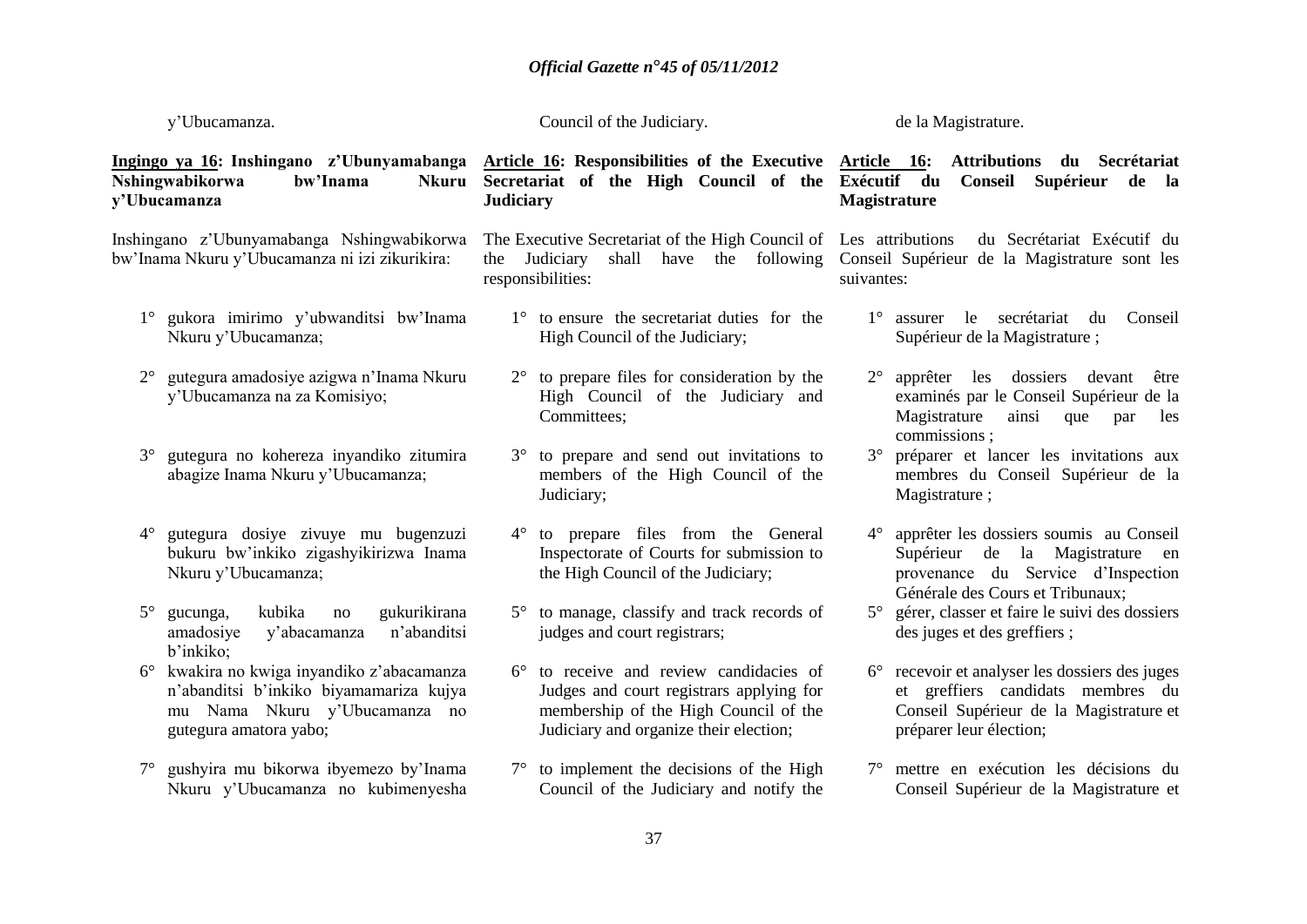y'Ubucamanza.

**Ingingo ya 16: Inshingano z'Ubunyamabanga Nshingwabikorwa bw'Inama Nkuru y'Ubucamanza**

Inshingano z'Ubunyamabanga Nshingwabikorwa bw'Inama Nkuru y'Ubucamanza ni izi zikurikira:

1° gukora imirimo y'ubwanditsi bw'Inama Nkuru y'Ubucamanza;

2° gutegura amadosiye azigwa n'Inama Nkuru y'Ubucamanza na za Komisiyo;

3° gutegura no kohereza inyandiko zitumira abagize Inama Nkuru y'Ubucamanza;

4° gutegura dosiye zivuye mu bugenzuzi bukuru bw'inkiko zigashyikirizwa Inama Nkuru y'Ubucamanza;

5° gucunga, kubika no gukurikirana amadosiye y'abacamanza n'abanditsi b'inkiko;

6° kwakira no kwiga inyandiko z'abacamanza n'abanditsi b'inkiko biyamamariza kujya mu Nama Nkuru y'Ubucamanza no gutegura amatora yabo;

7° gushyira mu bikorwa ibyemezo by'Inama Nkuru y'Ubucamanza no kubimenyesha

Council of the Judiciary.

**Article 16: Responsibilities of the Executive Secretariat of the High Council of the Judiciary**

The Executive Secretariat of the High Council of the Judiciary shall have the following responsibilities:

1° to ensure the secretariat duties for the High Council of the Judiciary;

2° to prepare files for consideration by the High Council of the Judiciary and Committees;

3° to prepare and send out invitations to members of the High Council of the Judiciary;

4° to prepare files from the General Inspectorate of Courts for submission to the High Council of the Judiciary;

5° to manage, classify and track records of judges and court registrars;

6° to receive and review candidacies of Judges and court registrars applying for membership of the High Council of the Judiciary and organize their election;

7° to implement the decisions of the High Council of the Judiciary and notify the

de la Magistrature.

**Article 16: Attributions du Secrétariat Exécutif du Conseil Supérieur de la Magistrature**

Les attributions du Secrétariat Exécutif du Conseil Supérieur de la Magistrature sont les suivantes:

1° assurer le secrétariat du Conseil Supérieur de la Magistrature ;

2° apprêter les dossiers devant être examinés par le Conseil Supérieur de la Magistrature ainsi que par les commissions ;

3° préparer et lancer les invitations aux membres du Conseil Supérieur de la Magistrature ;

4° apprêter les dossiers soumis au Conseil Supérieur de la Magistrature en provenance du Service d'Inspection Générale des Cours et Tribunaux;

5° gérer, classer et faire le suivi des dossiers des juges et des greffiers ;

6° recevoir et analyser les dossiers des juges et greffiers candidats membres du Conseil Supérieur de la Magistrature et préparer leur élection;

7° mettre en exécution les décisions du Conseil Supérieur de la Magistrature et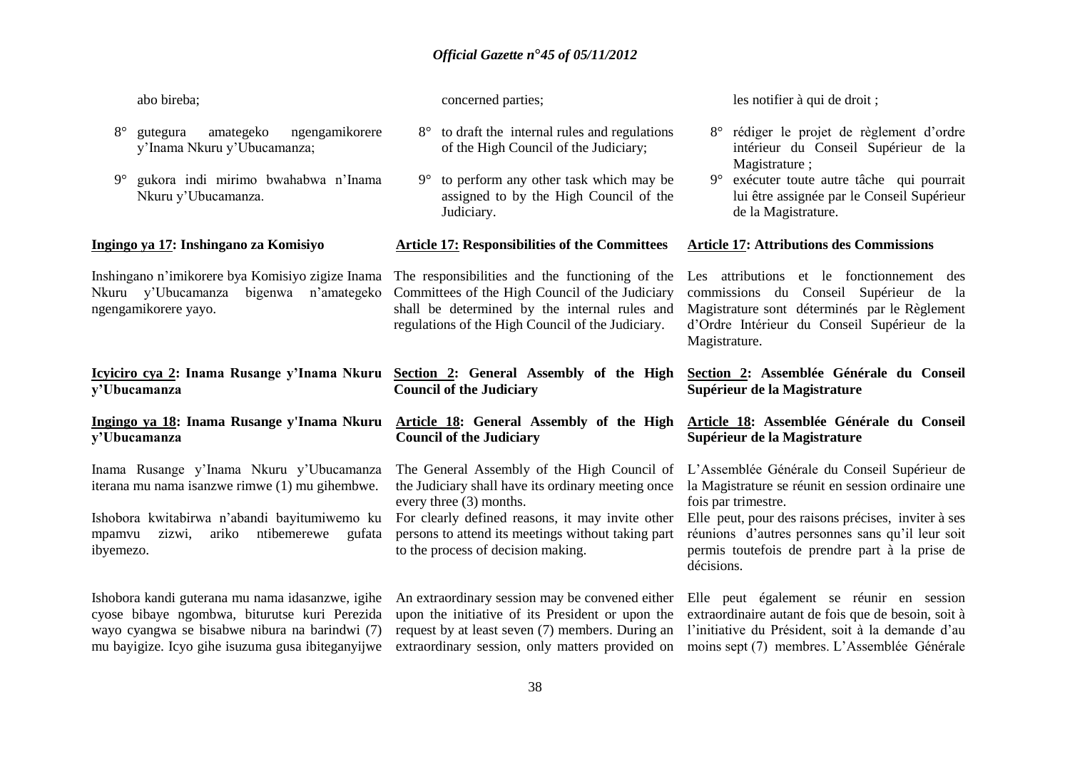abo bireba;

8° gutegura amategeko ngengamikorere y'Inama Nkuru y'Ubucamanza;

9° gukora indi mirimo bwahabwa n'Inama Nkuru y'Ubucamanza.

**Ingingo ya 17: Inshingano za Komisiyo**

Inshingano n'imikorere bya Komisiyo zigize Inama Nkuru y'Ubucamanza bigenwa n'amategeko ngengamikorere yayo.

**Icyiciro cya 2: Inama Rusange y'Inama Nkuru y'Ubucamanza**

**Ingingo ya 18: Inama Rusange y'Inama Nkuru y'Ubucamanza**

Inama Rusange y'Inama Nkuru y'Ubucamanza iterana mu nama isanzwe rimwe (1) mu gihembwe.

Ishobora kwitabirwa n'abandi bayitumiwemo ku mpamvu zizwi, ariko ntibemerewe gufata ibyemezo.

Ishobora kandi guterana mu nama idasanzwe, igihe cyose bibaye ngombwa, biturutse kuri Perezida wayo cyangwa se bisabwe nibura na barindwi (7) mu bayigize. Icyo gihe isuzuma gusa ibiteganyijwe

concerned parties;

8° to draft the internal rules and regulations of the High Council of the Judiciary;

9° to perform any other task which may be assigned to by the High Council of the Judiciary.

**Article 17: Responsibilities of the Committees**

The responsibilities and the functioning of the Committees of the High Council of the Judiciary shall be determined by the internal rules and regulations of the High Council of the Judiciary.

**Section 2: General Assembly of the High Council of the Judiciary**

**Article 18: General Assembly of the High Council of the Judiciary**

The General Assembly of the High Council of the Judiciary shall have its ordinary meeting once every three (3) months.

For clearly defined reasons, it may invite other persons to attend its meetings without taking part to the process of decision making.

An extraordinary session may be convened either upon the initiative of its President or upon the request by at least seven (7) members. During an extraordinary session, only matters provided on

les notifier à qui de droit ;

8° rédiger le projet de règlement d'ordre intérieur du Conseil Supérieur de la Magistrature ;

9° exécuter toute autre tâche qui pourrait lui être assignée par le Conseil Supérieur de la Magistrature.

**Article 17: Attributions des Commissions**

Les attributions et le fonctionnement des commissions du Conseil Supérieur de la Magistrature sont déterminés par le Règlement d'Ordre Intérieur du Conseil Supérieur de la Magistrature.

**Section 2: Assemblée Générale du Conseil Supérieur de la Magistrature**

**Article 18: Assemblée Générale du Conseil Supérieur de la Magistrature**

L'Assemblée Générale du Conseil Supérieur de la Magistrature se réunit en session ordinaire une fois par trimestre.

Elle peut, pour des raisons précises, inviter à ses réunions d'autres personnes sans qu'il leur soit permis toutefois de prendre part à la prise de décisions.

Elle peut également se réunir en session extraordinaire autant de fois que de besoin, soit à l'initiative du Président, soit à la demande d'au moins sept (7) membres. L'Assemblée Générale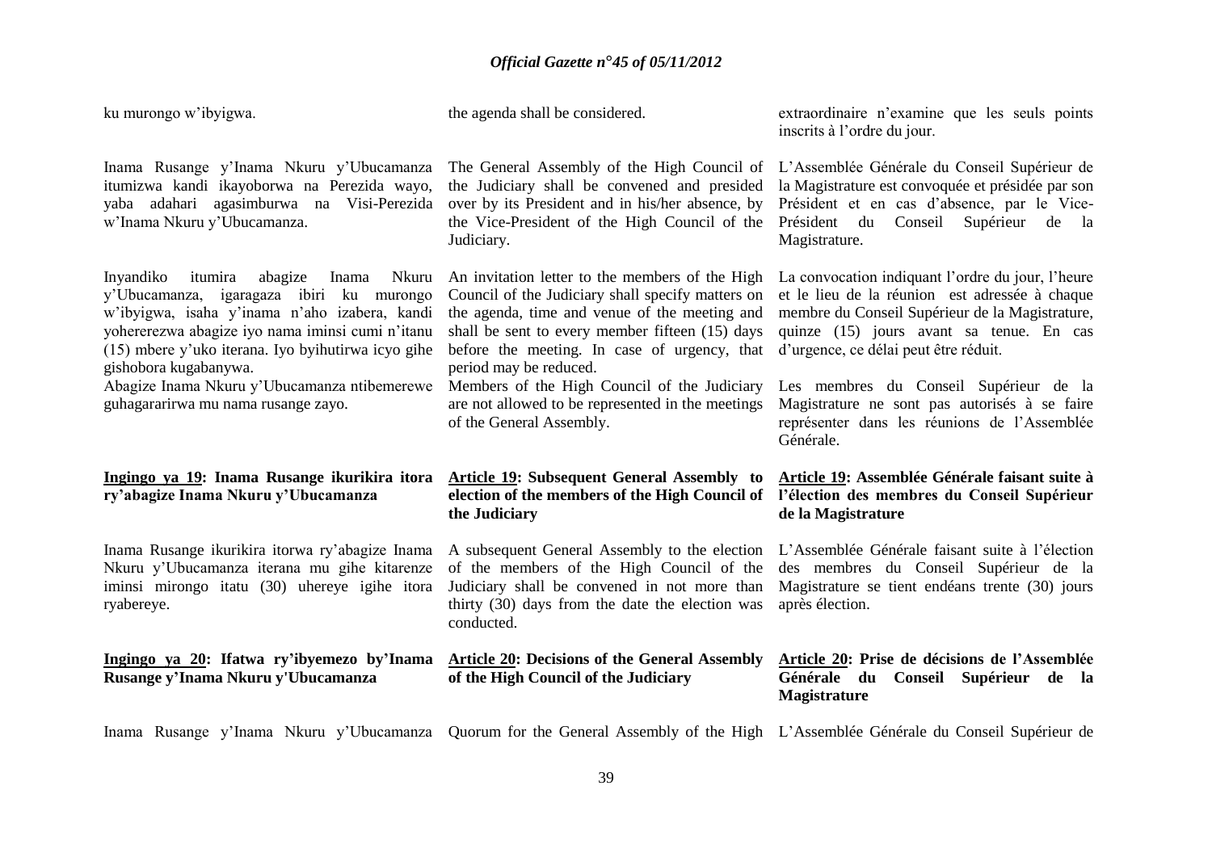ku murongo w'ibyigwa.

the agenda shall be considered.

extraordinaire n'examine que les seuls points inscrits à l'ordre du jour.

Inama Rusange y'Inama Nkuru y'Ubucamanza itumizwa kandi ikayoborwa na Perezida wayo, yaba adahari agasimburwa na Visi-Perezida w'Inama Nkuru y'Ubucamanza.

The General Assembly of the High Council of the Judiciary shall be convened and presided over by its President and in his/her absence, by the Vice-President of the High Council of the Judiciary.

L'Assemblée Générale du Conseil Supérieur de la Magistrature est convoquée et présidée par son Président et en cas d'absence, par le Vice-Président du Conseil Supérieur de la Magistrature.

Inyandiko itumira abagize Inama Nkuru y'Ubucamanza, igaragaza ibiri ku murongo w'ibyigwa, isaha y'inama n'aho izabera, kandi yohererezwa abagize iyo nama iminsi cumi n'itanu (15) mbere y'uko iterana. Iyo byihutirwa icyo gihe gishobora kugabanywa.

An invitation letter to the members of the High Council of the Judiciary shall specify matters on the agenda, time and venue of the meeting and shall be sent to every member fifteen (15) days before the meeting. In case of urgency, that period may be reduced.

La convocation indiquant l'ordre du jour, l'heure et le lieu de la réunion est adressée à chaque membre du Conseil Supérieur de la Magistrature, quinze (15) jours avant sa tenue. En cas d'urgence, ce délai peut être réduit.

Abagize Inama Nkuru y'Ubucamanza ntibemerewe guhagararirwa mu nama rusange zayo.

Members of the High Council of the Judiciary are not allowed to be represented in the meetings of the General Assembly.

Les membres du Conseil Supérieur de la Magistrature ne sont pas autorisés à se faire représenter dans les réunions de l'Assemblée Générale.

**Ingingo ya 19: Inama Rusange ikurikira itora ry'abagize Inama Nkuru y'Ubucamanza**

**Article 19: Subsequent General Assembly to election of the members of the High Council of the Judiciary**

**Article 19: Assemblée Générale faisant suite à l'élection des membres du Conseil Supérieur de la Magistrature**

Inama Rusange ikurikira itorwa ry'abagize Inama Nkuru y'Ubucamanza iterana mu gihe kitarenze iminsi mirongo itatu (30) uhereye igihe itora ryabereye.

A subsequent General Assembly to the election of the members of the High Council of the Judiciary shall be convened in not more than thirty (30) days from the date the election was conducted.

L'Assemblée Générale faisant suite à l'élection des membres du Conseil Supérieur de la Magistrature se tient endéans trente (30) jours après élection.

**Ingingo ya 20: Ifatwa ry'ibyemezo by'Inama Rusange y'Inama Nkuru y'Ubucamanza**

**Article 20: Decisions of the General Assembly of the High Council of the Judiciary**

**Article 20: Prise de décisions de l'Assemblée Générale du Conseil Supérieur de la Magistrature**

Inama Rusange y'Inama Nkuru y'Ubucamanza

Quorum for the General Assembly of the High

L'Assemblée Générale du Conseil Supérieur de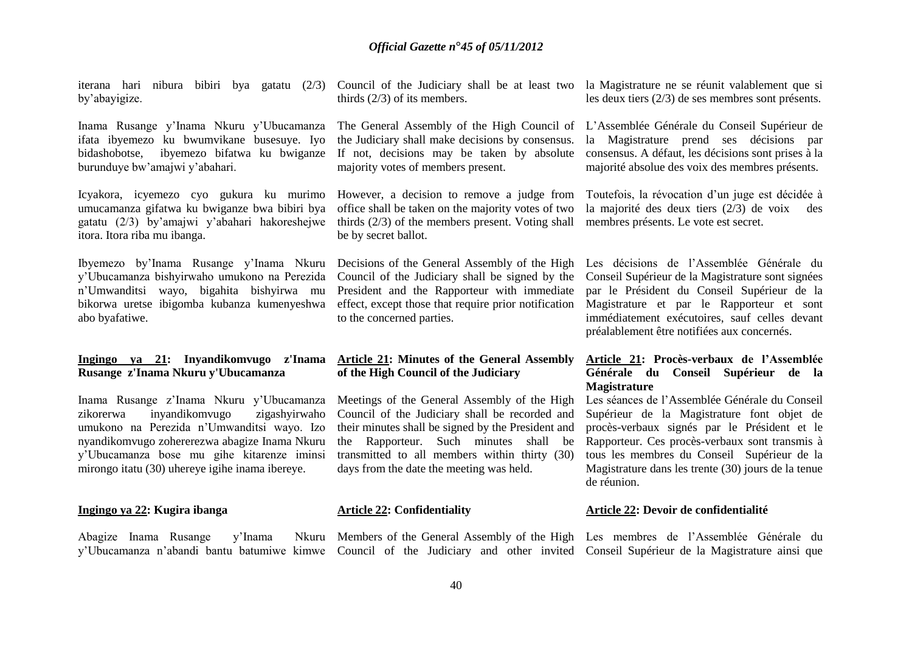iterana hari nibura bibiri bya gatatu (2/3) by'abayigize.

Inama Rusange y'Inama Nkuru y'Ubucamanza ifata ibyemezo ku bwumvikane busesuye. Iyo bidashobotse, ibyemezo bifatwa ku bwiganze burunduye bw'amajwi y'abahari.

Icyakora, icyemezo cyo gukura ku murimo umucamanza gifatwa ku bwiganze bwa bibiri bya gatatu (2/3) by'amajwi y'abahari hakoreshejwe itora. Itora riba mu ibanga.

Ibyemezo by'Inama Rusange y'Inama Nkuru y'Ubucamanza bishyirwaho umukono na Perezida n'Umwanditsi wayo, bigahita bishyirwa mu bikorwa uretse ibigomba kubanza kumenyeshwa abo byafatiwe.

**Ingingo ya 21: Inyandikomvugo z'Inama Rusange z'Inama Nkuru y'Ubucamanza**

Inama Rusange z'Inama Nkuru y'Ubucamanza zikorerwa inyandikomvugo zigashyirwaho umukono na Perezida n'Umwanditsi wayo. Izo nyandikomvugo zohererezwa abagize Inama Nkuru y'Ubucamanza bose mu gihe kitarenze iminsi mirongo itatu (30) uhereye igihe inama ibereye.

**Ingingo ya 22: Kugira ibanga**

Abagize Inama Rusange y'Inama Nkuru y'Ubucamanza n'abandi bantu batumiwe kimwe

Council of the Judiciary shall be at least two thirds (2/3) of its members.

The General Assembly of the High Council of the Judiciary shall make decisions by consensus. If not, decisions may be taken by absolute majority votes of members present.

However, a decision to remove a judge from office shall be taken on the majority votes of two thirds (2/3) of the members present. Voting shall be by secret ballot.

Decisions of the General Assembly of the High Council of the Judiciary shall be signed by the President and the Rapporteur with immediate effect, except those that require prior notification to the concerned parties.

**Article 21: Minutes of the General Assembly of the High Council of the Judiciary**

Meetings of the General Assembly of the High Council of the Judiciary shall be recorded and their minutes shall be signed by the President and the Rapporteur. Such minutes shall be transmitted to all members within thirty (30) days from the date the meeting was held.

**Article 22: Confidentiality**

Members of the General Assembly of the High Council of the Judiciary and other invited

la Magistrature ne se réunit valablement que si les deux tiers (2/3) de ses membres sont présents.

L'Assemblée Générale du Conseil Supérieur de la Magistrature prend ses décisions par consensus. A défaut, les décisions sont prises à la majorité absolue des voix des membres présents.

Toutefois, la révocation d'un juge est décidée à la majorité des deux tiers (2/3) de voix des membres présents. Le vote est secret.

Les décisions de l'Assemblée Générale du Conseil Supérieur de la Magistrature sont signées par le Président du Conseil Supérieur de la Magistrature et par le Rapporteur et sont immédiatement exécutoires, sauf celles devant préalablement être notifiées aux concernés.

**Article 21: Procès-verbaux de l'Assemblée Générale du Conseil Supérieur de la Magistrature**

Les séances de l'Assemblée Générale du Conseil Supérieur de la Magistrature font objet de procès-verbaux signés par le Président et le Rapporteur. Ces procès-verbaux sont transmis à tous les membres du Conseil Supérieur de la Magistrature dans les trente (30) jours de la tenue de réunion.

**Article 22: Devoir de confidentialité**

Les membres de l'Assemblée Générale du Conseil Supérieur de la Magistrature ainsi que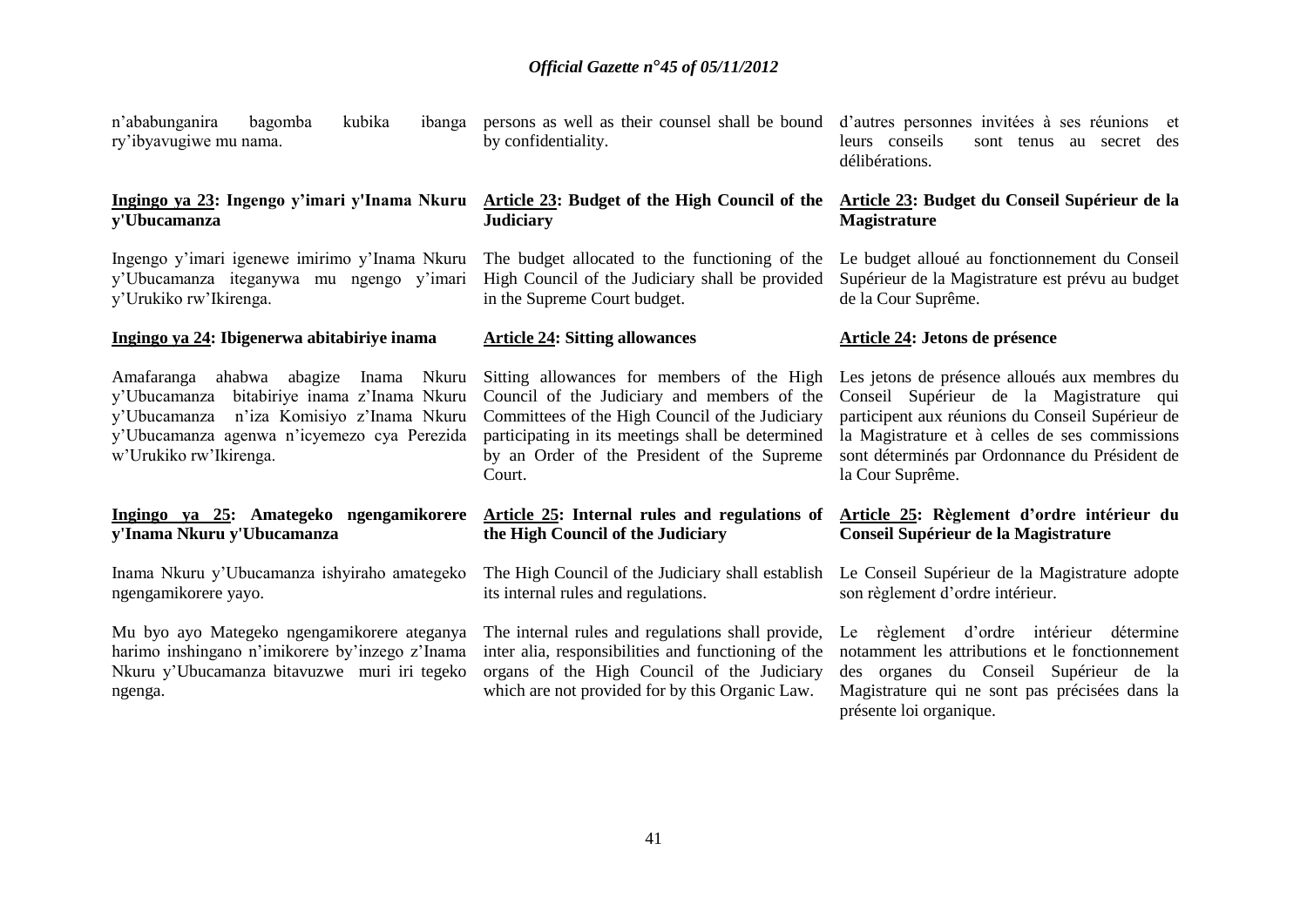n'ababunganira bagomba kubika ibanga ry'ibyavugiwe mu nama.

**Ingingo ya 23: Ingengo y'imari y'Inama Nkuru y'Ubucamanza**

Ingengo y'imari igenewe imirimo y'Inama Nkuru y'Ubucamanza iteganywa mu ngengo y'imari y'Urukiko rw'Ikirenga.

**Ingingo ya 24: Ibigenerwa abitabiriye inama**

Amafaranga ahabwa abagize Inama Nkuru y'Ubucamanza bitabiriye inama z'Inama Nkuru y'Ubucamanza n'iza Komisiyo z'Inama Nkuru y'Ubucamanza agenwa n'icyemezo cya Perezida w'Urukiko rw'Ikirenga.

**Ingingo ya 25: Amategeko ngengamikorere y'Inama Nkuru y'Ubucamanza**

Inama Nkuru y'Ubucamanza ishyiraho amategeko ngengamikorere yayo.

Mu byo ayo Mategeko ngengamikorere ateganya harimo inshingano n'imikorere by'inzego z'Inama Nkuru y'Ubucamanza bitavuzwe muri iri tegeko ngenga.

persons as well as their counsel shall be bound by confidentiality.

**Article 23: Budget of the High Council of the Judiciary**

The budget allocated to the functioning of the High Council of the Judiciary shall be provided in the Supreme Court budget.

**Article 24: Sitting allowances**

Sitting allowances for members of the High Council of the Judiciary and members of the Committees of the High Council of the Judiciary participating in its meetings shall be determined by an Order of the President of the Supreme Court.

**Article 25: Internal rules and regulations of the High Council of the Judiciary**

The High Council of the Judiciary shall establish its internal rules and regulations.

The internal rules and regulations shall provide, inter alia, responsibilities and functioning of the organs of the High Council of the Judiciary which are not provided for by this Organic Law.

d'autres personnes invitées à ses réunions et leurs conseils sont tenus au secret des délibérations.

**Article 23: Budget du Conseil Supérieur de la Magistrature**

Le budget alloué au fonctionnement du Conseil Supérieur de la Magistrature est prévu au budget de la Cour Suprême.

**Article 24: Jetons de présence**

Les jetons de présence alloués aux membres du Conseil Supérieur de la Magistrature qui participent aux réunions du Conseil Supérieur de la Magistrature et à celles de ses commissions sont déterminés par Ordonnance du Président de la Cour Suprême.

**Article 25: Règlement d'ordre intérieur du Conseil Supérieur de la Magistrature**

Le Conseil Supérieur de la Magistrature adopte son règlement d'ordre intérieur.

Le règlement d'ordre intérieur détermine notamment les attributions et le fonctionnement des organes du Conseil Supérieur de la Magistrature qui ne sont pas précisées dans la présente loi organique.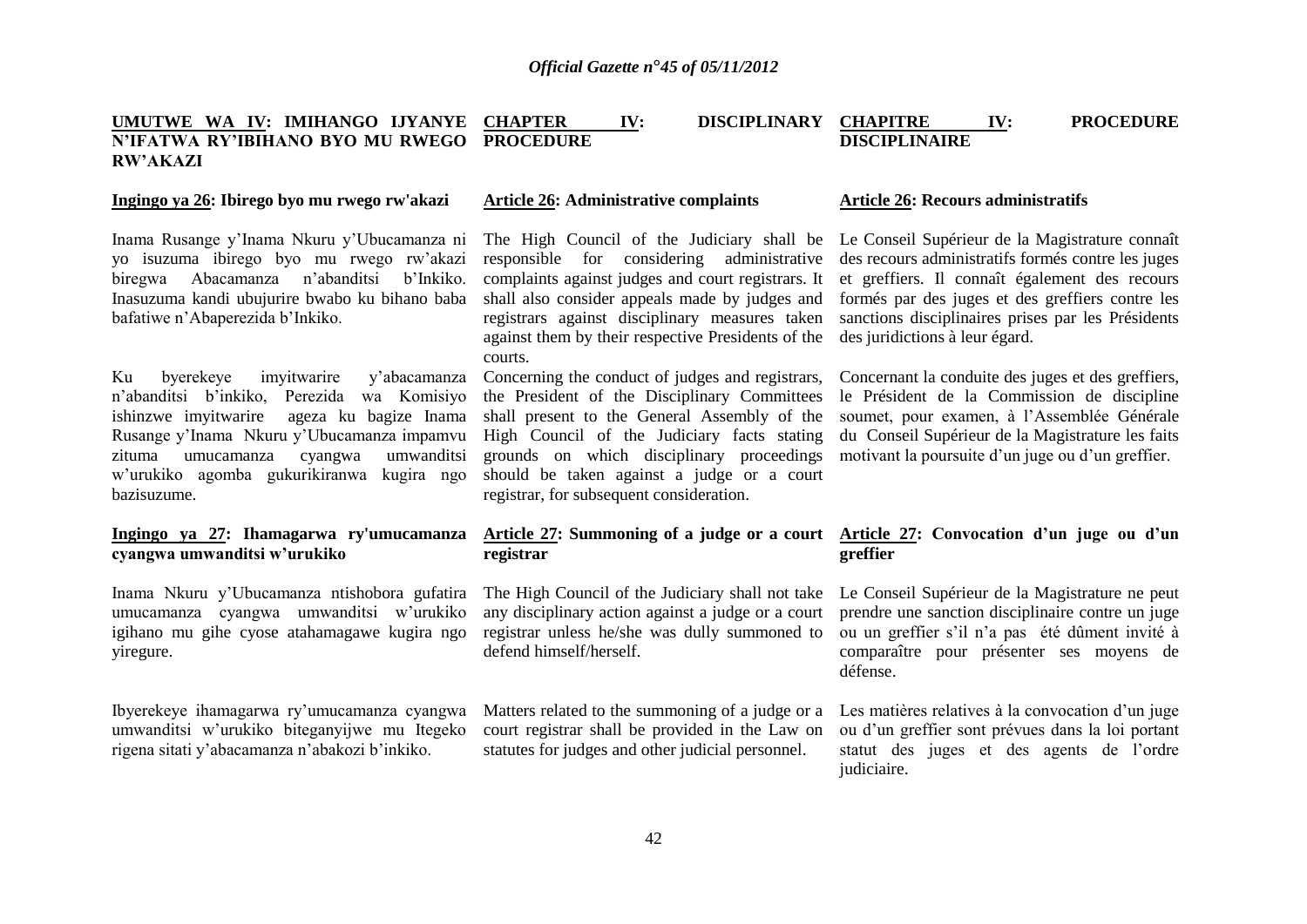## UMUTWE WA IV: IMIHANGO IJYANYE N'IFATWA RY'IBIHANO BYO MU RWEGO RW'AKAZI

### Ingingo ya 26: Ibirego byo mu rwego rw'akazi

Inama Rusange y'Inama Nkuru y'Ubucamanza ni yo isuzuma ibirego byo mu rwego rw'akazi biregwa Abacamanza n'abanditsi b'Inkiko. Inasuzuma kandi ubujurire bwabo ku bihano baba bafatiwe n'Abaperezida b'Inkiko.

Ku byerekeye imyitwarire y'abacamanza n'abanditsi b'inkiko, Perezida wa Komisiyo ishinzwe imyitwarire ageza ku bagize Inama Rusange y'Inama Nkuru y'Ubucamanza impamvu zituma umucamanza cyangwa umwanditsi w'urukiko agomba gukurikiranwa kugira ngo bazisuzume.

### Ingingo ya 27: Ihamagarwa ry'umucamanza cyangwa umwanditsi w'urukiko

Inama Nkuru y'Ubucamanza ntishobora gufatira umucamanza cyangwa umwanditsi w'urukiko igihano mu gihe cyose atahamagawe kugira ngo yiregure.

Ibyerekeye ihamagarwa ry'umucamanza cyangwa umwanditsi w'urukiko biteganyijwe mu Itegeko rigena sitati y'abacamanza n'abakozi b'inkiko.

## CHAPTER IV: DISCIPLINARY PROCEDURE

### Article 26: Administrative complaints

The High Council of the Judiciary shall be responsible for considering administrative complaints against judges and court registrars. It shall also consider appeals made by judges and registrars against disciplinary measures taken against them by their respective Presidents of the courts.

Concerning the conduct of judges and registrars, the President of the Disciplinary Committees shall present to the General Assembly of the High Council of the Judiciary facts stating grounds on which disciplinary proceedings should be taken against a judge or a court registrar, for subsequent consideration.

### Article 27: Summoning of a judge or a court registrar

The High Council of the Judiciary shall not take any disciplinary action against a judge or a court registrar unless he/she was dully summoned to defend himself/herself.

Matters related to the summoning of a judge or a court registrar shall be provided in the Law on statutes for judges and other judicial personnel.

## CHAPITRE IV: PROCEDURE DISCIPLINAIRE

### Article 26: Recours administratifs

Le Conseil Supérieur de la Magistrature connaît des recours administratifs formés contre les juges et greffiers. Il connaît également des recours formés par des juges et des greffiers contre les sanctions disciplinaires prises par les Présidents des juridictions à leur égard.

Concernant la conduite des juges et des greffiers, le Président de la Commission de discipline soumet, pour examen, à l'Assemblée Générale du Conseil Supérieur de la Magistrature les faits motivant la poursuite d'un juge ou d'un greffier.

### Article 27: Convocation d'un juge ou d'un greffier

Le Conseil Supérieur de la Magistrature ne peut prendre une sanction disciplinaire contre un juge ou un greffier s'il n'a pas été dûment invité à comparaître pour présenter ses moyens de défense.

Les matières relatives à la convocation d'un juge ou d'un greffier sont prévues dans la loi portant statut des juges et des agents de l'ordre judiciaire.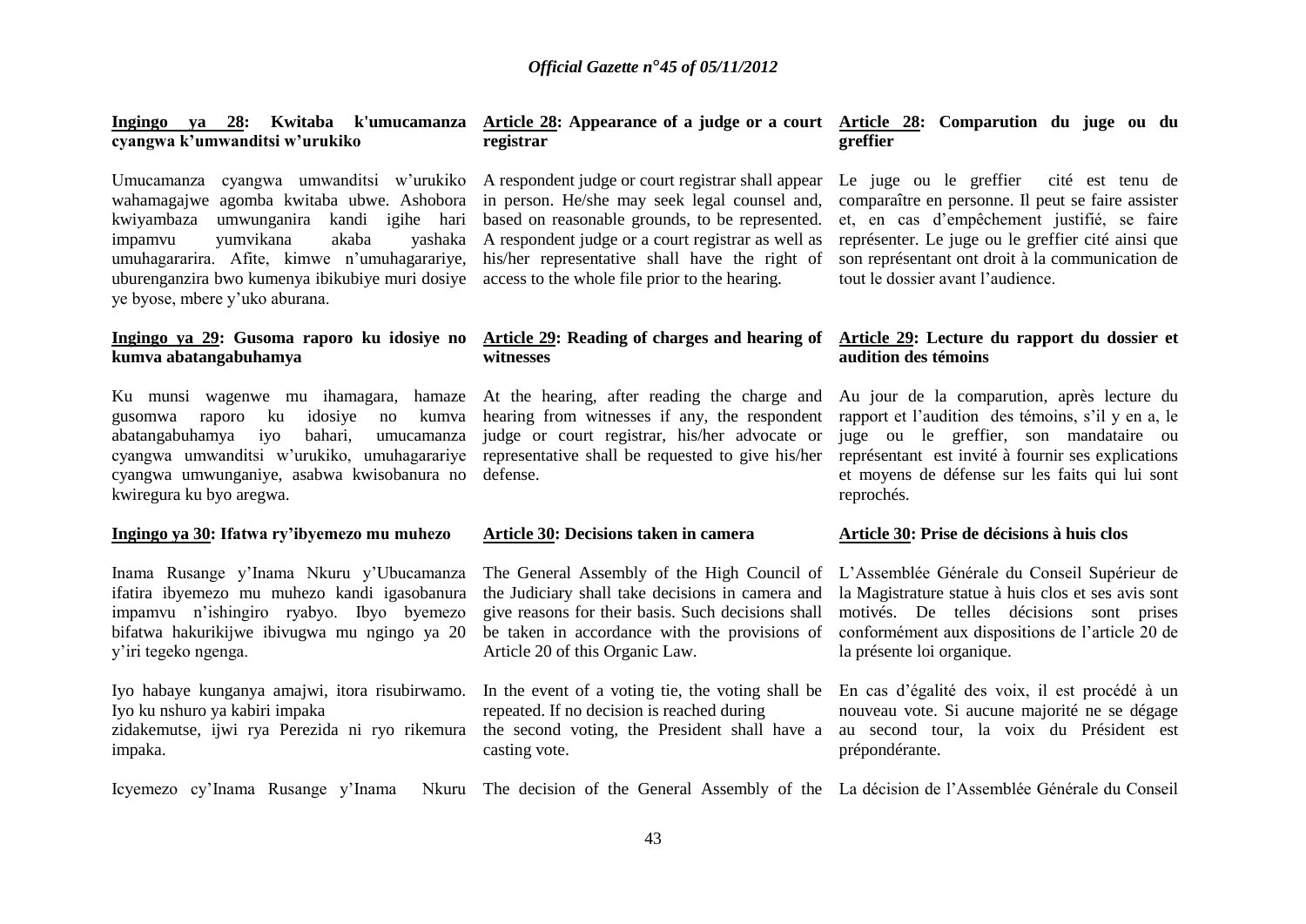**Ingingo ya 28: Kwitaba k'umucamanza cyangwa k'umwanditsi w'urukiko**

Umucamanza cyangwa umwanditsi w'urukiko wahamagajwe agomba kwitaba ubwe. Ashobora kwiyambaza umwunganira kandi igihe hari impamvu yumvikana akaba yashaka umuhagararira. Afite, kimwe n'umuhagarariye, uburenganzira bwo kumenya ibikubiye muri dosiye ye byose, mbere y'uko aburana.

**Ingingo ya 29: Gusoma raporo ku idosiye no kumva abatangabuhamya**

Ku munsi wagenwe mu ihamagara, hamaze gusomwa raporo ku idosiye no kumva abatangabuhamya iyo bahari, umucamanza cyangwa umwanditsi w'urukiko, umuhagarariye cyangwa umwunganiye, asabwa kwisobanura no kwiregura ku byo aregwa.

**Ingingo ya 30: Ifatwa ry'ibyemezo mu muhezo**

Inama Rusange y'Inama Nkuru y'Ubucamanza ifatira ibyemezo mu muhezo kandi igasobanura impamvu n'ishingiro ryabyo. Ibyo byemezo bifatwa hakurikijwe ibivugwa mu ngingo ya 20 y'iri tegeko ngenga.

Iyo habaye kunganya amajwi, itora risubirwamo. Iyo ku nshuro ya kabiri impaka zidakemutse, ijwi rya Perezida ni ryo rikemura impaka.

Icyemezo cy'Inama Rusange y'Inama Nkuru

**Article 28: Appearance of a judge or a court registrar**

A respondent judge or court registrar shall appear in person. He/she may seek legal counsel and, based on reasonable grounds, to be represented. A respondent judge or a court registrar as well as his/her representative shall have the right of access to the whole file prior to the hearing.

**Article 29: Reading of charges and hearing of witnesses**

At the hearing, after reading the charge and hearing from witnesses if any, the respondent judge or court registrar, his/her advocate or representative shall be requested to give his/her defense.

**Article 30: Decisions taken in camera**

The General Assembly of the High Council of the Judiciary shall take decisions in camera and give reasons for their basis. Such decisions shall be taken in accordance with the provisions of Article 20 of this Organic Law.

In the event of a voting tie, the voting shall be repeated. If no decision is reached during the second voting, the President shall have a casting vote.

The decision of the General Assembly of the

**Article 28: Comparution du juge ou du greffier**

Le juge ou le greffier cité est tenu de comparaître en personne. Il peut se faire assister et, en cas d'empêchement justifié, se faire représenter. Le juge ou le greffier cité ainsi que son représentant ont droit à la communication de tout le dossier avant l'audience.

**Article 29: Lecture du rapport du dossier et audition des témoins**

Au jour de la comparution, après lecture du rapport et l'audition des témoins, s'il y en a, le juge ou le greffier, son mandataire ou représentant est invité à fournir ses explications et moyens de défense sur les faits qui lui sont reprochés.

**Article 30: Prise de décisions à huis clos**

L'Assemblée Générale du Conseil Supérieur de la Magistrature statue à huis clos et ses avis sont motivés. De telles décisions sont prises conformément aux dispositions de l'article 20 de la présente loi organique.

En cas d'égalité des voix, il est procédé à un nouveau vote. Si aucune majorité ne se dégage au second tour, la voix du Président est prépondérante.

La décision de l'Assemblée Générale du Conseil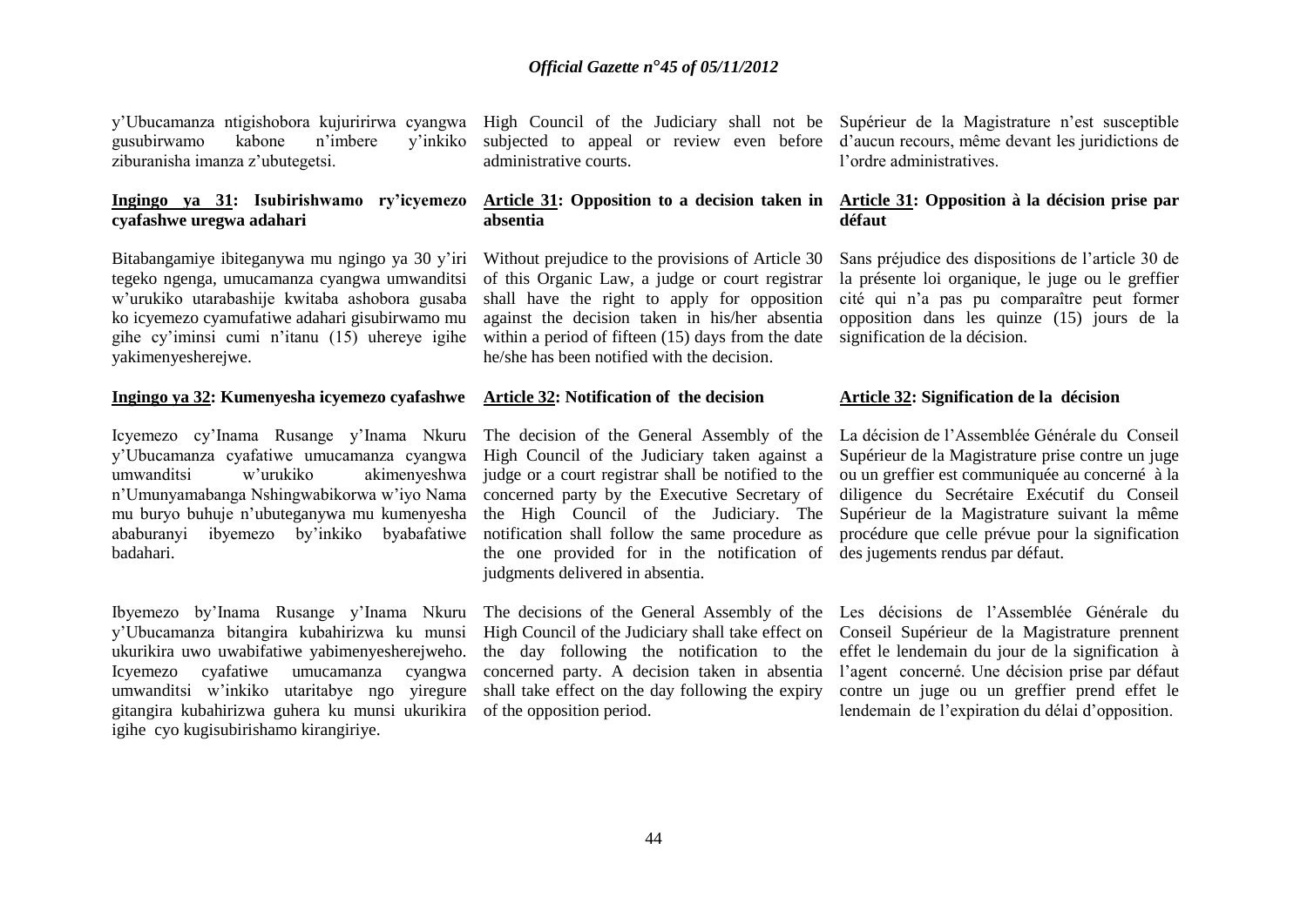y'Ubucamanza ntigishobora kujuririrwa cyangwa gusubirwamo kabone n'imbere y'inkiko ziburanisha imanza z'ubutegetsi.

**Ingingo ya 31: Isubirishwamo ry'icyemezo cyafashwe uregwa adahari**

Bitabangamiye ibiteganywa mu ngingo ya 30 y'iri tegeko ngenga, umucamanza cyangwa umwanditsi w'urukiko utarabashije kwitaba ashobora gusaba ko icyemezo cyamufatiwe adahari gisubirwamo mu gihe cy'iminsi cumi n'itanu (15) uhereye igihe yakimenyesherejwe.

**Ingingo ya 32: Kumenyesha icyemezo cyafashwe**

Icyemezo cy'Inama Rusange y'Inama Nkuru y'Ubucamanza cyafatiwe umucamanza cyangwa umwanditsi w'urukiko akimenyeshwa n'Umunyamabanga Nshingwabikorwa w'iyo Nama mu buryo buhuje n'ubuteganywa mu kumenyesha ababuranyi ibyemezo by'inkiko byabafatiwe badahari.

Ibyemezo by'Inama Rusange y'Inama Nkuru y'Ubucamanza bitangira kubahirizwa ku munsi ukurikira uwo uwabifatiwe yabimenyesherejweho. Icyemezo cyafatiwe umucamanza cyangwa umwanditsi w'inkiko utaritabye ngo yiregure gitangira kubahirizwa guhera ku munsi ukurikira igihe cyo kugisubirishamo kirangiriye.

High Council of the Judiciary shall not be subjected to appeal or review even before administrative courts.

**Article 31: Opposition to a decision taken in absentia**

Without prejudice to the provisions of Article 30 of this Organic Law, a judge or court registrar shall have the right to apply for opposition against the decision taken in his/her absentia within a period of fifteen (15) days from the date he/she has been notified with the decision.

**Article 32: Notification of the decision**

The decision of the General Assembly of the High Council of the Judiciary taken against a judge or a court registrar shall be notified to the concerned party by the Executive Secretary of the High Council of the Judiciary. The notification shall follow the same procedure as the one provided for in the notification of judgments delivered in absentia.

The decisions of the General Assembly of the High Council of the Judiciary shall take effect on the day following the notification to the concerned party. A decision taken in absentia shall take effect on the day following the expiry of the opposition period.

Supérieur de la Magistrature n'est susceptible d'aucun recours, même devant les juridictions de l'ordre administratives.

**Article 31: Opposition à la décision prise par défaut**

Sans préjudice des dispositions de l'article 30 de la présente loi organique, le juge ou le greffier cité qui n'a pas pu comparaître peut former opposition dans les quinze (15) jours de la signification de la décision.

**Article 32: Signification de la décision**

La décision de l'Assemblée Générale du Conseil Supérieur de la Magistrature prise contre un juge ou un greffier est communiquée au concerné à la diligence du Secrétaire Exécutif du Conseil Supérieur de la Magistrature suivant la même procédure que celle prévue pour la signification des jugements rendus par défaut.

Les décisions de l'Assemblée Générale du Conseil Supérieur de la Magistrature prennent effet le lendemain du jour de la signification à l'agent concerné. Une décision prise par défaut contre un juge ou un greffier prend effet le lendemain de l'expiration du délai d'opposition.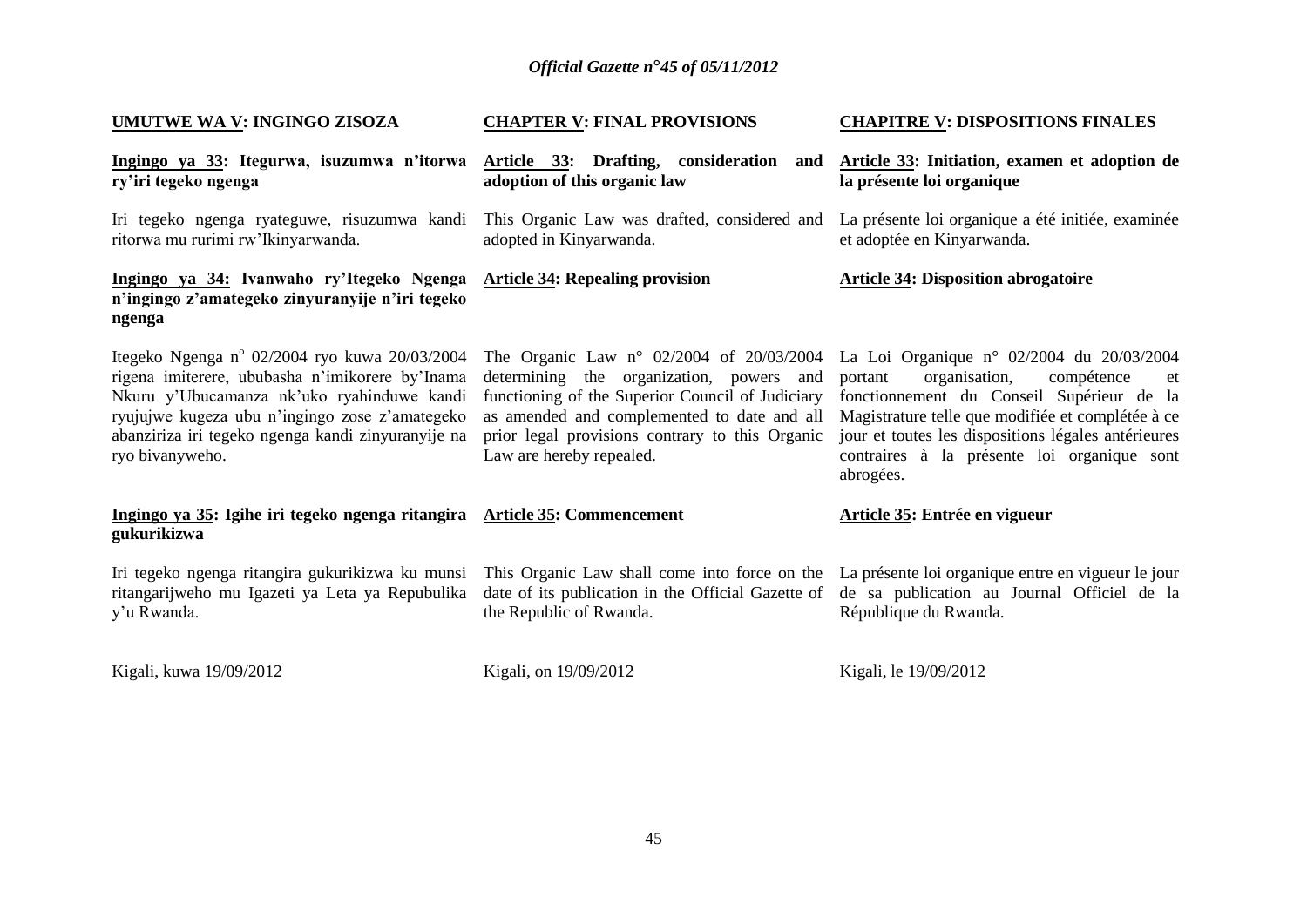**UMUTWE WA V: INGINGO ZISOZA**

**Ingingo ya 33: Itegurwa, isuzumwa n'itorwa ry'iri tegeko ngenga**

Iri tegeko ngenga ryateguwe, risuzumwa kandi ritorwa mu rurimi rw'Ikinyarwanda.

**Ingingo ya 34: Ivanwaho ry'Itegeko Ngenga n'ingingo z'amategeko zinyuranyije n'iri tegeko ngenga**

Itegeko Ngenga n° 02/2004 ryo kuwa 20/03/2004 rigena imiterere, ububasha n'imikorere by'Inama Nkuru y'Ubucamanza nk'uko ryahinduwe kandi ryujujwe kugeza ubu n'ingingo zose z'amategeko abanziriza iri tegeko ngenga kandi zinyuranyije na ryo bivanyweho.

**Ingingo ya 35: Igihe iri tegeko ngenga ritangira gukurikizwa**

Iri tegeko ngenga ritangira gukurikizwa ku munsi ritangarijweho mu Igazeti ya Leta ya Repubulika y'u Rwanda.

Kigali, kuwa 19/09/2012

**CHAPTER V: FINAL PROVISIONS**

**Article 33: Drafting, consideration and adoption of this organic law**

This Organic Law was drafted, considered and adopted in Kinyarwanda.

**Article 34: Repealing provision**

The Organic Law n° 02/2004 of 20/03/2004 determining the organization, powers and functioning of the Superior Council of Judiciary as amended and complemented to date and all prior legal provisions contrary to this Organic Law are hereby repealed.

**Article 35: Commencement**

This Organic Law shall come into force on the date of its publication in the Official Gazette of the Republic of Rwanda.

Kigali, on 19/09/2012

**CHAPITRE V: DISPOSITIONS FINALES**

**Article 33: Initiation, examen et adoption de la présente loi organique**

La présente loi organique a été initiée, examinée et adoptée en Kinyarwanda.

**Article 34: Disposition abrogatoire**

La Loi Organique n° 02/2004 du 20/03/2004 portant organisation, compétence et fonctionnement du Conseil Supérieur de la Magistrature telle que modifiée et complétée à ce jour et toutes les dispositions légales antérieures contraires à la présente loi organique sont abrogées.

**Article 35: Entrée en vigueur**

La présente loi organique entre en vigueur le jour de sa publication au Journal Officiel de la République du Rwanda.

Kigali, le 19/09/2012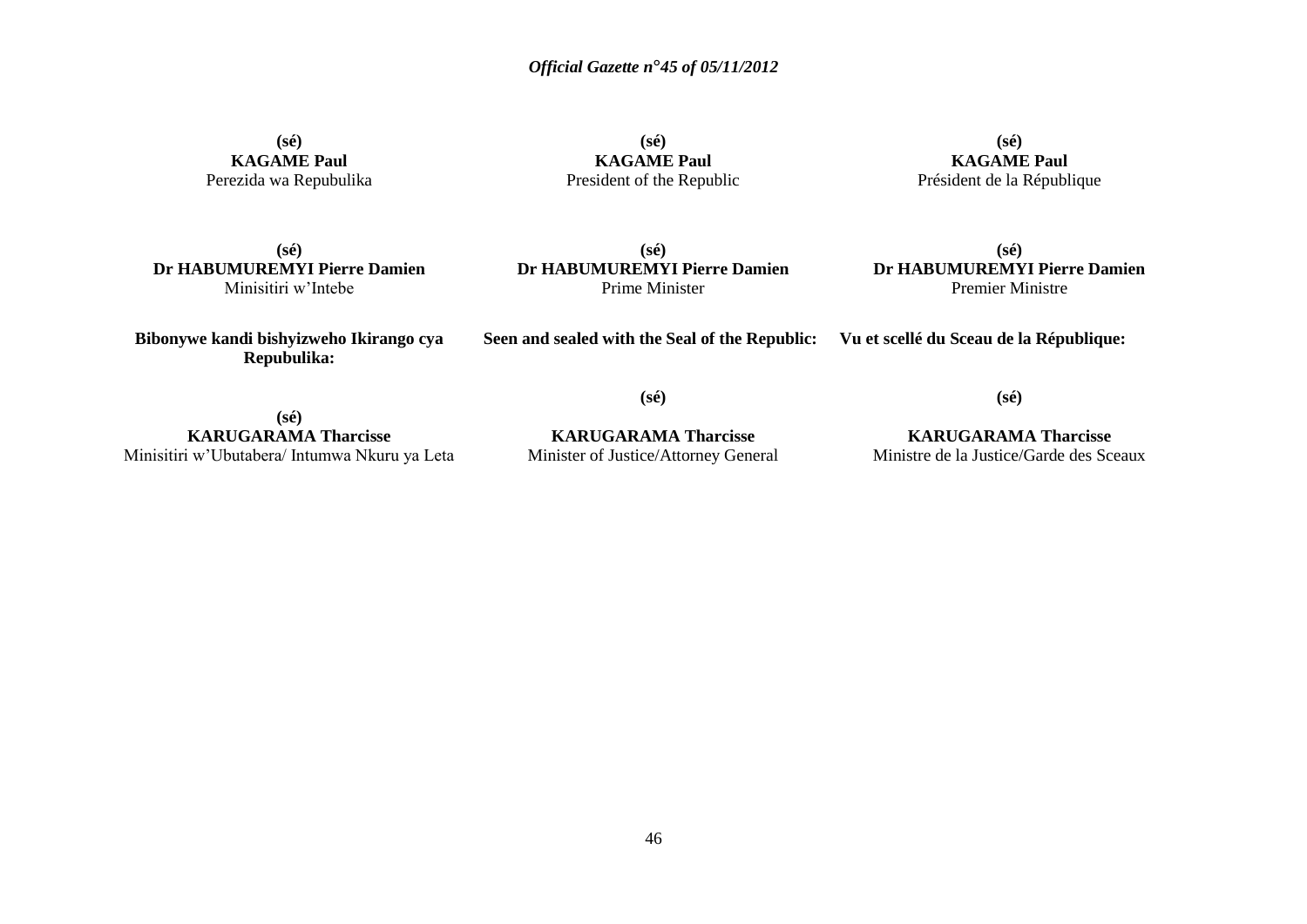**(sé)**
**KAGAME Paul**
Perezida wa Repubulika

**(sé)**
**KAGAME Paul**
President of the Republic

**(sé)**
**KAGAME Paul**
Président de la République

**(sé)**
**Dr HABUMUREMYI Pierre Damien**
Minisitiri w'Intebe

**(sé)**
**Dr HABUMUREMYI Pierre Damien**
Prime Minister

**(sé)**
**Dr HABUMUREMYI Pierre Damien**
Premier Ministre

**Bibonywe kandi bishyizweho Ikirango cya Repubulika:**

**(sé)**
**KARUGARAMA Tharcisse**
Minisitiri w'Ubutabera/ Intumwa Nkuru ya Leta

**Seen and sealed with the Seal of the Republic:**

**(sé)**

**KARUGARAMA Tharcisse**
Minister of Justice/Attorney General

**Vu et scellé du Sceau de la République:**

**(sé)**

**KARUGARAMA Tharcisse**
Ministre de la Justice/Garde des Sceaux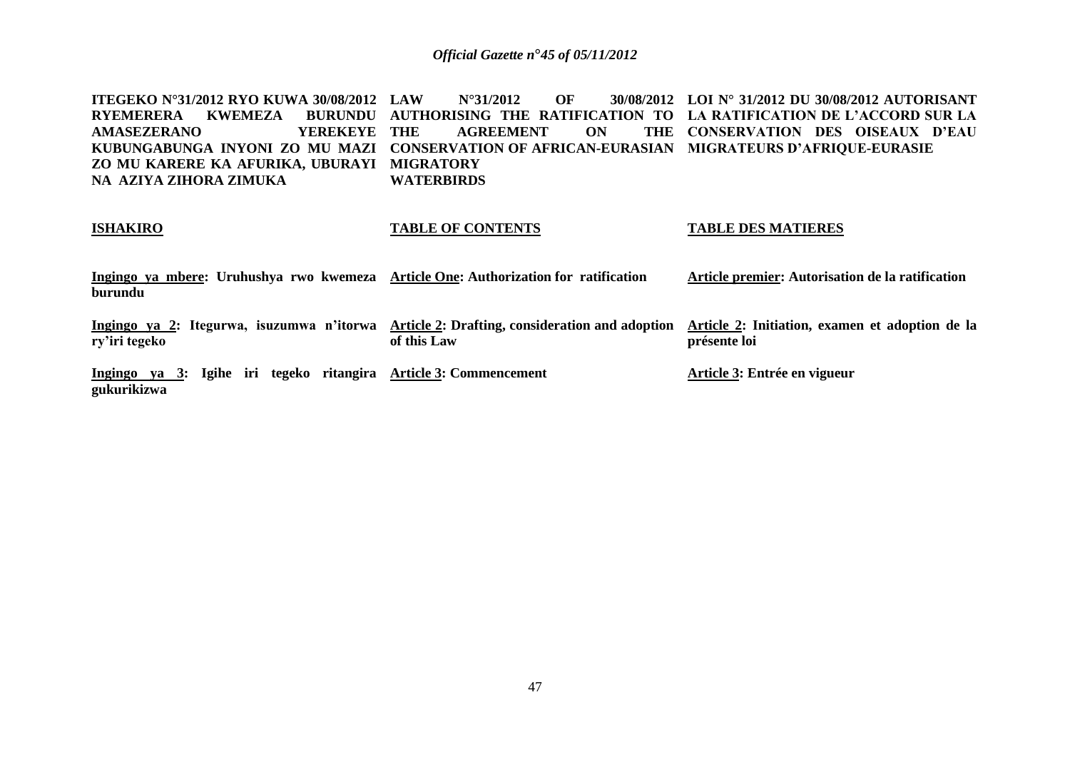**ITEGEKO N°31/2012 RYO KUWA 30/08/2012 RYEMERERA KWEMEZA BURUNDU AMASEZERANO YEREKEYE KUBUNGABUNGA INYONI ZO MU MAZI ZO MU KARERE KA AFURIKA, UBURAYI NA AZIYA ZIHORA ZIMUKA**

**ISHAKIRO**

**Ingingo ya mbere: Uruhushya rwo kwemeza burundu**

**Ingingo ya 2: Itegurwa, isuzumwa n'itorwa ry'iri tegeko**

**Ingingo ya 3: Igihe iri tegeko ritangira gukurikizwa**

**LAW N°31/2012 OF 30/08/2012 AUTHORISING THE RATIFICATION TO THE AGREEMENT ON THE CONSERVATION OF AFRICAN-EURASIAN MIGRATORY WATERBIRDS**

**TABLE OF CONTENTS**

**Article One: Authorization for ratification**

**Article 2: Drafting, consideration and adoption of this Law**

**Article 3: Commencement**

**LOI N° 31/2012 DU 30/08/2012 AUTORISANT LA RATIFICATION DE L'ACCORD SUR LA CONSERVATION DES OISEAUX D'EAU MIGRATEURS D'AFRIQUE-EURASIE**

**TABLE DES MATIERES**

**Article premier: Autorisation de la ratification**

**Article 2: Initiation, examen et adoption de la présente loi**

**Article 3: Entrée en vigueur**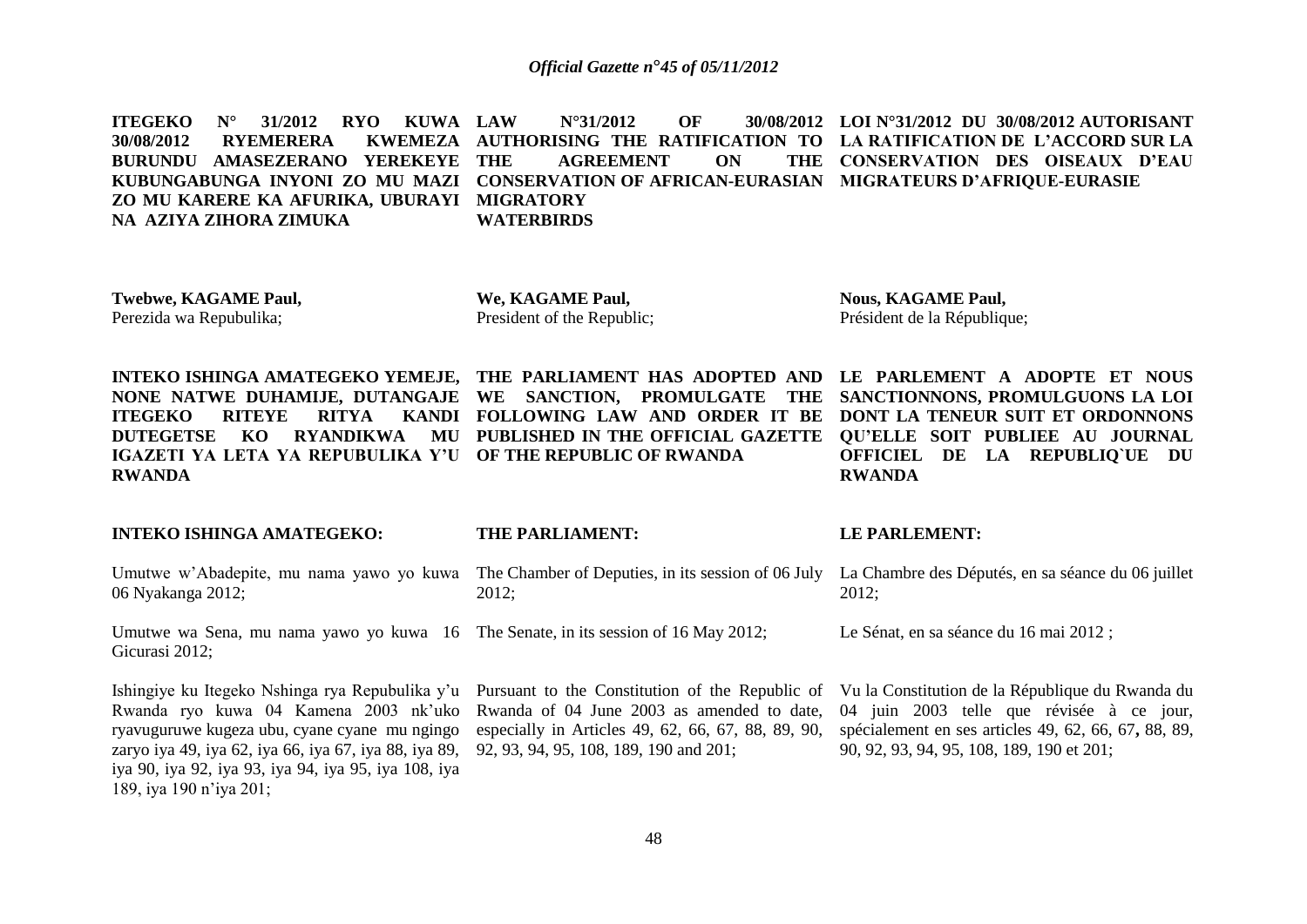**ITEGEKO N° 31/2012 RYO KUWA 30/08/2012 RYEMERERA KWEMEZA BURUNDU AMASEZERANO YEREKEYE KUBUNGABUNGA INYONI ZO MU MAZI ZO MU KARERE KA AFURIKA, UBURAYI NA AZIYA ZIHORA ZIMUKA**

**Twebwe, KAGAME Paul,**
Perezida wa Repubulika;

**INTEKO ISHINGA AMATEGEKO YEMEJE, NONE NATWE DUHAMIJE, DUTANGAJE ITEGEKO RITEYE RITYA KANDI DUTEGETSE KO RYANDIKWA MU IGAZETI YA LETA YA REPUBULIKA Y'U RWANDA**

**INTEKO ISHINGA AMATEGEKO:**

Umutwe w'Abadepite, mu nama yawo yo kuwa 06 Nyakanga 2012;

Umutwe wa Sena, mu nama yawo yo kuwa 16 Gicurasi 2012;

Ishingiye ku Itegeko Nshinga rya Repubulika y'u Rwanda ryo kuwa 04 Kamena 2003 nk'uko ryavuguruwe kugeza ubu, cyane cyane mu ngingo zaryo iya 49, iya 62, iya 66, iya 67, iya 88, iya 89, iya 90, iya 92, iya 93, iya 94, iya 95, iya 108, iya 189, iya 190 n'iya 201;

**LAW N°31/2012 OF 30/08/2012 AUTHORISING THE RATIFICATION TO THE AGREEMENT ON THE CONSERVATION OF AFRICAN-EURASIAN MIGRATORY WATERBIRDS**

**We, KAGAME Paul,**
President of the Republic;

**THE PARLIAMENT HAS ADOPTED AND WE SANCTION, PROMULGATE THE FOLLOWING LAW AND ORDER IT BE PUBLISHED IN THE OFFICIAL GAZETTE OF THE REPUBLIC OF RWANDA**

**THE PARLIAMENT:**

The Chamber of Deputies, in its session of 06 July 2012;

The Senate, in its session of 16 May 2012;

Pursuant to the Constitution of the Republic of Rwanda of 04 June 2003 as amended to date, especially in Articles 49, 62, 66, 67, 88, 89, 90, 92, 93, 94, 95, 108, 189, 190 and 201;

**LOI N°31/2012 DU 30/08/2012 AUTORISANT LA RATIFICATION DE L'ACCORD SUR LA CONSERVATION DES OISEAUX D'EAU MIGRATEURS D'AFRIQUE-EURASIE**

**Nous, KAGAME Paul,**
Président de la République;

**LE PARLEMENT A ADOPTE ET NOUS SANCTIONNONS, PROMULGUONS LA LOI DONT LA TENEUR SUIT ET ORDONNONS QU'ELLE SOIT PUBLIEE AU JOURNAL OFFICIEL DE LA REPUBLIQ`UE DU RWANDA**

**LE PARLEMENT:**

La Chambre des Députés, en sa séance du 06 juillet 2012;

Le Sénat, en sa séance du 16 mai 2012 ;

Vu la Constitution de la République du Rwanda du 04 juin 2003 telle que révisée à ce jour, spécialement en ses articles 49, 62, 66, 67**,** 88, 89, 90, 92, 93, 94, 95, 108, 189, 190 et 201;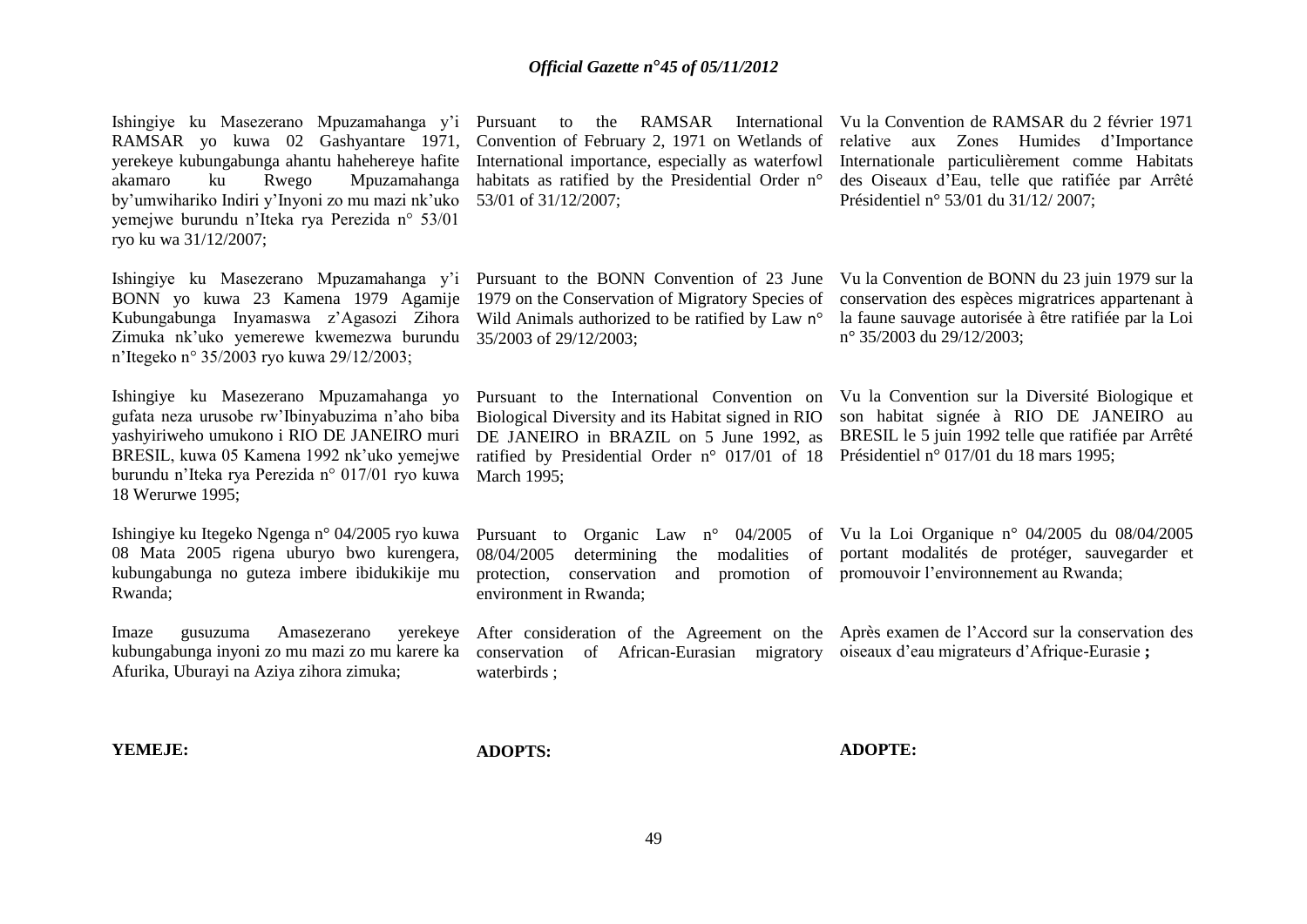Ishingiye ku Masezerano Mpuzamahanga y'i RAMSAR yo kuwa 02 Gashyantare 1971, yerekeye kubungabunga ahantu hahehereye hafite akamaro ku Rwego Mpuzamahanga by'umwihariko Indiri y'Inyoni zo mu mazi nk'uko yemejwe burundu n'Iteka rya Perezida n° 53/01 ryo ku wa 31/12/2007;

Ishingiye ku Masezerano Mpuzamahanga y'i BONN yo kuwa 23 Kamena 1979 Agamije Kubungabunga Inyamaswa z'Agasozi Zihora Zimuka nk'uko yemerewe kwemezwa burundu n'Itegeko n° 35/2003 ryo kuwa 29/12/2003;

Ishingiye ku Masezerano Mpuzamahanga yo gufata neza urusobe rw'Ibinyabuzima n'aho biba yashyiriweho umukono i RIO DE JANEIRO muri BRESIL, kuwa 05 Kamena 1992 nk'uko yemejwe burundu n'Iteka rya Perezida n° 017/01 ryo kuwa 18 Werurwe 1995;

Ishingiye ku Itegeko Ngenga n° 04/2005 ryo kuwa 08 Mata 2005 rigena uburyo bwo kurengera, kubungabunga no guteza imbere ibidukikije mu Rwanda;

Imaze gusuzuma Amasezerano yerekeye kubungabunga inyoni zo mu mazi zo mu karere ka Afurika, Uburayi na Aziya zihora zimuka;

**YEMEJE:**

Pursuant to the RAMSAR International Convention of February 2, 1971 on Wetlands of International importance, especially as waterfowl habitats as ratified by the Presidential Order n° 53/01 of 31/12/2007;

Pursuant to the BONN Convention of 23 June 1979 on the Conservation of Migratory Species of Wild Animals authorized to be ratified by Law n° 35/2003 of 29/12/2003;

Pursuant to the International Convention on Biological Diversity and its Habitat signed in RIO DE JANEIRO in BRAZIL on 5 June 1992, as ratified by Presidential Order n° 017/01 of 18 March 1995;

Pursuant to Organic Law n° 04/2005 of 08/04/2005 determining the modalities of protection, conservation and promotion of environment in Rwanda;

After consideration of the Agreement on the conservation of African-Eurasian migratory waterbirds ;

**ADOPTS:**

Vu la Convention de RAMSAR du 2 février 1971 relative aux Zones Humides d'Importance Internationale particulièrement comme Habitats des Oiseaux d'Eau, telle que ratifiée par Arrêté Présidentiel n° 53/01 du 31/12/ 2007;

Vu la Convention de BONN du 23 juin 1979 sur la conservation des espèces migratrices appartenant à la faune sauvage autorisée à être ratifiée par la Loi n° 35/2003 du 29/12/2003;

Vu la Convention sur la Diversité Biologique et son habitat signée à RIO DE JANEIRO au BRESIL le 5 juin 1992 telle que ratifiée par Arrêté Présidentiel n° 017/01 du 18 mars 1995;

Vu la Loi Organique n° 04/2005 du 08/04/2005 portant modalités de protéger, sauvegarder et promouvoir l'environnement au Rwanda;

Après examen de l'Accord sur la conservation des oiseaux d'eau migrateurs d'Afrique-Eurasie **;**

**ADOPTE:**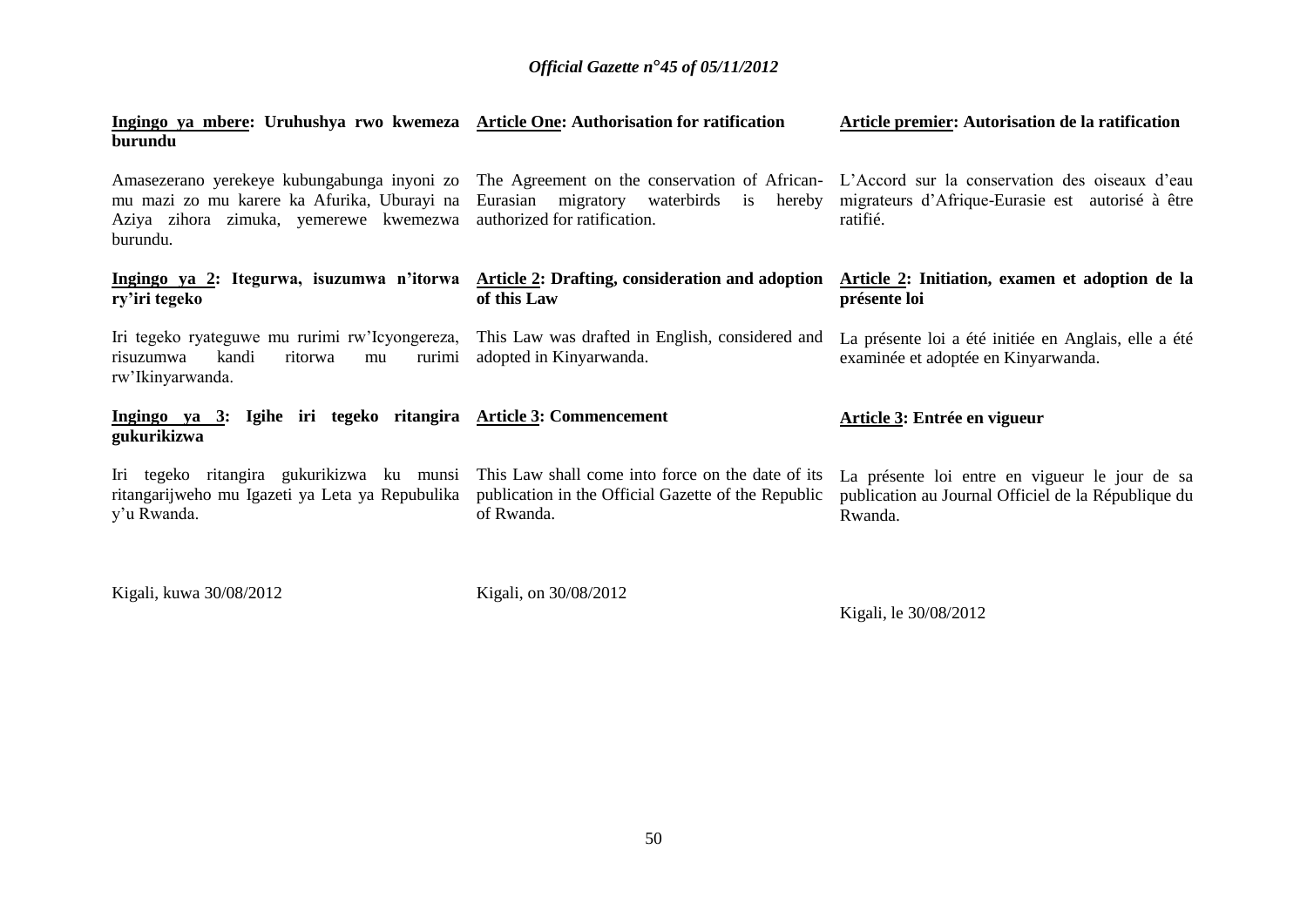**Ingingo ya mbere: Uruhushya rwo kwemeza burundu**

Amasezerano yerekeye kubungabunga inyoni zo mu mazi zo mu karere ka Afurika, Uburayi na Aziya zihora zimuka, yemerewe kwemezwa burundu.

**Ingingo ya 2: Itegurwa, isuzumwa n'itorwa ry'iri tegeko**

Iri tegeko ryateguwe mu rurimi rw'Icyongereza, risuzumwa kandi ritorwa mu rurimi rw'Ikinyarwanda.

**Ingingo ya 3: Igihe iri tegeko ritangira gukurikizwa**

Iri tegeko ritangira gukurikizwa ku munsi ritangarijweho mu Igazeti ya Leta ya Repubulika y'u Rwanda.

Kigali, kuwa 30/08/2012

**Article One: Authorisation for ratification**

The Agreement on the conservation of African-Eurasian migratory waterbirds is hereby authorized for ratification.

**Article 2: Drafting, consideration and adoption of this Law**

This Law was drafted in English, considered and adopted in Kinyarwanda.

**Article 3: Commencement**

This Law shall come into force on the date of its publication in the Official Gazette of the Republic of Rwanda.

Kigali, on 30/08/2012

**Article premier: Autorisation de la ratification**

L'Accord sur la conservation des oiseaux d'eau migrateurs d'Afrique-Eurasie est autorisé à être ratifié.

**Article 2: Initiation, examen et adoption de la présente loi**

La présente loi a été initiée en Anglais, elle a été examinée et adoptée en Kinyarwanda.

**Article 3: Entrée en vigueur**

La présente loi entre en vigueur le jour de sa publication au Journal Officiel de la République du Rwanda.

Kigali, le 30/08/2012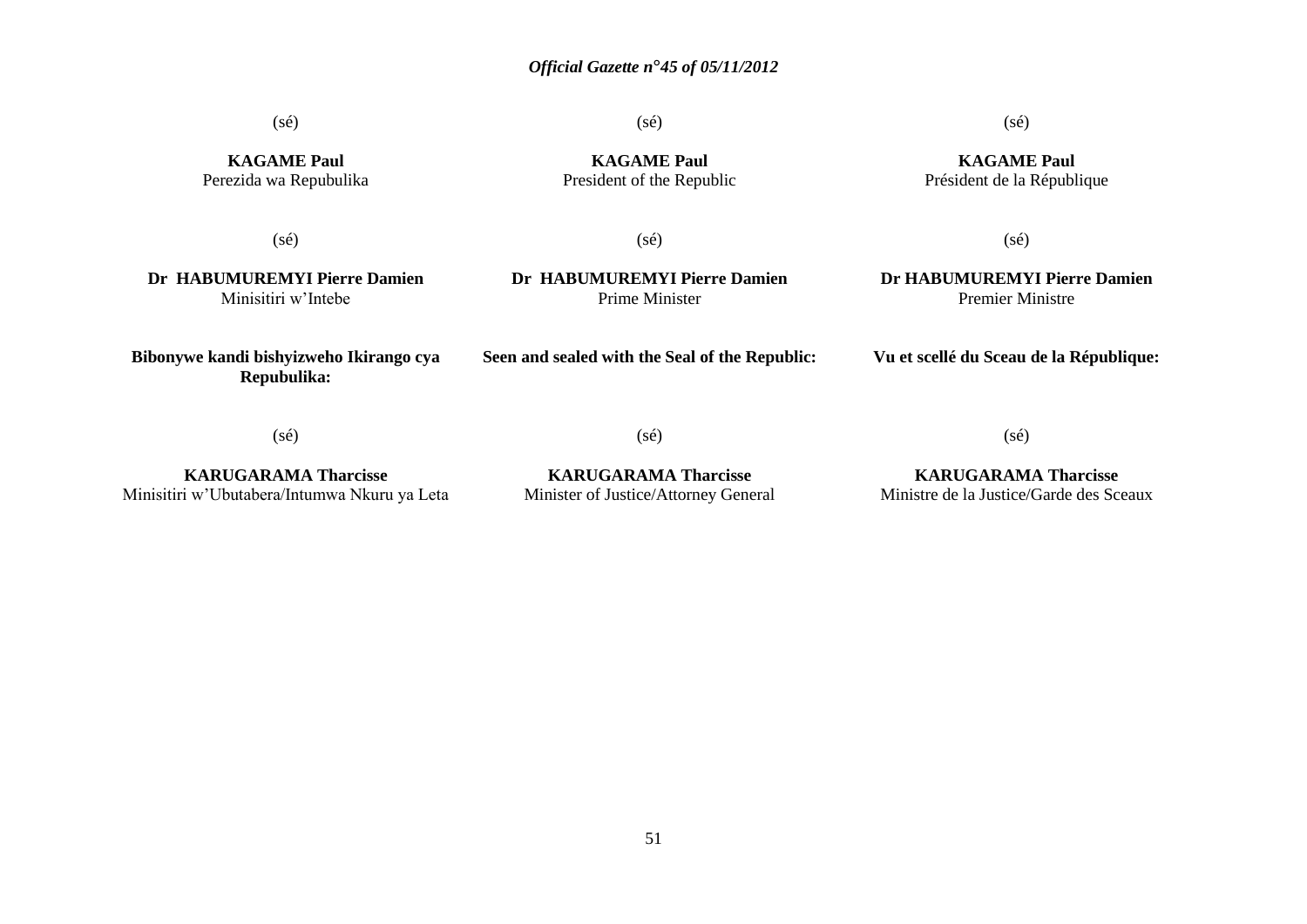(sé)

**KAGAME Paul**
Perezida wa Repubulika

(sé)

**Dr HABUMUREMYI Pierre Damien**
Minisitiri w'Intebe

**Bibonywe kandi bishyizweho Ikirango cya Repubulika:**

(sé)

**KARUGARAMA Tharcisse**
Minisitiri w'Ubutabera/Intumwa Nkuru ya Leta

(sé)

**KAGAME Paul**
President of the Republic

(sé)

**Dr HABUMUREMYI Pierre Damien**
Prime Minister

**Seen and sealed with the Seal of the Republic:**

(sé)

**KARUGARAMA Tharcisse**
Minister of Justice/Attorney General

(sé)

**KAGAME Paul**
Président de la République

(sé)

**Dr HABUMUREMYI Pierre Damien**
Premier Ministre

**Vu et scellé du Sceau de la République:**

(sé)

**KARUGARAMA Tharcisse**
Ministre de la Justice/Garde des Sceaux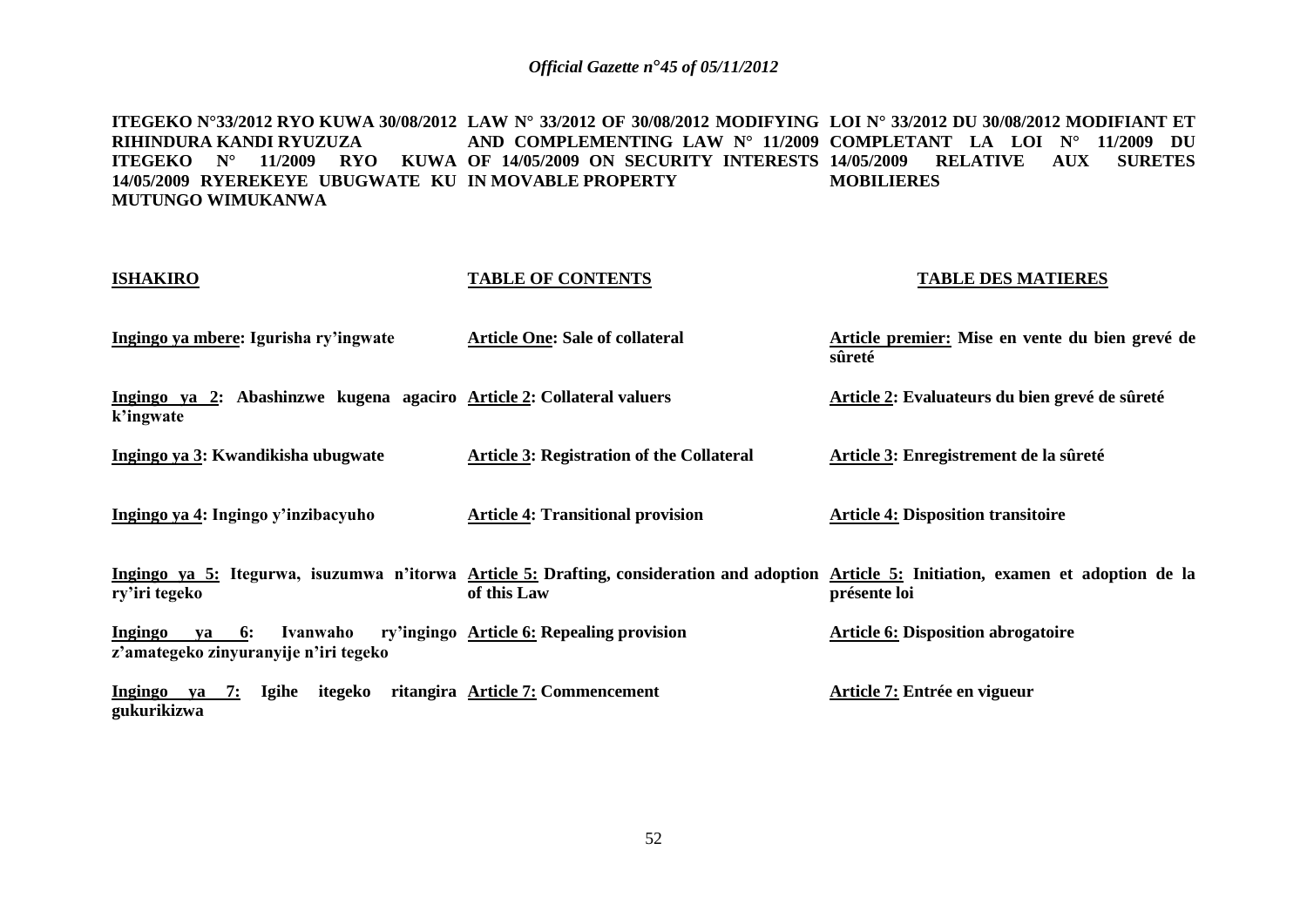**ITEGEKO N°33/2012 RYO KUWA 30/08/2012 RIHINDURA KANDI RYUZUZA ITEGEKO N° 11/2009 RYO KUWA 14/05/2009 RYEREKEYE UBUGWATE KU MUTUNGO WIMUKANWA**

**ISHAKIRO**

**Ingingo ya mbere: Igurisha ry'ingwate**

**Ingingo ya 2: Abashinzwe kugena agaciro k'ingwate**

**Ingingo ya 3: Kwandikisha ubugwate**

**Ingingo ya 4: Ingingo y'inzibacyuho**

**Ingingo ya 5: Itegurwa, isuzumwa n'itorwa ry'iri tegeko**

**Ingingo ya 6: Ivanwaho ry'ingingo z'amategeko zinyuranyije n'iri tegeko**

**Ingingo ya 7: Igihe itegeko ritangira gukurikizwa**

**LAW N° 33/2012 OF 30/08/2012 MODIFYING AND COMPLEMENTING LAW N° 11/2009 OF 14/05/2009 ON SECURITY INTERESTS IN MOVABLE PROPERTY**

**TABLE OF CONTENTS**

**Article One: Sale of collateral**

**Article 2: Collateral valuers**

**Article 3: Registration of the Collateral**

**Article 4: Transitional provision**

**Article 5: Drafting, consideration and adoption of this Law**

**Article 6: Repealing provision**

**Article 7: Commencement**

**LOI N° 33/2012 DU 30/08/2012 MODIFIANT ET COMPLETANT LA LOI N° 11/2009 DU 14/05/2009 RELATIVE AUX SURETES MOBILIERES**

**TABLE DES MATIERES**

**Article premier: Mise en vente du bien grevé de sûreté**

**Article 2: Evaluateurs du bien grevé de sûreté**

**Article 3: Enregistrement de la sûreté**

**Article 4: Disposition transitoire**

**Article 5: Initiation, examen et adoption de la présente loi**

**Article 6: Disposition abrogatoire**

**Article 7: Entrée en vigueur**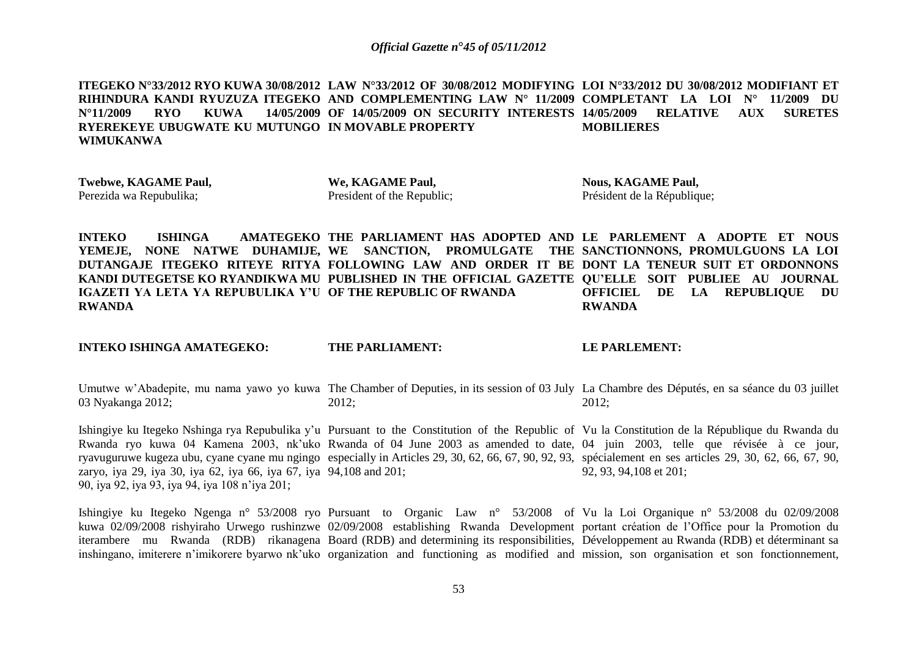**ITEGEKO N°33/2012 RYO KUWA 30/08/2012 RIHINDURA KANDI RYUZUZA ITEGEKO N°11/2009 RYO KUWA 14/05/2009 RYEREKEYE UBUGWATE KU MUTUNGO WIMUKANWA**

**Twebwe, KAGAME Paul,**
Perezida wa Repubulika;

**INTEKO ISHINGA AMATEGEKO YEMEJE, NONE NATWE DUHAMIJE, DUTANGAJE ITEGEKO RITEYE RITYA KANDI DUTEGETSE KO RYANDIKWA MU IGAZETI YA LETA YA REPUBULIKA Y'U RWANDA**

**INTEKO ISHINGA AMATEGEKO:**

Umutwe w'Abadepite, mu nama yawo yo kuwa 03 Nyakanga 2012;

Ishingiye ku Itegeko Nshinga rya Repubulika y'u Rwanda ryo kuwa 04 Kamena 2003, nk'uko ryavuguruwe kugeza ubu, cyane cyane mu ngingo zaryo, iya 29, iya 30, iya 62, iya 66, iya 67, iya 90, iya 92, iya 93, iya 94, iya 108 n'iya 201;

Ishingiye ku Itegeko Ngenga n° 53/2008 ryo kuwa 02/09/2008 rishyiraho Urwego rushinzwe iterambere mu Rwanda (RDB) rikanagena inshingano, imiterere n'imikorere byarwo nk'uko

**LAW N°33/2012 OF 30/08/2012 MODIFYING AND COMPLEMENTING LAW N° 11/2009 OF 14/05/2009 ON SECURITY INTERESTS IN MOVABLE PROPERTY**

**We, KAGAME Paul,**
President of the Republic;

**THE PARLIAMENT HAS ADOPTED AND WE SANCTION, PROMULGATE THE FOLLOWING LAW AND ORDER IT BE PUBLISHED IN THE OFFICIAL GAZETTE OF THE REPUBLIC OF RWANDA**

**THE PARLIAMENT:**

The Chamber of Deputies, in its session of 03 July 2012;

Pursuant to the Constitution of the Republic of Rwanda of 04 June 2003 as amended to date, especially in Articles 29, 30, 62, 66, 67, 90, 92, 93, 94,108 and 201;

Pursuant to Organic Law n° 53/2008 of 02/09/2008 establishing Rwanda Development Board (RDB) and determining its responsibilities, organization and functioning as modified and

**LOI N°33/2012 DU 30/08/2012 MODIFIANT ET COMPLETANT LA LOI N° 11/2009 DU 14/05/2009 RELATIVE AUX SURETES MOBILIERES**

**Nous, KAGAME Paul,**
Président de la République;

**LE PARLEMENT A ADOPTE ET NOUS SANCTIONNONS, PROMULGUONS LA LOI DONT LA TENEUR SUIT ET ORDONNONS QU'ELLE SOIT PUBLIEE AU JOURNAL OFFICIEL DE LA REPUBLIQUE DU RWANDA**

**LE PARLEMENT:**

La Chambre des Députés, en sa séance du 03 juillet 2012;

Vu la Constitution de la République du Rwanda du 04 juin 2003, telle que révisée à ce jour, spécialement en ses articles 29, 30, 62, 66, 67, 90, 92, 93, 94,108 et 201;

Vu la Loi Organique n° 53/2008 du 02/09/2008 portant création de l'Office pour la Promotion du Développement au Rwanda (RDB) et déterminant sa mission, son organisation et son fonctionnement,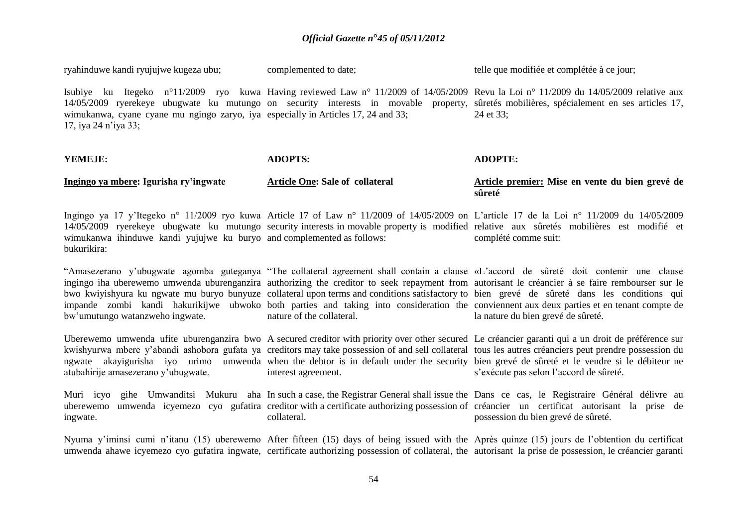ryahinduwe kandi ryujujwe kugeza ubu;

Isubiye ku Itegeko n°11/2009 ryo kuwa 14/05/2009 ryerekeye ubugwate ku mutungo wimukanwa, cyane cyane mu ngingo zaryo, iya 17, iya 24 n'iya 33;

**YEMEJE:**

**<u>Ingingo ya mbere</u>: Igurisha ry'ingwate**

Ingingo ya 17 y'Itegeko n° 11/2009 ryo kuwa 14/05/2009 ryerekeye ubugwate ku mutungo wimukanwa ihinduwe kandi yujujwe ku buryo bukurikira:

"Amasezerano y'ubugwate agomba guteganya ingingo iha uberewemo umwenda uburenganzira bwo kwiyishyura ku ngwate mu buryo bunyuze impande zombi kandi hakurikijwe ubwoko bw'umutungo watanzweho ingwate.

Uberewemo umwenda ufite uburenganzira bwo kwishyurwa mbere y'abandi ashobora gufata ya ngwate akayigurisha iyo urimo umwenda atubahirije amasezerano y'ubugwate.

Muri icyo gihe Umwanditsi Mukuru aha uberewemo umwenda icyemezo cyo gufatira ingwate.

Nyuma y'iminsi cumi n'itanu (15) uberewemo umwenda ahawe icyemezo cyo gufatira ingwate,

complemented to date;

Having reviewed Law n° 11/2009 of 14/05/2009 on security interests in movable property, especially in Articles 17, 24 and 33;

**ADOPTS:**

**<u>Article One</u>: Sale of collateral**

Article 17 of Law n° 11/2009 of 14/05/2009 on security interests in movable property is modified and complemented as follows:

"The collateral agreement shall contain a clause authorizing the creditor to seek repayment from collateral upon terms and conditions satisfactory to both parties and taking into consideration the nature of the collateral.

A secured creditor with priority over other secured creditors may take possession of and sell collateral when the debtor is in default under the security interest agreement.

In such a case, the Registrar General shall issue the creditor with a certificate authorizing possession of collateral.

After fifteen (15) days of being issued with the certificate authorizing possession of collateral, the

telle que modifiée et complétée à ce jour;

Revu la Loi n° 11/2009 du 14/05/2009 relative aux sûretés mobilières, spécialement en ses articles 17, 24 et 33;

**ADOPTE:**

**<u>Article premier</u>: Mise en vente du bien grevé de sûreté**

L'article 17 de la Loi n° 11/2009 du 14/05/2009 relative aux sûretés mobilières est modifié et complété comme suit:

«L'accord de sûreté doit contenir une clause autorisant le créancier à se faire rembourser sur le bien grevé de sûreté dans les conditions qui conviennent aux deux parties et en tenant compte de la nature du bien grevé de sûreté.

Le créancier garanti qui a un droit de préférence sur tous les autres créanciers peut prendre possession du bien grevé de sûreté et le vendre si le débiteur ne s'exécute pas selon l'accord de sûreté.

Dans ce cas, le Registraire Général délivre au créancier un certificat autorisant la prise de possession du bien grevé de sûreté.

Après quinze (15) jours de l'obtention du certificat autorisant la prise de possession, le créancier garanti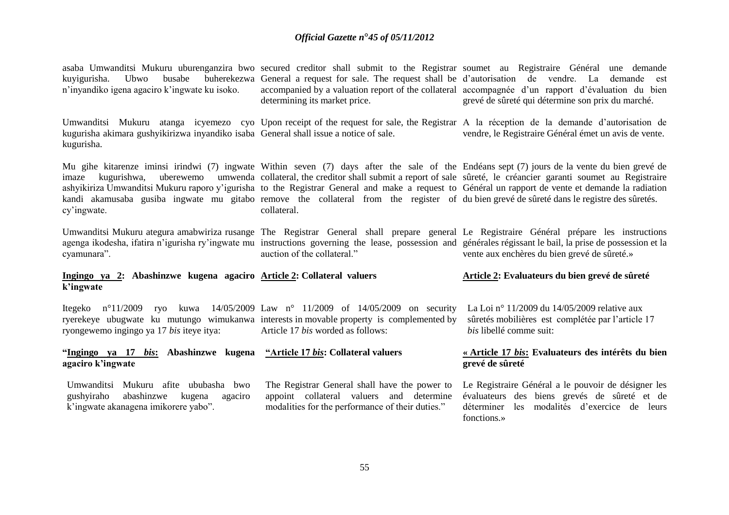asaba Umwanditsi Mukuru uburenganzira bwo kuyigurisha. Ubwo busabe buherekezwa n'inyandiko igena agaciro k'ingwate ku isoko.

Umwanditsi Mukuru atanga icyemezo cyo kugurisha akimara gushyikirizwa inyandiko isaba kugurisha.

Mu gihe kitarenze iminsi irindwi (7) ingwate imaze kugurishwa, uberewemo umwenda ashyikiriza Umwanditsi Mukuru raporo y'igurisha kandi akamusaba gusiba ingwate mu gitabo cy'ingwate.

Umwanditsi Mukuru ategura amabwiriza rusange agenga ikodesha, ifatira n'igurisha ry'ingwate mu cyamunara".

**<u>Ingingo ya 2</u>: Abashinzwe kugena agaciro k'ingwate**

Itegeko n°11/2009 ryo kuwa 14/05/2009 ryerekeye ubugwate ku mutungo wimukanwa ryongewemo ingingo ya 17 *bis* iteye itya:

**"<u>Ingingo ya 17 *bis*</u>: Abashinzwe kugena agaciro k'ingwate**

Umwanditsi Mukuru afite ububasha bwo gushyiraho abashinzwe kugena agaciro k'ingwate akanagena imikorere yabo".

secured creditor shall submit to the Registrar General a request for sale. The request shall be accompanied by a valuation report of the collateral determining its market price.

Upon receipt of the request for sale, the Registrar General shall issue a notice of sale.

Within seven (7) days after the sale of the collateral, the creditor shall submit a report of sale to the Registrar General and make a request to remove the collateral from the register of collateral.

The Registrar General shall prepare general instructions governing the lease, possession and auction of the collateral."

**<u>Article 2</u>: Collateral valuers**

Law n° 11/2009 of 14/05/2009 on security interests in movable property is complemented by Article 17 *bis* worded as follows:

**"<u>Article 17 *bis*</u>: Collateral valuers**

The Registrar General shall have the power to appoint collateral valuers and determine modalities for the performance of their duties."

soumet au Registraire Général une demande d'autorisation de vendre. La demande est accompagnée d'un rapport d'évaluation du bien grevé de sûreté qui détermine son prix du marché.

A la réception de la demande d'autorisation de vendre, le Registraire Général émet un avis de vente.

Endéans sept (7) jours de la vente du bien grevé de sûreté, le créancier garanti soumet au Registraire Général un rapport de vente et demande la radiation du bien grevé de sûreté dans le registre des sûretés.

Le Registraire Général prépare les instructions générales régissant le bail, la prise de possession et la vente aux enchères du bien grevé de sûreté.»

**<u>Article 2</u>: Evaluateurs du bien grevé de sûreté**

La Loi n° 11/2009 du 14/05/2009 relative aux sûretés mobilières est complétée par l'article 17 *bis* libellé comme suit:

**« <u>Article 17 *bis*</u>: Evaluateurs des intérêts du bien grevé de sûreté**

Le Registraire Général a le pouvoir de désigner les évaluateurs des biens grevés de sûreté et de déterminer les modalités d'exercice de leurs fonctions.»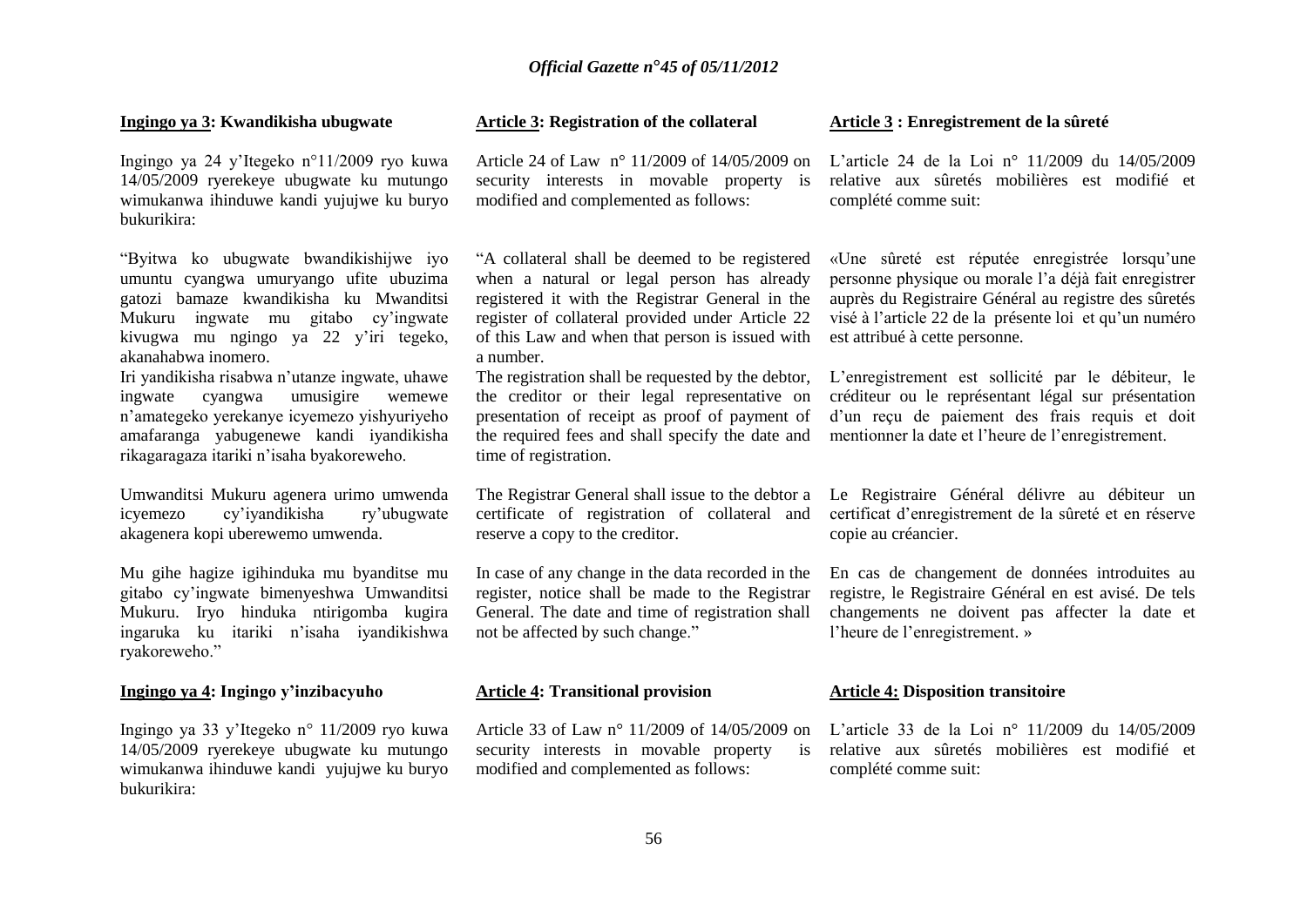**Ingingo ya 3: Kwandikisha ubugwate**

Ingingo ya 24 y'Itegeko n°11/2009 ryo kuwa 14/05/2009 ryerekeye ubugwate ku mutungo wimukanwa ihinduwe kandi yujujwe ku buryo bukurikira:

"Byitwa ko ubugwate bwandikishijwe iyo umuntu cyangwa umuryango ufite ubuzima gatozi bamaze kwandikisha ku Mwanditsi Mukuru ingwate mu gitabo cy'ingwate kivugwa mu ngingo ya 22 y'iri tegeko, akanahabwa inomero.

Iri yandikisha risabwa n'utanze ingwate, uhawe ingwate cyangwa umusigire wemewe n'amategeko yerekanye icyemezo yishyuriyeho amafaranga yabugenewe kandi iyandikisha rikagaragaza itariki n'isaha byakoreweho.

Umwanditsi Mukuru agenera urimo umwenda icyemezo cy'iyandikisha ry'ubugwate akagenera kopi uberewemo umwenda.

Mu gihe hagize igihinduka mu byanditse mu gitabo cy'ingwate bimenyeshwa Umwanditsi Mukuru. Iryo hinduka ntirigomba kugira ingaruka ku itariki n'isaha iyandikishwa ryakoreweho."

**Ingingo ya 4: Ingingo y'inzibacyuho**

Ingingo ya 33 y'Itegeko n° 11/2009 ryo kuwa 14/05/2009 ryerekeye ubugwate ku mutungo wimukanwa ihinduwe kandi yujujwe ku buryo bukurikira:

**Article 3: Registration of the collateral**

Article 24 of Law n° 11/2009 of 14/05/2009 on security interests in movable property is modified and complemented as follows:

"A collateral shall be deemed to be registered when a natural or legal person has already registered it with the Registrar General in the register of collateral provided under Article 22 of this Law and when that person is issued with a number.

The registration shall be requested by the debtor, the creditor or their legal representative on presentation of receipt as proof of payment of the required fees and shall specify the date and time of registration.

The Registrar General shall issue to the debtor a certificate of registration of collateral and reserve a copy to the creditor.

In case of any change in the data recorded in the register, notice shall be made to the Registrar General. The date and time of registration shall not be affected by such change."

**Article 4: Transitional provision**

Article 33 of Law n° 11/2009 of 14/05/2009 on security interests in movable property is modified and complemented as follows:

**Article 3 : Enregistrement de la sûreté**

L'article 24 de la Loi n° 11/2009 du 14/05/2009 relative aux sûretés mobilières est modifié et complété comme suit:

«Une sûreté est réputée enregistrée lorsqu'une personne physique ou morale l'a déjà fait enregistrer auprès du Registraire Général au registre des sûretés visé à l'article 22 de la présente loi et qu'un numéro est attribué à cette personne.

L'enregistrement est sollicité par le débiteur, le créditeur ou le représentant légal sur présentation d'un reçu de paiement des frais requis et doit mentionner la date et l'heure de l'enregistrement.

Le Registraire Général délivre au débiteur un certificat d'enregistrement de la sûreté et en réserve copie au créancier.

En cas de changement de données introduites au registre, le Registraire Général en est avisé. De tels changements ne doivent pas affecter la date et l'heure de l'enregistrement. »

**Article 4: Disposition transitoire**

L'article 33 de la Loi n° 11/2009 du 14/05/2009 relative aux sûretés mobilières est modifié et complété comme suit: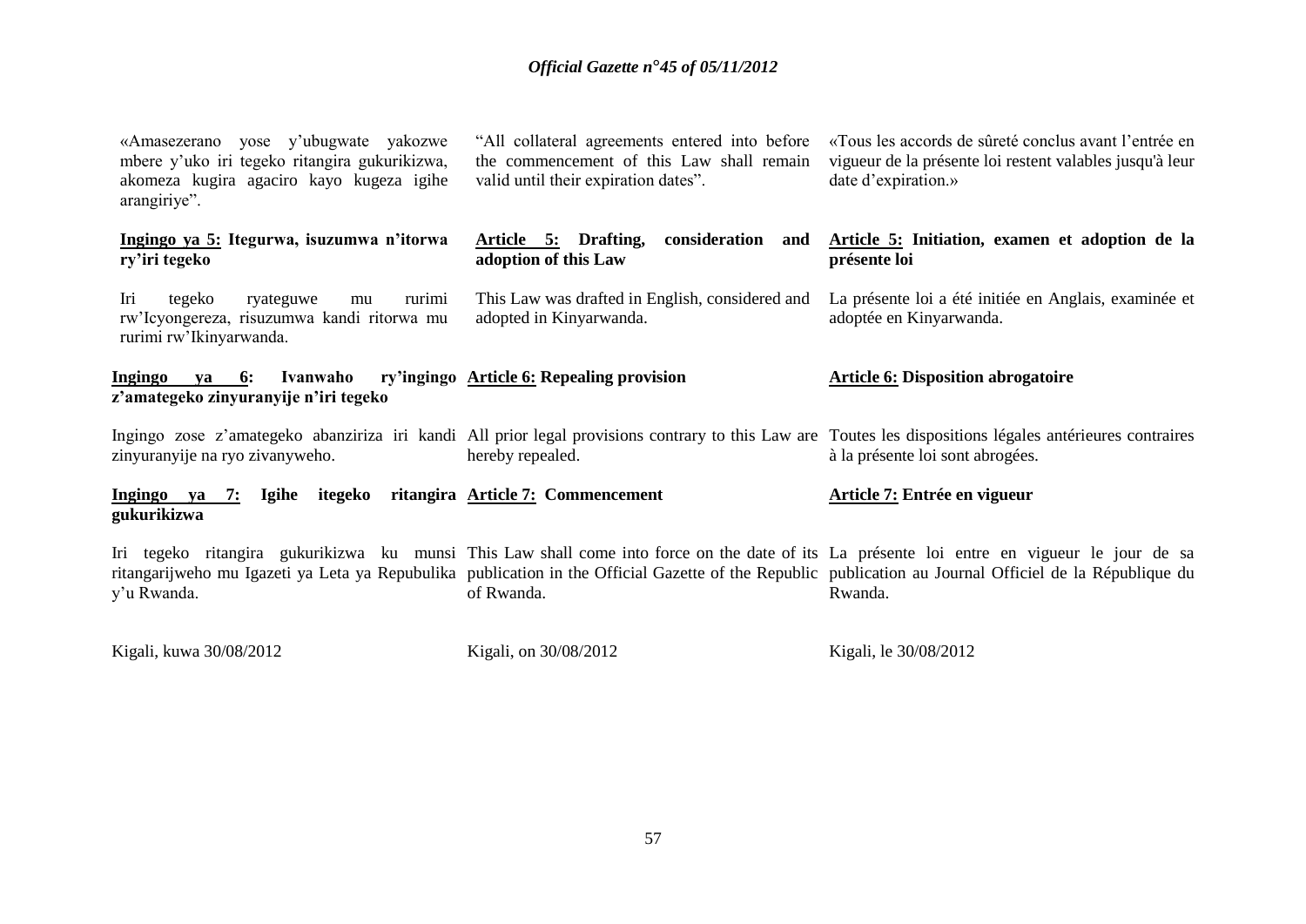«Amasezerano yose y'ubugwate yakozwe mbere y'uko iri tegeko ritangira gukurikizwa, akomeza kugira agaciro kayo kugeza igihe arangiriye".

**<u>Ingingo ya 5:</u> Itegurwa, isuzumwa n'itorwa ry'iri tegeko**

Iri tegeko ryateguwe mu rurimi rw'Icyongereza, risuzumwa kandi ritorwa mu rurimi rw'Ikinyarwanda.

**<u>Ingingo ya 6:</u> Ivanwaho ry'ingingo z'amategeko zinyuranyije n'iri tegeko**

Ingingo zose z'amategeko abanziriza iri kandi zinyuranyije na ryo zivanyweho.

**<u>Ingingo ya 7:</u> Igihe itegeko ritangira gukurikizwa**

Iri tegeko ritangira gukurikizwa ku munsi ritangarijweho mu Igazeti ya Leta ya Repubulika y'u Rwanda.

Kigali, kuwa 30/08/2012

"All collateral agreements entered into before the commencement of this Law shall remain valid until their expiration dates".

**<u>Article 5:</u> Drafting, consideration and adoption of this Law**

This Law was drafted in English, considered and adopted in Kinyarwanda.

**<u>Article 6:</u> Repealing provision**

All prior legal provisions contrary to this Law are hereby repealed.

**<u>Article 7:</u> Commencement**

This Law shall come into force on the date of its publication in the Official Gazette of the Republic of Rwanda.

Kigali, on 30/08/2012

«Tous les accords de sûreté conclus avant l'entrée en vigueur de la présente loi restent valables jusqu'à leur date d'expiration.»

**<u>Article 5:</u> Initiation, examen et adoption de la présente loi**

La présente loi a été initiée en Anglais, examinée et adoptée en Kinyarwanda.

**<u>Article 6:</u> Disposition abrogatoire**

Toutes les dispositions légales antérieures contraires à la présente loi sont abrogées.

**<u>Article 7:</u> Entrée en vigueur**

La présente loi entre en vigueur le jour de sa publication au Journal Officiel de la République du Rwanda.

Kigali, le 30/08/2012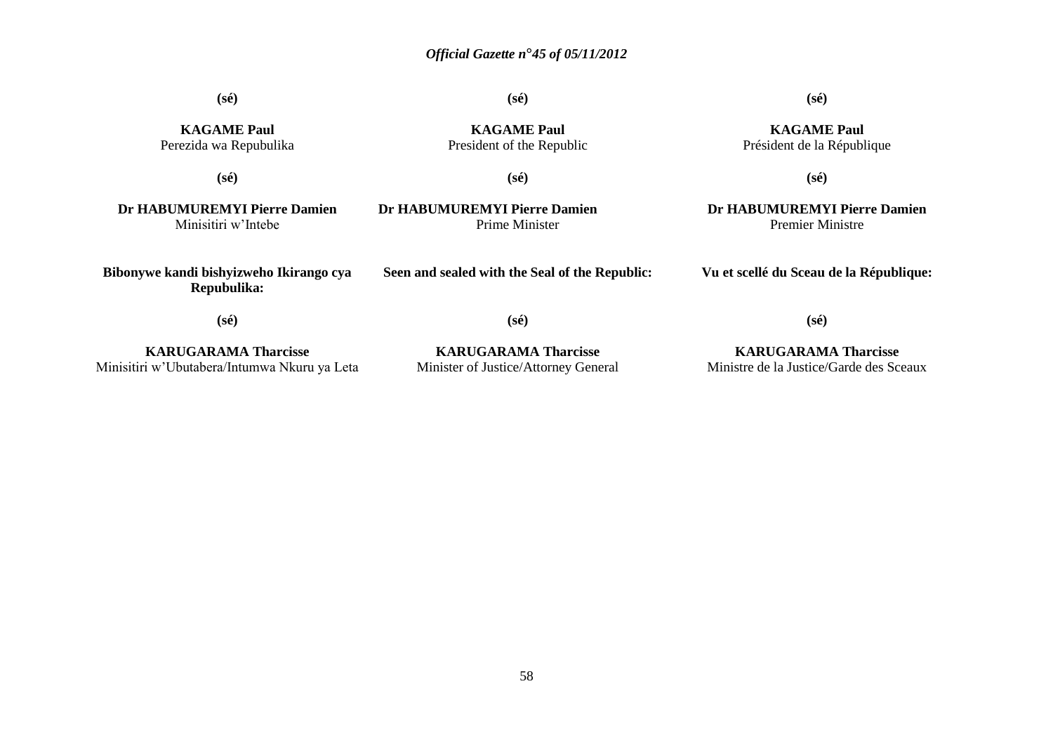| Kinyarwanda | English | Français |
|---|---|---|
| **(sé)** | **(sé)** | **(sé)** |
| **KAGAME Paul**<br>Perezida wa Repubulika | **KAGAME Paul**<br>President of the Republic | **KAGAME Paul**<br>Président de la République |
| **(sé)** | **(sé)** | **(sé)** |
| **Dr HABUMUREMYI Pierre Damien**<br>Minisitiri w'Intebe | **Dr HABUMUREMYI Pierre Damien**<br>Prime Minister | **Dr HABUMUREMYI Pierre Damien**<br>Premier Ministre |
| **Bibonywe kandi bishyizweho Ikirango cya Repubulika:** | **Seen and sealed with the Seal of the Republic:** | **Vu et scellé du Sceau de la République:** |
| **(sé)** | **(sé)** | **(sé)** |
| **KARUGARAMA Tharcisse**<br>Minisitiri w'Ubutabera/Intumwa Nkuru ya Leta | **KARUGARAMA Tharcisse**<br>Minister of Justice/Attorney General | **KARUGARAMA Tharcisse**<br>Ministre de la Justice/Garde des Sceaux |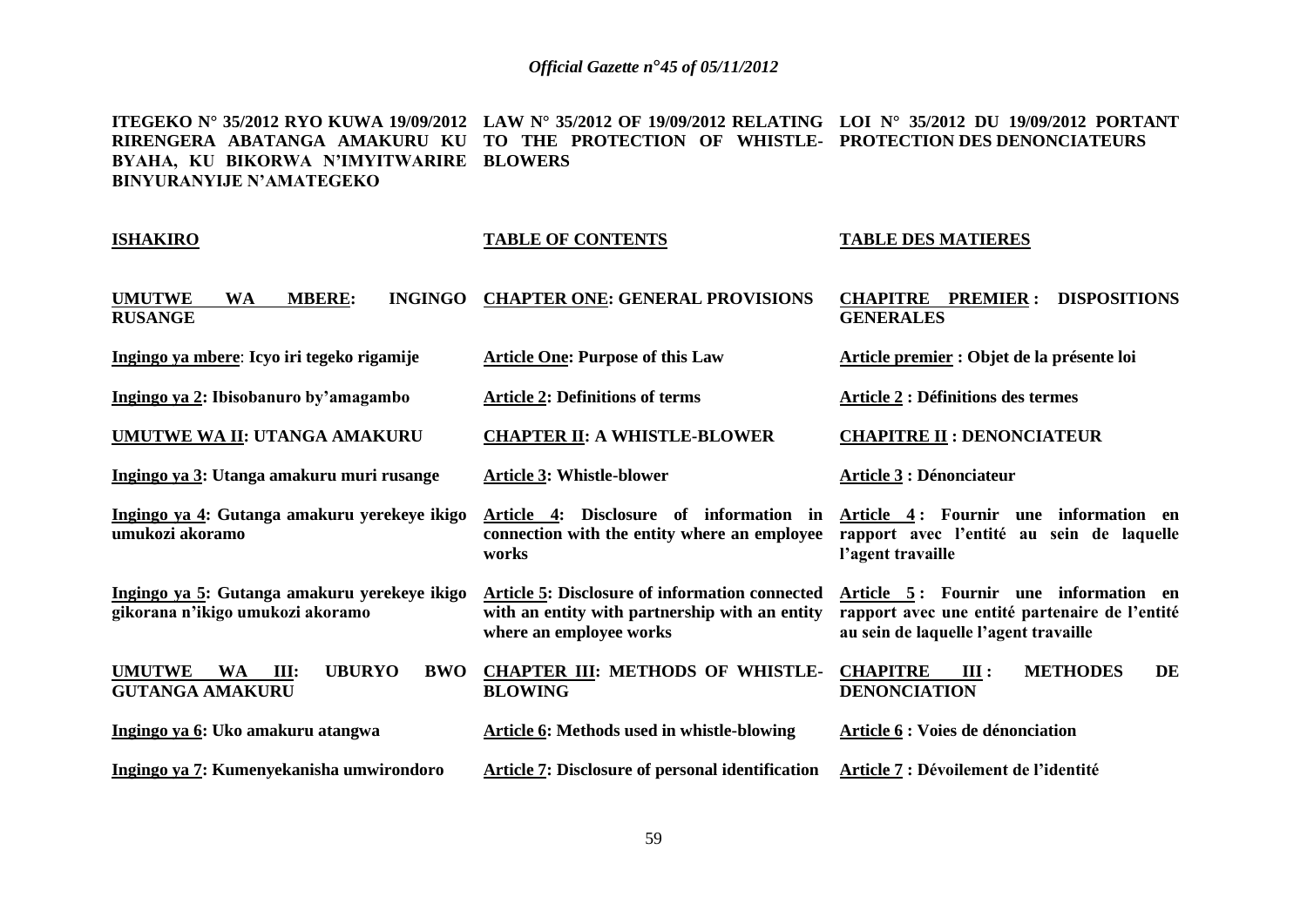**ITEGEKO N° 35/2012 RYO KUWA 19/09/2012 RIRENGERA ABATANGA AMAKURU KU BYAHA, KU BIKORWA N'IMYITWARIRE BINYURANYIJE N'AMATEGEKO**

**LAW N° 35/2012 OF 19/09/2012 RELATING TO THE PROTECTION OF WHISTLE-BLOWERS**

**LOI N° 35/2012 DU 19/09/2012 PORTANT PROTECTION DES DENONCIATEURS**

| **ISHAKIRO** | **TABLE OF CONTENTS** | **TABLE DES MATIERES** |
|---|---|---|
| **UMUTWE WA MBERE: INGINGO RUSANGE** | **CHAPTER ONE: GENERAL PROVISIONS** | **CHAPITRE PREMIER : DISPOSITIONS GENERALES** |
| **Ingingo ya mbere: Icyo iri tegeko rigamije** | **Article One: Purpose of this Law** | **Article premier : Objet de la présente loi** |
| **Ingingo ya 2: Ibisobanuro by'amagambo** | **Article 2: Definitions of terms** | **Article 2 : Définitions des termes** |
| **UMUTWE WA II: UTANGA AMAKURU** | **CHAPTER II: A WHISTLE-BLOWER** | **CHAPITRE II : DENONCIATEUR** |
| **Ingingo ya 3: Utanga amakuru muri rusange** | **Article 3: Whistle-blower** | **Article 3 : Dénonciateur** |
| **Ingingo ya 4: Gutanga amakuru yerekeye ikigo umukozi akoramo** | **Article 4: Disclosure of information in connection with the entity where an employee works** | **Article 4 : Fournir une information en rapport avec l'entité au sein de laquelle l'agent travaille** |
| **Ingingo ya 5: Gutanga amakuru yerekeye ikigo gikorana n'ikigo umukozi akoramo** | **Article 5: Disclosure of information connected with an entity with partnership with an entity where an employee works** | **Article 5 : Fournir une information en rapport avec une entité partenaire de l'entité au sein de laquelle l'agent travaille** |
| **UMUTWE WA III: UBURYO BWO GUTANGA AMAKURU** | **CHAPTER III: METHODS OF WHISTLE-BLOWING** | **CHAPITRE III : METHODES DE DENONCIATION** |
| **Ingingo ya 6: Uko amakuru atangwa** | **Article 6: Methods used in whistle-blowing** | **Article 6 : Voies de dénonciation** |
| **Ingingo ya 7: Kumenyekanisha umwirondoro** | **Article 7: Disclosure of personal identification** | **Article 7 : Dévoilement de l'identité** |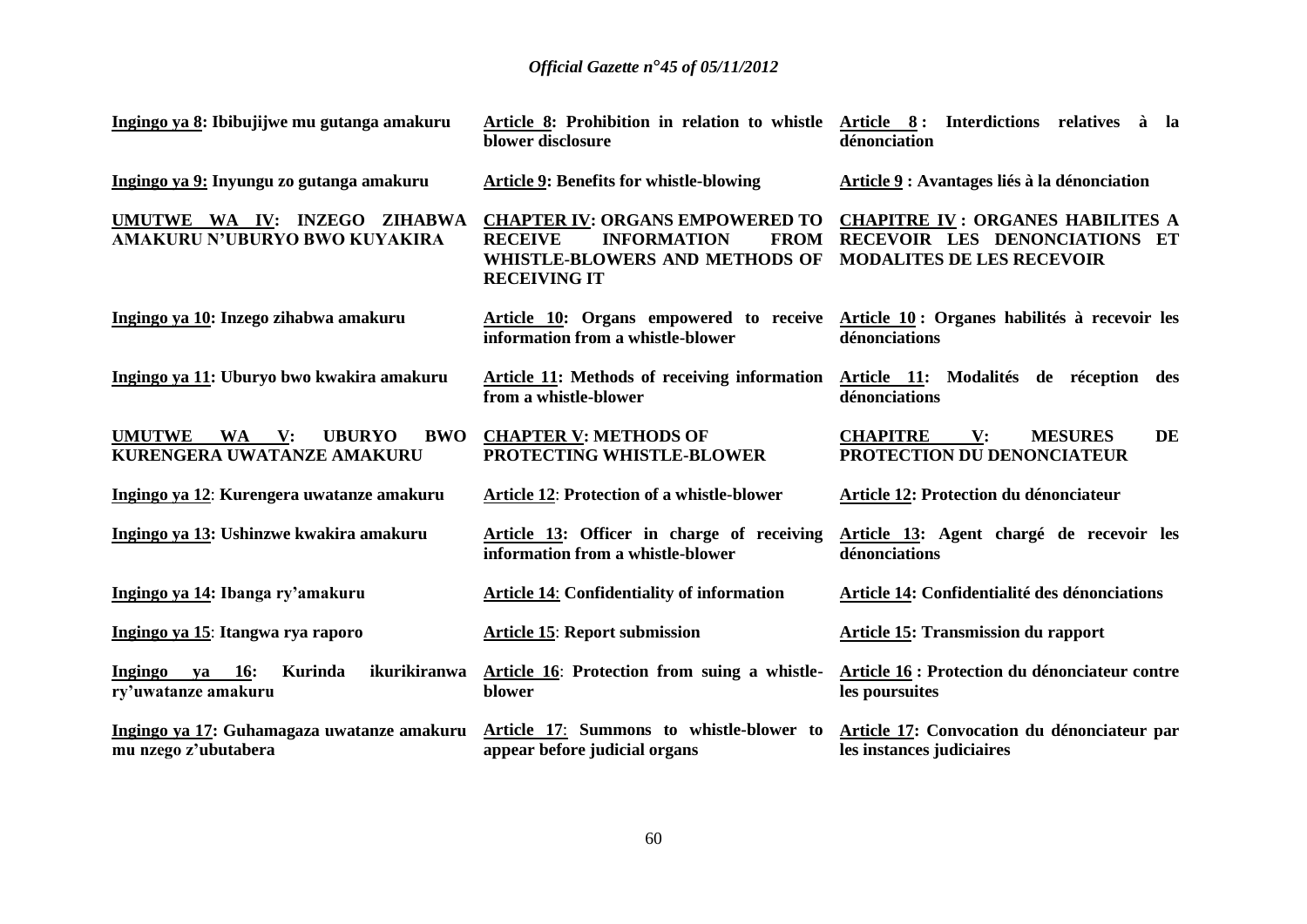| | | |
|---|---|---|
| **Ingingo ya 8: Ibibujijwe mu gutanga amakuru** | **Article 8: Prohibition in relation to whistle blower disclosure** | **Article 8 : Interdictions relatives à la dénonciation** |
| **Ingingo ya 9: Inyungu zo gutanga amakuru** | **Article 9: Benefits for whistle-blowing** | **Article 9 : Avantages liés à la dénonciation** |
| **UMUTWE WA IV: INZEGO ZIHABWA AMAKURU N'UBURYO BWO KUYAKIRA** | **CHAPTER IV: ORGANS EMPOWERED TO RECEIVE INFORMATION FROM WHISTLE-BLOWERS AND METHODS OF RECEIVING IT** | **CHAPITRE IV : ORGANES HABILITES A RECEVOIR LES DENONCIATIONS ET MODALITES DE LES RECEVOIR** |
| **Ingingo ya 10: Inzego zihabwa amakuru** | **Article 10: Organs empowered to receive information from a whistle-blower** | **Article 10 : Organes habilités à recevoir les dénonciations** |
| **Ingingo ya 11: Uburyo bwo kwakira amakuru** | **Article 11: Methods of receiving information from a whistle-blower** | **Article 11: Modalités de réception des dénonciations** |
| **UMUTWE WA V: UBURYO BWO KURENGERA UWATANZE AMAKURU** | **CHAPTER V: METHODS OF PROTECTING WHISTLE-BLOWER** | **CHAPITRE V: MESURES DE PROTECTION DU DENONCIATEUR** |
| **Ingingo ya 12: Kurengera uwatanze amakuru** | **Article 12: Protection of a whistle-blower** | **Article 12: Protection du dénonciateur** |
| **Ingingo ya 13: Ushinzwe kwakira amakuru** | **Article 13: Officer in charge of receiving information from a whistle-blower** | **Article 13: Agent chargé de recevoir les dénonciations** |
| **Ingingo ya 14: Ibanga ry'amakuru** | **Article 14: Confidentiality of information** | **Article 14: Confidentialité des dénonciations** |
| **Ingingo ya 15: Itangwa rya raporo** | **Article 15: Report submission** | **Article 15: Transmission du rapport** |
| **Ingingo ya 16: Kurinda ikurikiranwa ry'uwatanze amakuru** | **Article 16: Protection from suing a whistle-blower** | **Article 16 : Protection du dénonciateur contre les poursuites** |
| **Ingingo ya 17: Guhamagaza uwatanze amakuru mu nzego z'ubutabera** | **Article 17: Summons to whistle-blower to appear before judicial organs** | **Article 17: Convocation du dénonciateur par les instances judiciaires** |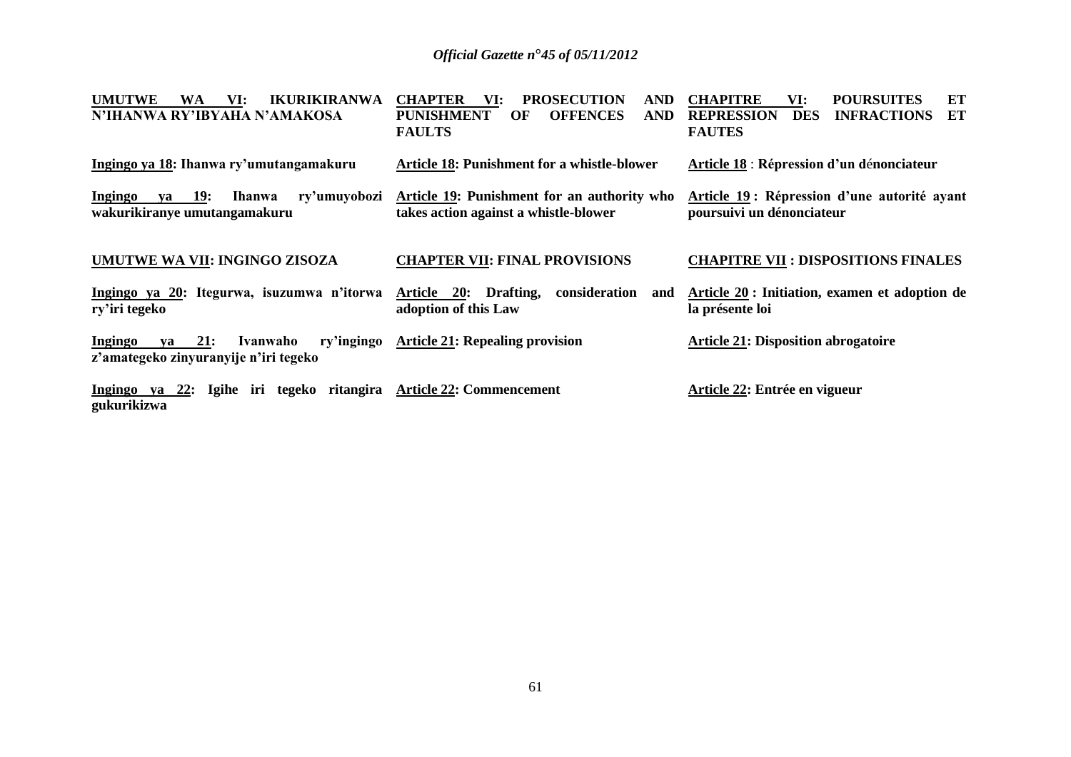**UMUTWE WA VI: IKURIKIRANWA N'IHANWA RY'IBYAHA N'AMAKOSA**

**Ingingo ya 18: Ihanwa ry'umutangamakuru**

**Ingingo ya 19: Ihanwa ry'umuyobozi wakurikiranye umutangamakuru**

**UMUTWE WA VII: INGINGO ZISOZA**

**Ingingo ya 20: Itegurwa, isuzumwa n'itorwa ry'iri tegeko**

**Ingingo ya 21: Ivanwaho ry'ingingo z'amategeko zinyuranyije n'iri tegeko**

**Ingingo ya 22: Igihe iri tegeko ritangira gukurikizwa**

**CHAPTER VI: PROSECUTION AND PUNISHMENT OF OFFENCES AND FAULTS**

**Article 18: Punishment for a whistle-blower**

**Article 19: Punishment for an authority who takes action against a whistle-blower**

**CHAPTER VII: FINAL PROVISIONS**

**Article 20: Drafting, consideration and adoption of this Law**

**Article 21: Repealing provision**

**Article 22: Commencement**

**CHAPITRE VI: POURSUITES ET REPRESSION DES INFRACTIONS ET FAUTES**

**Article 18 : Répression d'un dénonciateur**

**Article 19 : Répression d'une autorité ayant poursuivi un dénonciateur**

**CHAPITRE VII : DISPOSITIONS FINALES**

**Article 20 : Initiation, examen et adoption de la présente loi**

**Article 21: Disposition abrogatoire**

**Article 22: Entrée en vigueur**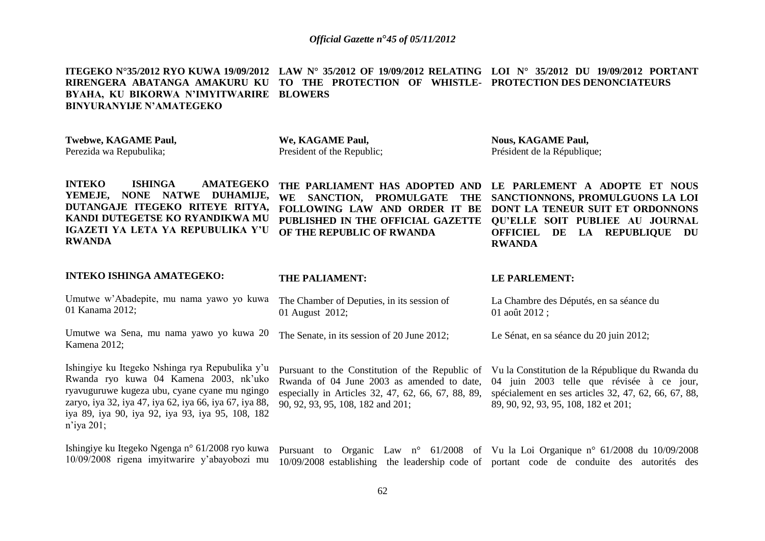**ITEGEKO N°35/2012 RYO KUWA 19/09/2012 RIRENGERA ABATANGA AMAKURU KU BYAHA, KU BIKORWA N'IMYITWARIRE BINYURANYIJE N'AMATEGEKO**

**Twebwe, KAGAME Paul,**
Perezida wa Repubulika;

**INTEKO ISHINGA AMATEGEKO YEMEJE, NONE NATWE DUHAMIJE, DUTANGAJE ITEGEKO RITEYE RITYA, KANDI DUTEGETSE KO RYANDIKWA MU IGAZETI YA LETA YA REPUBULIKA Y'U RWANDA**

**INTEKO ISHINGA AMATEGEKO:**

Umutwe w'Abadepite, mu nama yawo yo kuwa 01 Kanama 2012;

Umutwe wa Sena, mu nama yawo yo kuwa 20 Kamena 2012;

Ishingiye ku Itegeko Nshinga rya Repubulika y'u Rwanda ryo kuwa 04 Kamena 2003, nk'uko ryavuguruwe kugeza ubu, cyane cyane mu ngingo zaryo, iya 32, iya 47, iya 62, iya 66, iya 67, iya 88, iya 89, iya 90, iya 92, iya 93, iya 95, 108, 182 n'iya 201;

Ishingiye ku Itegeko Ngenga n° 61/2008 ryo kuwa 10/09/2008 rigena imyitwarire y'abayobozi mu

**LAW N° 35/2012 OF 19/09/2012 RELATING TO THE PROTECTION OF WHISTLE-BLOWERS**

**We, KAGAME Paul,**
President of the Republic;

**THE PARLIAMENT HAS ADOPTED AND WE SANCTION, PROMULGATE THE FOLLOWING LAW AND ORDER IT BE PUBLISHED IN THE OFFICIAL GAZETTE OF THE REPUBLIC OF RWANDA**

**THE PALIAMENT:**

The Chamber of Deputies, in its session of 01 August 2012;

The Senate, in its session of 20 June 2012;

Pursuant to the Constitution of the Republic of Rwanda of 04 June 2003 as amended to date, especially in Articles 32, 47, 62, 66, 67, 88, 89, 90, 92, 93, 95, 108, 182 and 201;

Pursuant to Organic Law n° 61/2008 of 10/09/2008 establishing the leadership code of

**LOI N° 35/2012 DU 19/09/2012 PORTANT PROTECTION DES DENONCIATEURS**

**Nous, KAGAME Paul,**
Président de la République;

**LE PARLEMENT A ADOPTE ET NOUS SANCTIONNONS, PROMULGUONS LA LOI DONT LA TENEUR SUIT ET ORDONNONS QU'ELLE SOIT PUBLIEE AU JOURNAL OFFICIEL DE LA REPUBLIQUE DU RWANDA**

**LE PARLEMENT:**

La Chambre des Députés, en sa séance du 01 août 2012 ;

Le Sénat, en sa séance du 20 juin 2012;

Vu la Constitution de la République du Rwanda du 04 juin 2003 telle que révisée à ce jour, spécialement en ses articles 32, 47, 62, 66, 67, 88, 89, 90, 92, 93, 95, 108, 182 et 201;

Vu la Loi Organique n° 61/2008 du 10/09/2008 portant code de conduite des autorités des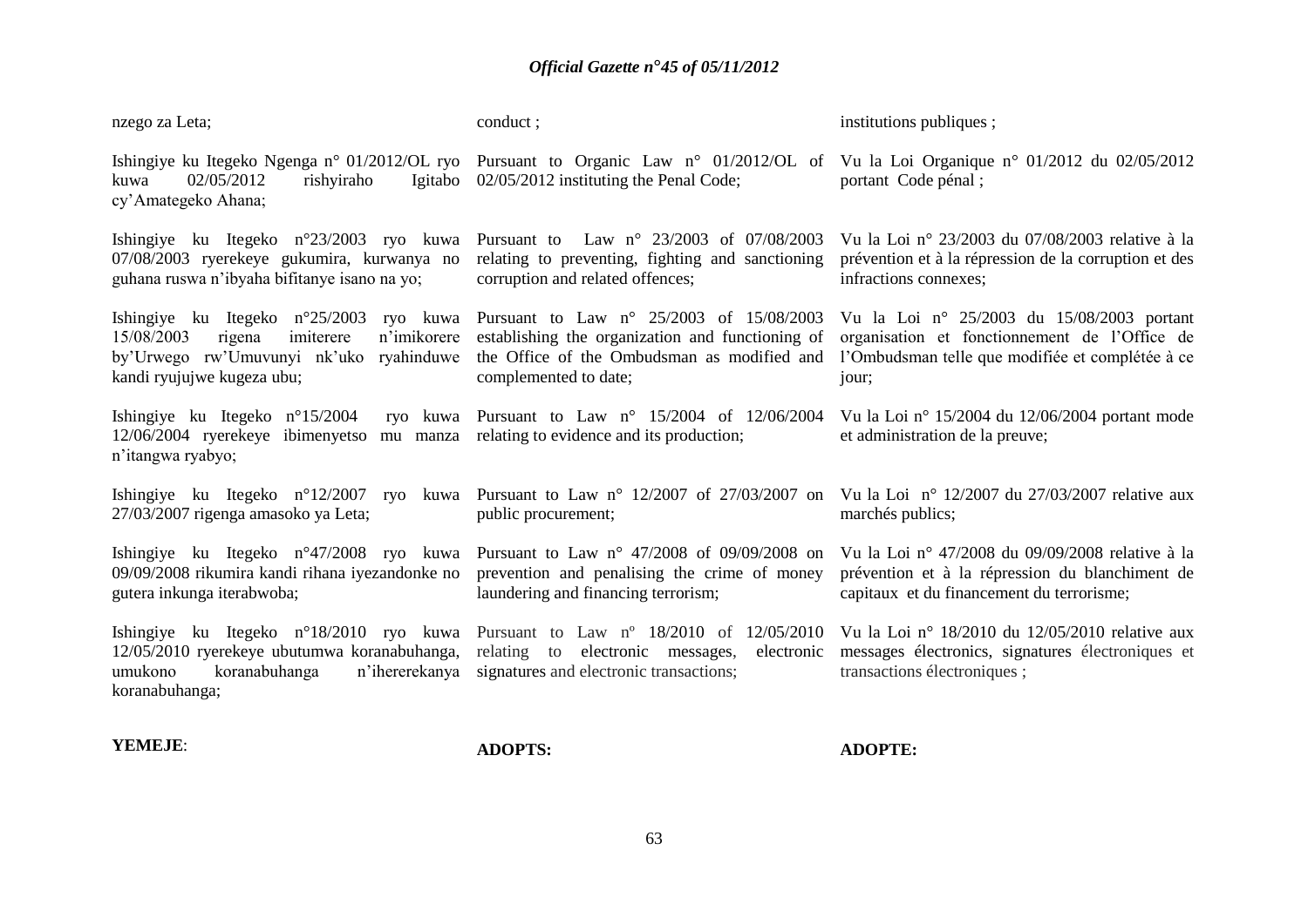nzego za Leta;

Ishingiye ku Itegeko Ngenga n° 01/2012/OL ryo kuwa 02/05/2012 rishyiraho Igitabo cy'Amategeko Ahana;

Ishingiye ku Itegeko n°23/2003 ryo kuwa 07/08/2003 ryerekeye gukumira, kurwanya no guhana ruswa n'ibyaha bifitanye isano na yo;

Ishingiye ku Itegeko n°25/2003 ryo kuwa 15/08/2003 rigena imiterere n'imikorere by'Urwego rw'Umuvunyi nk'uko ryahinduwe kandi ryujujwe kugeza ubu;

Ishingiye ku Itegeko n°15/2004 ryo kuwa 12/06/2004 ryerekeye ibimenyetso mu manza n'itangwa ryabyo;

Ishingiye ku Itegeko n°12/2007 ryo kuwa 27/03/2007 rigenga amasoko ya Leta;

Ishingiye ku Itegeko n°47/2008 ryo kuwa 09/09/2008 rikumira kandi rihana iyezandonke no gutera inkunga iterabwoba;

Ishingiye ku Itegeko n°18/2010 ryo kuwa 12/05/2010 ryerekeye ubutumwa koranabuhanga, umukono koranabuhanga n'ihererekanya koranabuhanga;

**YEMEJE**:

conduct ;

Pursuant to Organic Law n° 01/2012/OL of 02/05/2012 instituting the Penal Code;

Pursuant to Law n° 23/2003 of 07/08/2003 relating to preventing, fighting and sanctioning corruption and related offences;

Pursuant to Law n° 25/2003 of 15/08/2003 establishing the organization and functioning of the Office of the Ombudsman as modified and complemented to date;

Pursuant to Law n° 15/2004 of 12/06/2004 relating to evidence and its production;

Pursuant to Law n° 12/2007 of 27/03/2007 on public procurement;

Pursuant to Law n° 47/2008 of 09/09/2008 on prevention and penalising the crime of money laundering and financing terrorism;

Pursuant to Law nº 18/2010 of 12/05/2010 relating to electronic messages, electronic signatures and electronic transactions;

**ADOPTS:**

institutions publiques ;

Vu la Loi Organique n° 01/2012 du 02/05/2012 portant Code pénal ;

Vu la Loi n° 23/2003 du 07/08/2003 relative à la prévention et à la répression de la corruption et des infractions connexes;

Vu la Loi n° 25/2003 du 15/08/2003 portant organisation et fonctionnement de l'Office de l'Ombudsman telle que modifiée et complétée à ce jour;

Vu la Loi n° 15/2004 du 12/06/2004 portant mode et administration de la preuve;

Vu la Loi n° 12/2007 du 27/03/2007 relative aux marchés publics;

Vu la Loi n° 47/2008 du 09/09/2008 relative à la prévention et à la répression du blanchiment de capitaux et du financement du terrorisme;

Vu la Loi n° 18/2010 du 12/05/2010 relative aux messages électronics, signatures électroniques et transactions électroniques ;

**ADOPTE:**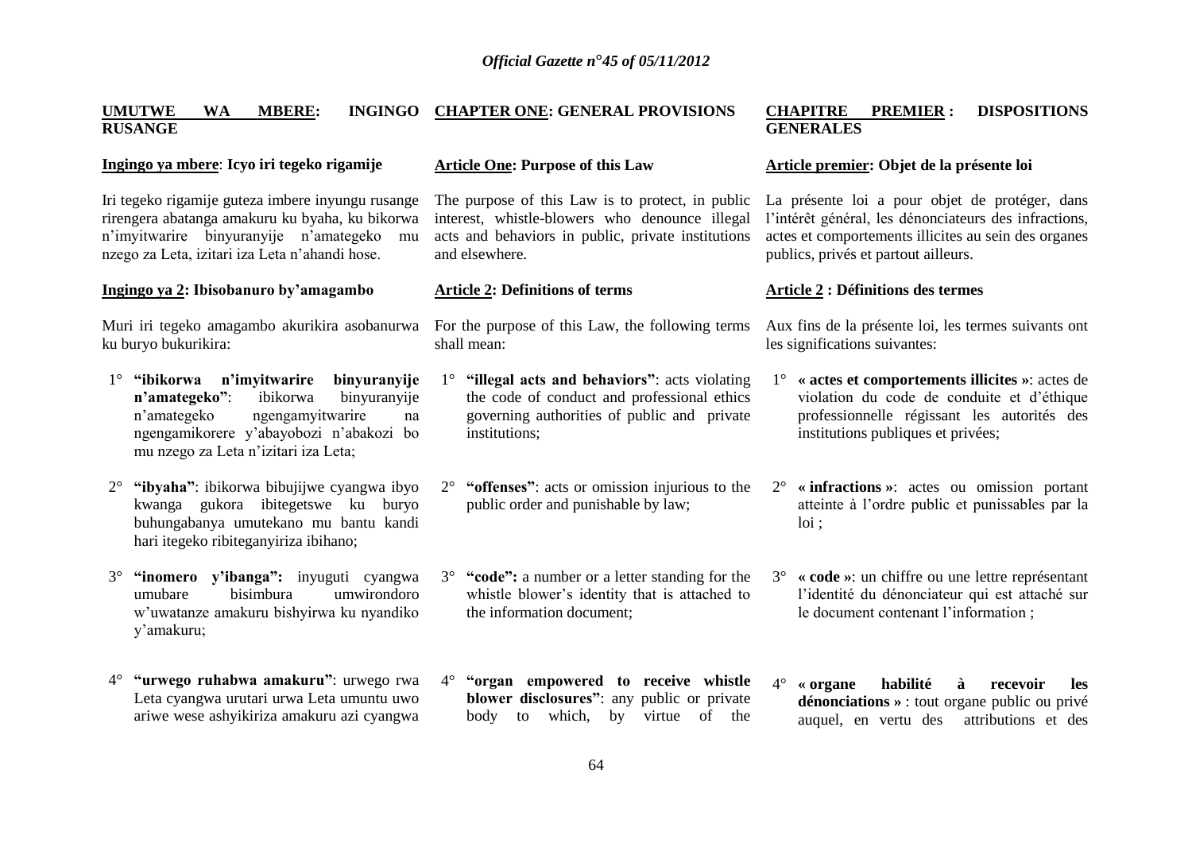**UMUTWE WA MBERE: INGINGO RUSANGE**

**Ingingo ya mbere**: **Icyo iri tegeko rigamije**

Iri tegeko rigamije guteza imbere inyungu rusange rirengera abatanga amakuru ku byaha, ku bikorwa n'imyitwarire binyuranyije n'amategeko mu nzego za Leta, izitari iza Leta n'ahandi hose.

**Ingingo ya 2: Ibisobanuro by'amagambo**

Muri iri tegeko amagambo akurikira asobanurwa ku buryo bukurikira:

1° **"ibikorwa n'imyitwarire binyuranyije n'amategeko"**: ibikorwa binyuranyije n'amategeko ngengamyitwarire na ngengamikorere y'abayobozi n'abakozi bo mu nzego za Leta n'izitari iza Leta;

2° **"ibyaha"**: ibikorwa bibujijwe cyangwa ibyo kwanga gukora ibitegetswe ku buryo buhungabanya umutekano mu bantu kandi hari itegeko ribiteganyiriza ibihano;

3° **"inomero y'ibanga":** inyuguti cyangwa umubare bisimbura umwirondoro w'uwatanze amakuru bishyirwa ku nyandiko y'amakuru;

4° **"urwego ruhabwa amakuru"**: urwego rwa Leta cyangwa urutari urwa Leta umuntu uwo ariwe wese ashyikiriza amakuru azi cyangwa

**CHAPTER ONE: GENERAL PROVISIONS**

**Article One: Purpose of this Law**

The purpose of this Law is to protect, in public interest, whistle-blowers who denounce illegal acts and behaviors in public, private institutions and elsewhere.

**Article 2: Definitions of terms**

For the purpose of this Law, the following terms shall mean:

1° **"illegal acts and behaviors"**: acts violating the code of conduct and professional ethics governing authorities of public and private institutions;

2° **"offenses"**: acts or omission injurious to the public order and punishable by law;

3° **"code":** a number or a letter standing for the whistle blower's identity that is attached to the information document;

4° **"organ empowered to receive whistle blower disclosures"**: any public or private body to which, by virtue of the

**CHAPITRE PREMIER : DISPOSITIONS GENERALES**

**Article premier: Objet de la présente loi**

La présente loi a pour objet de protéger, dans l'intérêt général, les dénonciateurs des infractions, actes et comportements illicites au sein des organes publics, privés et partout ailleurs.

**Article 2 : Définitions des termes**

Aux fins de la présente loi, les termes suivants ont les significations suivantes:

1° **« actes et comportements illicites »**: actes de violation du code de conduite et d'éthique professionnelle régissant les autorités des institutions publiques et privées;

2° **« infractions »**: actes ou omission portant atteinte à l'ordre public et punissables par la loi ;

3° **« code »**: un chiffre ou une lettre représentant l'identité du dénonciateur qui est attaché sur le document contenant l'information ;

4° **« organe habilité à recevoir les dénonciations »** : tout organe public ou privé auquel, en vertu des attributions et des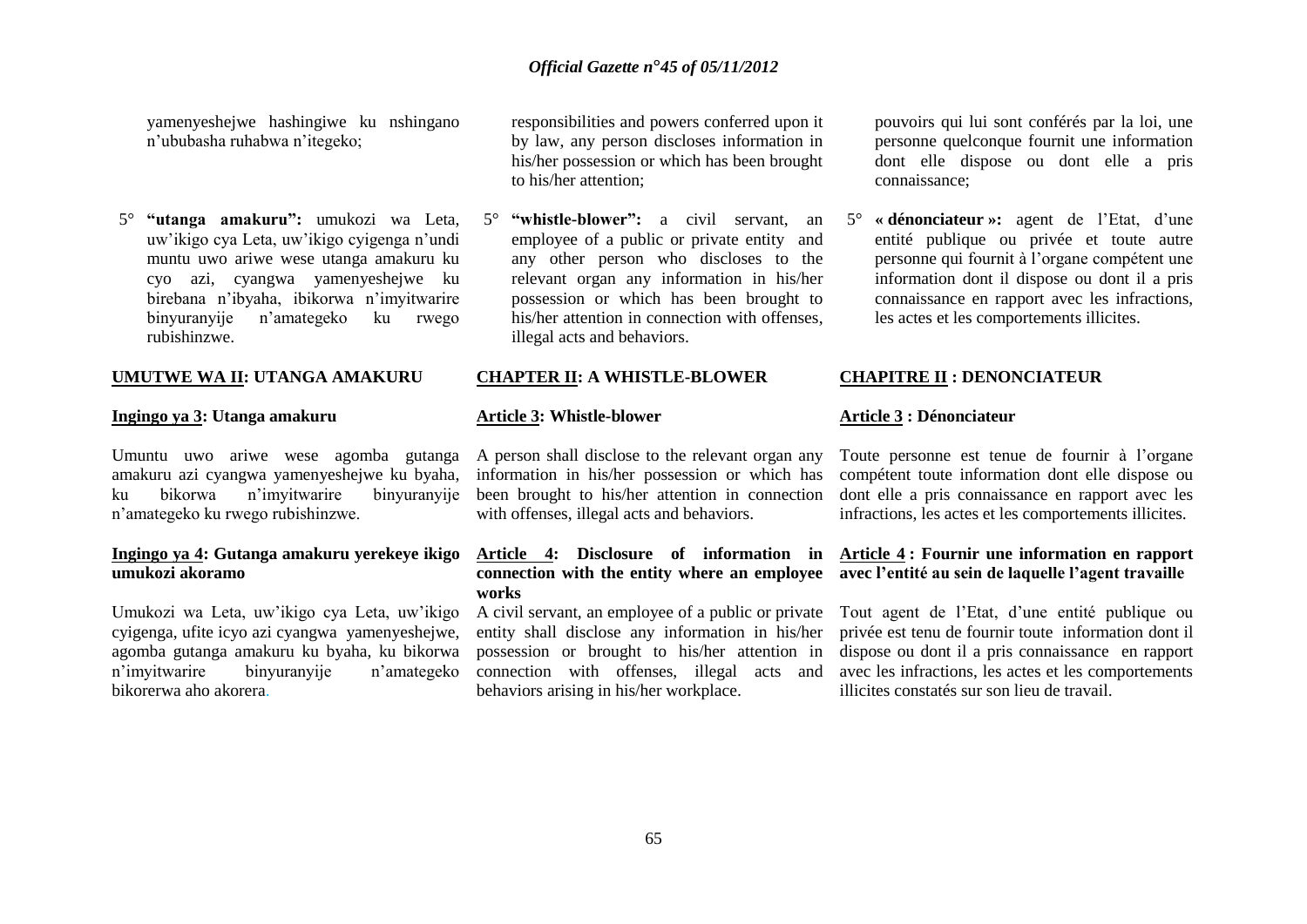yamenyeshejwe hashingiwe ku nshingano n'ububasha ruhabwa n'itegeko;

5° **"utanga amakuru":** umukozi wa Leta, uw'ikigo cya Leta, uw'ikigo cyigenga n'undi muntu uwo ariwe wese utanga amakuru ku cyo azi, cyangwa yamenyeshejwe ku birebana n'ibyaha, ibikorwa n'imyitwarire binyuranyije n'amategeko ku rwego rubishinzwe.

## UMUTWE WA II: UTANGA AMAKURU

### Ingingo ya 3: Utanga amakuru

Umuntu uwo ariwe wese agomba gutanga amakuru azi cyangwa yamenyeshejwe ku byaha, ku bikorwa n'imyitwarire binyuranyije n'amategeko ku rwego rubishinzwe.

### Ingingo ya 4: Gutanga amakuru yerekeye ikigo umukozi akoramo

Umukozi wa Leta, uw'ikigo cya Leta, uw'ikigo cyigenga, ufite icyo azi cyangwa yamenyeshejwe, agomba gutanga amakuru ku byaha, ku bikorwa n'imyitwarire binyuranyije n'amategeko bikorerwa aho akorera.

responsibilities and powers conferred upon it by law, any person discloses information in his/her possession or which has been brought to his/her attention;

5° **"whistle-blower":** a civil servant, an employee of a public or private entity and any other person who discloses to the relevant organ any information in his/her possession or which has been brought to his/her attention in connection with offenses, illegal acts and behaviors.

## CHAPTER II: A WHISTLE-BLOWER

### Article 3: Whistle-blower

A person shall disclose to the relevant organ any information in his/her possession or which has been brought to his/her attention in connection with offenses, illegal acts and behaviors.

### Article 4: Disclosure of information in connection with the entity where an employee works

A civil servant, an employee of a public or private entity shall disclose any information in his/her possession or brought to his/her attention in connection with offenses, illegal acts and behaviors arising in his/her workplace.

pouvoirs qui lui sont conférés par la loi, une personne quelconque fournit une information dont elle dispose ou dont elle a pris connaissance;

5° **« dénonciateur »:** agent de l'Etat, d'une entité publique ou privée et toute autre personne qui fournit à l'organe compétent une information dont il dispose ou dont il a pris connaissance en rapport avec les infractions, les actes et les comportements illicites.

## CHAPITRE II : DENONCIATEUR

### Article 3 : Dénonciateur

Toute personne est tenue de fournir à l'organe compétent toute information dont elle dispose ou dont elle a pris connaissance en rapport avec les infractions, les actes et les comportements illicites.

### Article 4 : Fournir une information en rapport avec l'entité au sein de laquelle l'agent travaille

Tout agent de l'Etat, d'une entité publique ou privée est tenu de fournir toute information dont il dispose ou dont il a pris connaissance en rapport avec les infractions, les actes et les comportements illicites constatés sur son lieu de travail.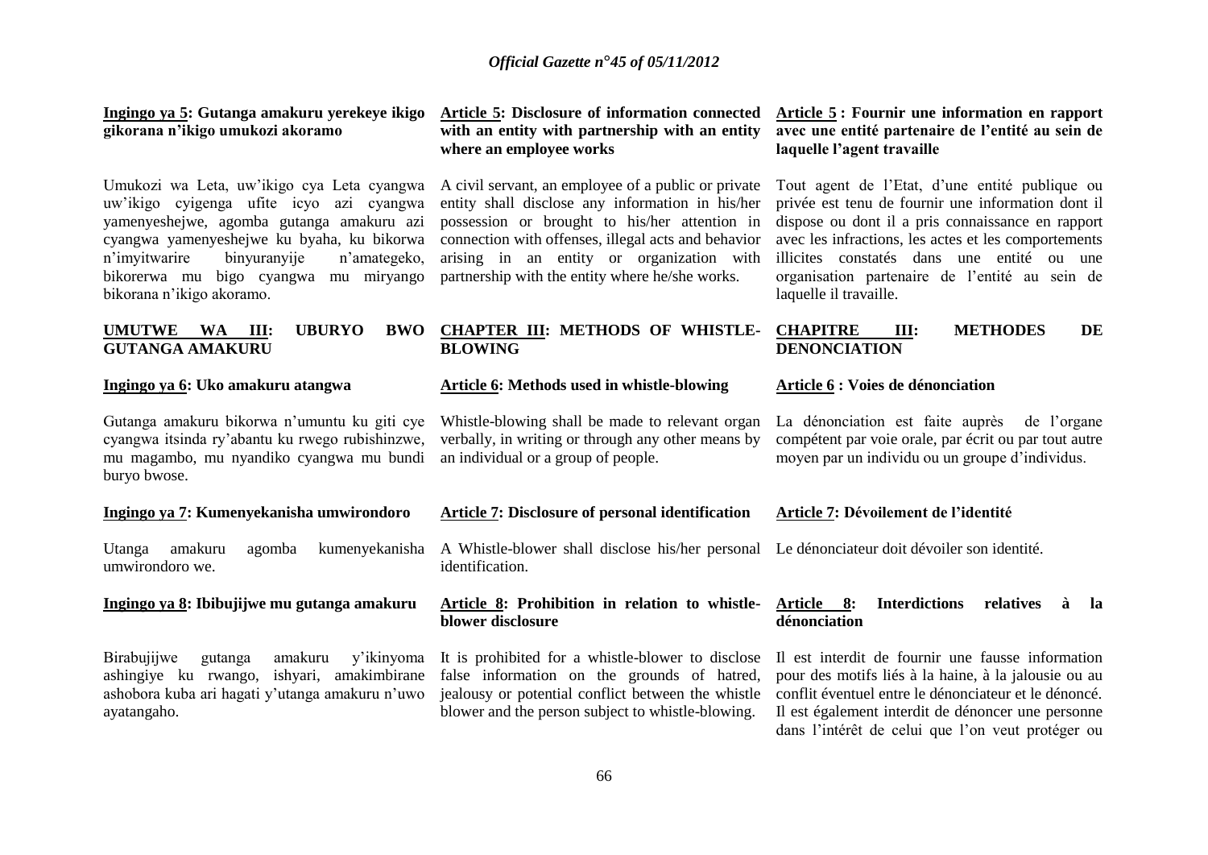**Ingingo ya 5: Gutanga amakuru yerekeye ikigo gikorana n'ikigo umukozi akoramo**

Umukozi wa Leta, uw'ikigo cya Leta cyangwa uw'ikigo cyigenga ufite icyo azi cyangwa yamenyeshejwe, agomba gutanga amakuru azi cyangwa yamenyeshejwe ku byaha, ku bikorwa n'imyitwarire binyuranyije n'amategeko, bikorerwa mu bigo cyangwa mu miryango bikorana n'ikigo akoramo.

## UMUTWE WA III: UBURYO BWO GUTANGA AMAKURU

**Ingingo ya 6: Uko amakuru atangwa**

Gutanga amakuru bikorwa n'umuntu ku giti cye cyangwa itsinda ry'abantu ku rwego rubishinzwe, mu magambo, mu nyandiko cyangwa mu bundi buryo bwose.

**Ingingo ya 7: Kumenyekanisha umwirondoro**

Utanga amakuru agomba kumenyekanisha umwirondoro we.

**Ingingo ya 8: Ibibujijwe mu gutanga amakuru**

Birabujijwe gutanga amakuru y'ikinyoma ashingiye ku rwango, ishyari, amakimbirane ashobora kuba ari hagati y'utanga amakuru n'uwo ayatangaho.

**Article 5: Disclosure of information connected with an entity with partnership with an entity where an employee works**

A civil servant, an employee of a public or private entity shall disclose any information in his/her possession or brought to his/her attention in connection with offenses, illegal acts and behavior arising in an entity or organization with partnership with the entity where he/she works.

## CHAPTER III: METHODS OF WHISTLE-BLOWING

**Article 6: Methods used in whistle-blowing**

Whistle-blowing shall be made to relevant organ verbally, in writing or through any other means by an individual or a group of people.

**Article 7: Disclosure of personal identification**

A Whistle-blower shall disclose his/her personal identification.

**Article 8: Prohibition in relation to whistle-blower disclosure**

It is prohibited for a whistle-blower to disclose false information on the grounds of hatred, jealousy or potential conflict between the whistle blower and the person subject to whistle-blowing.

**Article 5 : Fournir une information en rapport avec une entité partenaire de l'entité au sein de laquelle l'agent travaille**

Tout agent de l'Etat, d'une entité publique ou privée est tenu de fournir une information dont il dispose ou dont il a pris connaissance en rapport avec les infractions, les actes et les comportements illicites constatés dans une entité ou une organisation partenaire de l'entité au sein de laquelle il travaille.

## CHAPITRE III: METHODES DE DENONCIATION

**Article 6 : Voies de dénonciation**

La dénonciation est faite auprès de l'organe compétent par voie orale, par écrit ou par tout autre moyen par un individu ou un groupe d'individus.

**Article 7: Dévoilement de l'identité**

Le dénonciateur doit dévoiler son identité.

**Article 8: Interdictions relatives à la dénonciation**

Il est interdit de fournir une fausse information pour des motifs liés à la haine, à la jalousie ou au conflit éventuel entre le dénonciateur et le dénoncé. Il est également interdit de dénoncer une personne dans l'intérêt de celui que l'on veut protéger ou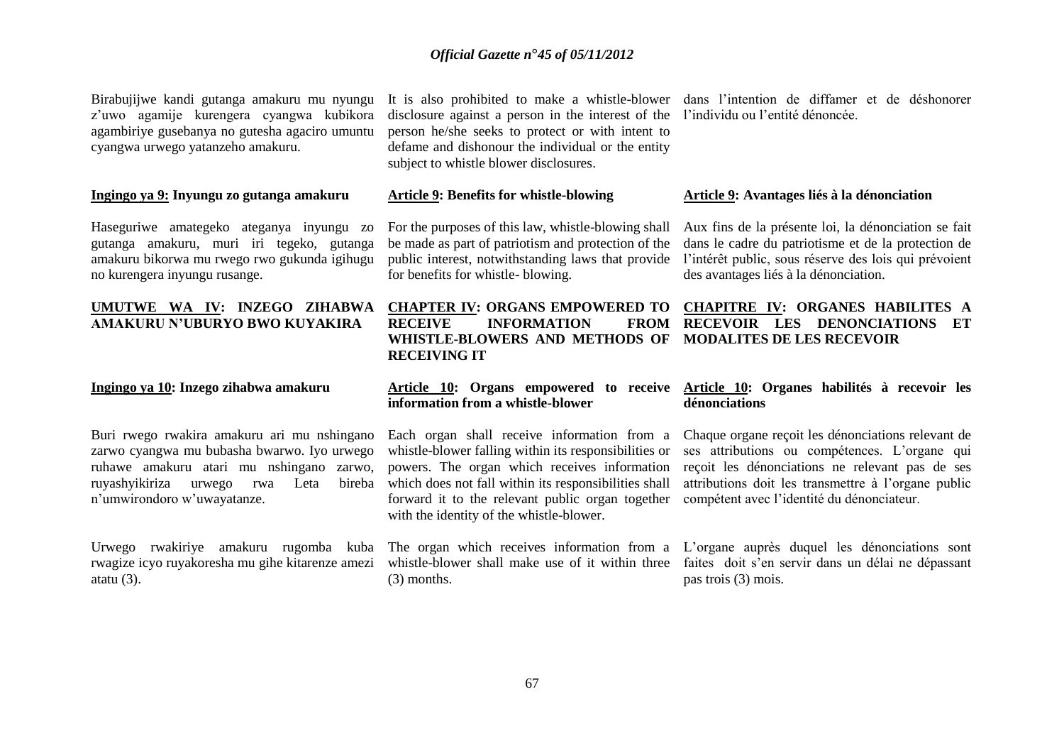Birabujijwe kandi gutanga amakuru mu nyungu z'uwo agamije kurengera cyangwa kubikora agambiriye gusebanya no gutesha agaciro umuntu cyangwa urwego yatanzeho amakuru.

**Ingingo ya 9: Inyungu zo gutanga amakuru**

Haseguriwe amategeko ateganya inyungu zo gutanga amakuru, muri iri tegeko, gutanga amakuru bikorwa mu rwego rwo gukunda igihugu no kurengera inyungu rusange.

**UMUTWE WA IV: INZEGO ZIHABWA AMAKURU N'UBURYO BWO KUYAKIRA**

**Ingingo ya 10: Inzego zihabwa amakuru**

Buri rwego rwakira amakuru ari mu nshingano zarwo cyangwa mu bubasha bwarwo. Iyo urwego ruhawe amakuru atari mu nshingano zarwo, ruyashyikiriza urwego rwa Leta bireba n'umwirondoro w'uwayatanze.

Urwego rwakiriye amakuru rugomba kuba rwagize icyo ruyakoresha mu gihe kitarenze amezi atatu (3).

It is also prohibited to make a whistle-blower disclosure against a person in the interest of the person he/she seeks to protect or with intent to defame and dishonour the individual or the entity subject to whistle blower disclosures.

**Article 9: Benefits for whistle-blowing**

For the purposes of this law, whistle-blowing shall be made as part of patriotism and protection of the public interest, notwithstanding laws that provide for benefits for whistle- blowing.

**CHAPTER IV: ORGANS EMPOWERED TO RECEIVE INFORMATION FROM WHISTLE-BLOWERS AND METHODS OF RECEIVING IT**

**Article 10: Organs empowered to receive information from a whistle-blower**

Each organ shall receive information from a whistle-blower falling within its responsibilities or powers. The organ which receives information which does not fall within its responsibilities shall forward it to the relevant public organ together with the identity of the whistle-blower.

The organ which receives information from a whistle-blower shall make use of it within three (3) months.

dans l'intention de diffamer et de déshonorer l'individu ou l'entité dénoncée.

**Article 9: Avantages liés à la dénonciation**

Aux fins de la présente loi, la dénonciation se fait dans le cadre du patriotisme et de la protection de l'intérêt public, sous réserve des lois qui prévoient des avantages liés à la dénonciation.

**CHAPITRE IV: ORGANES HABILITES A RECEVOIR LES DENONCIATIONS ET MODALITES DE LES RECEVOIR**

**Article 10: Organes habilités à recevoir les dénonciations**

Chaque organe reçoit les dénonciations relevant de ses attributions ou compétences. L'organe qui reçoit les dénonciations ne relevant pas de ses attributions doit les transmettre à l'organe public compétent avec l'identité du dénonciateur.

L'organe auprès duquel les dénonciations sont faites doit s'en servir dans un délai ne dépassant pas trois (3) mois.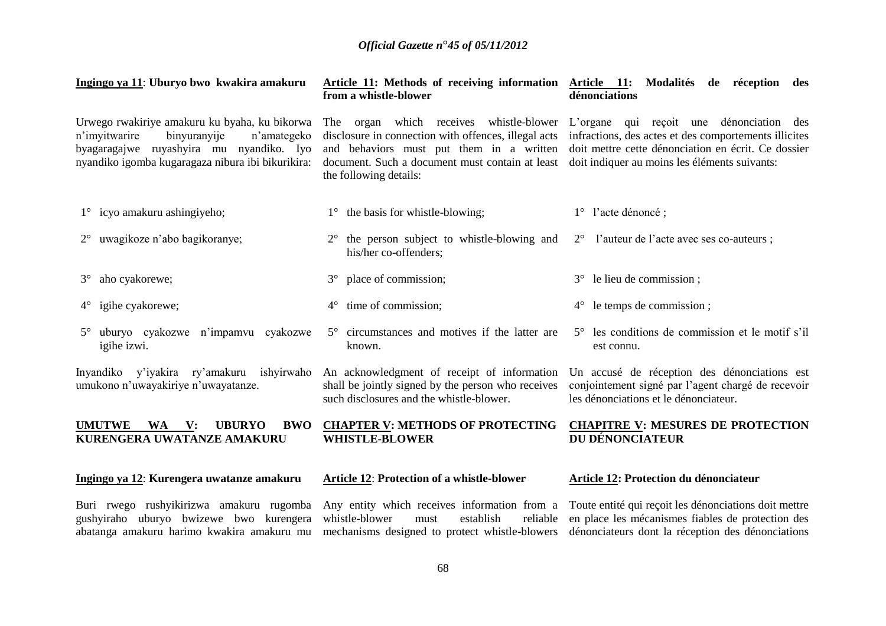**Ingingo ya 11**: **Uburyo bwo kwakira amakuru**

Urwego rwakiriye amakuru ku byaha, ku bikorwa n'imyitwarire binyuranyije n'amategeko byagaragajwe ruyashyira mu nyandiko. Iyo nyandiko igomba kugaragaza nibura ibi bikurikira:

1° icyo amakuru ashingiyeho;

2° uwagikoze n'abo bagikoranye;

3° aho cyakorewe;

4° igihe cyakorewe;

5° uburyo cyakozwe n'impamvu cyakozwe igihe izwi.

Inyandiko y'iyakira ry'amakuru ishyirwaho umukono n'uwayakiriye n'uwayatanze.

**UMUTWE WA V: UBURYO BWO KURENGERA UWATANZE AMAKURU**

**Ingingo ya 12**: **Kurengera uwatanze amakuru**

Buri rwego rushyikirizwa amakuru rugomba gushyiraho uburyo bwizewe bwo kurengera abatanga amakuru harimo kwakira amakuru mu

**Article 11: Methods of receiving information from a whistle-blower**

The organ which receives whistle-blower disclosure in connection with offences, illegal acts and behaviors must put them in a written document. Such a document must contain at least the following details:

1° the basis for whistle-blowing;

2° the person subject to whistle-blowing and his/her co-offenders;

3° place of commission;

4° time of commission;

5° circumstances and motives if the latter are known.

An acknowledgment of receipt of information shall be jointly signed by the person who receives such disclosures and the whistle-blower.

**CHAPTER V: METHODS OF PROTECTING WHISTLE-BLOWER**

**Article 12**: **Protection of a whistle-blower**

Any entity which receives information from a whistle-blower must establish reliable mechanisms designed to protect whistle-blowers

**Article 11: Modalités de réception des dénonciations**

L'organe qui reçoit une dénonciation des infractions, des actes et des comportements illicites doit mettre cette dénonciation en écrit. Ce dossier doit indiquer au moins les éléments suivants:

1° l'acte dénoncé ;

2° l'auteur de l'acte avec ses co-auteurs ;

3° le lieu de commission ;

4° le temps de commission ;

5° les conditions de commission et le motif s'il est connu.

Un accusé de réception des dénonciations est conjointement signé par l'agent chargé de recevoir les dénonciations et le dénonciateur.

**CHAPITRE V: MESURES DE PROTECTION DU DÉNONCIATEUR**

**Article 12: Protection du dénonciateur**

Toute entité qui reçoit les dénonciations doit mettre en place les mécanismes fiables de protection des dénonciateurs dont la réception des dénonciations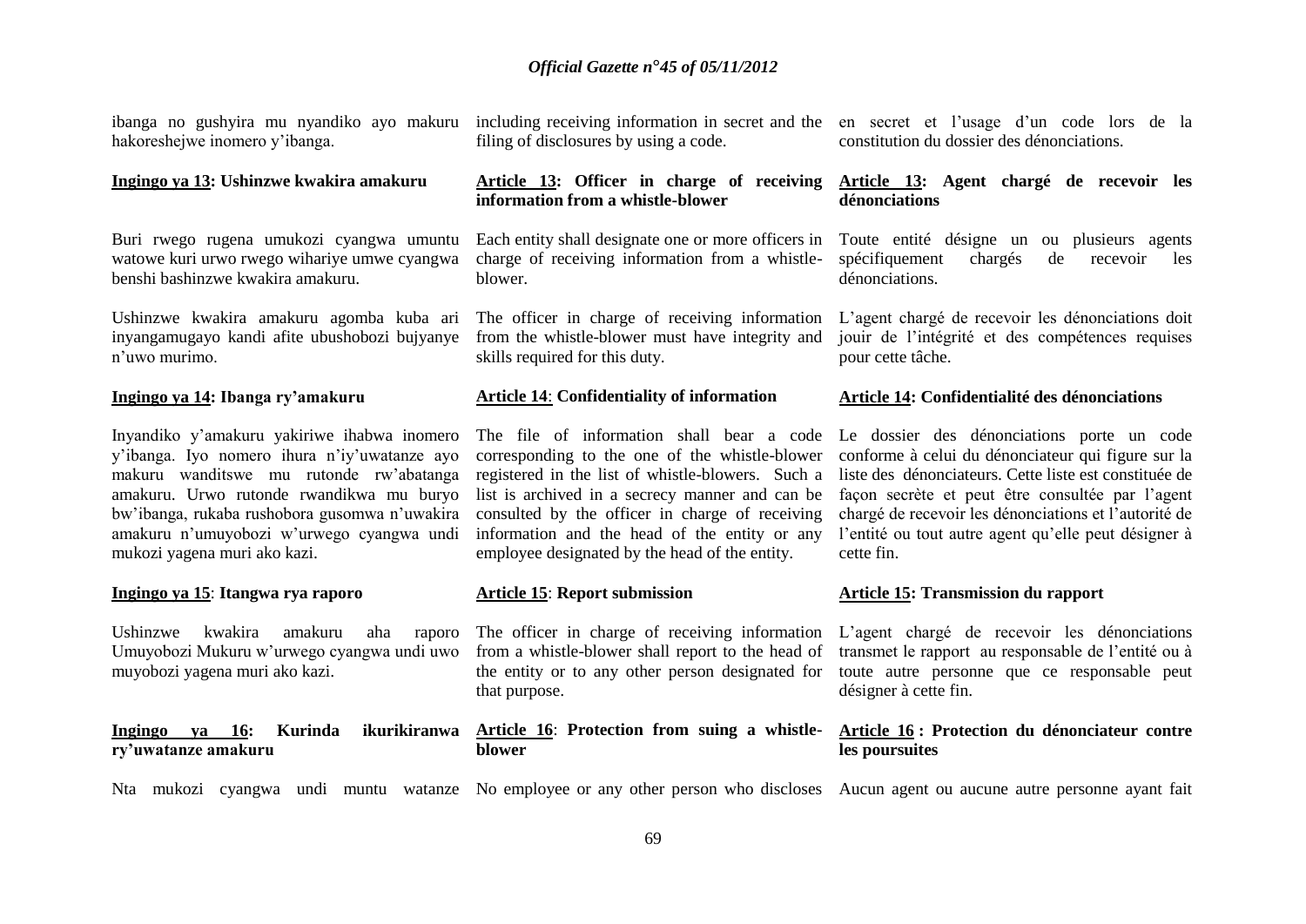ibanga no gushyira mu nyandiko ayo makuru hakoreshejwe inomero y'ibanga.

**Ingingo ya 13: Ushinzwe kwakira amakuru**

Buri rwego rugena umukozi cyangwa umuntu watowe kuri urwo rwego wihariye umwe cyangwa benshi bashinzwe kwakira amakuru.

Ushinzwe kwakira amakuru agomba kuba ari inyangamugayo kandi afite ubushobozi bujyanye n'uwo murimo.

**Ingingo ya 14: Ibanga ry'amakuru**

Inyandiko y'amakuru yakiriwe ihabwa inomero y'ibanga. Iyo nomero ihura n'iy'uwatanze ayo makuru wanditswe mu rutonde rw'abatanga amakuru. Urwo rutonde rwandikwa mu buryo bw'ibanga, rukaba rushobora gusomwa n'uwakira amakuru n'umuyobozi w'urwego cyangwa undi mukozi yagena muri ako kazi.

**Ingingo ya 15: Itangwa rya raporo**

Ushinzwe kwakira amakuru aha raporo Umuyobozi Mukuru w'urwego cyangwa undi uwo muyobozi yagena muri ako kazi.

**Ingingo ya 16: Kurinda ikurikiranwa ry'uwatanze amakuru**

Nta mukozi cyangwa undi muntu watanze

including receiving information in secret and the filing of disclosures by using a code.

**Article 13: Officer in charge of receiving information from a whistle-blower**

Each entity shall designate one or more officers in charge of receiving information from a whistle-blower.

The officer in charge of receiving information from the whistle-blower must have integrity and skills required for this duty.

**Article 14: Confidentiality of information**

The file of information shall bear a code corresponding to the one of the whistle-blower registered in the list of whistle-blowers. Such a list is archived in a secrecy manner and can be consulted by the officer in charge of receiving information and the head of the entity or any employee designated by the head of the entity.

**Article 15: Report submission**

The officer in charge of receiving information from a whistle-blower shall report to the head of the entity or to any other person designated for that purpose.

**Article 16: Protection from suing a whistle-blower**

No employee or any other person who discloses

en secret et l'usage d'un code lors de la constitution du dossier des dénonciations.

**Article 13: Agent chargé de recevoir les dénonciations**

Toute entité désigne un ou plusieurs agents spécifiquement chargés de recevoir les dénonciations.

L'agent chargé de recevoir les dénonciations doit jouir de l'intégrité et des compétences requises pour cette tâche.

**Article 14: Confidentialité des dénonciations**

Le dossier des dénonciations porte un code conforme à celui du dénonciateur qui figure sur la liste des dénonciateurs. Cette liste est constituée de façon secrète et peut être consultée par l'agent chargé de recevoir les dénonciations et l'autorité de l'entité ou tout autre agent qu'elle peut désigner à cette fin.

**Article 15: Transmission du rapport**

L'agent chargé de recevoir les dénonciations transmet le rapport au responsable de l'entité ou à toute autre personne que ce responsable peut désigner à cette fin.

**Article 16 : Protection du dénonciateur contre les poursuites**

Aucun agent ou aucune autre personne ayant fait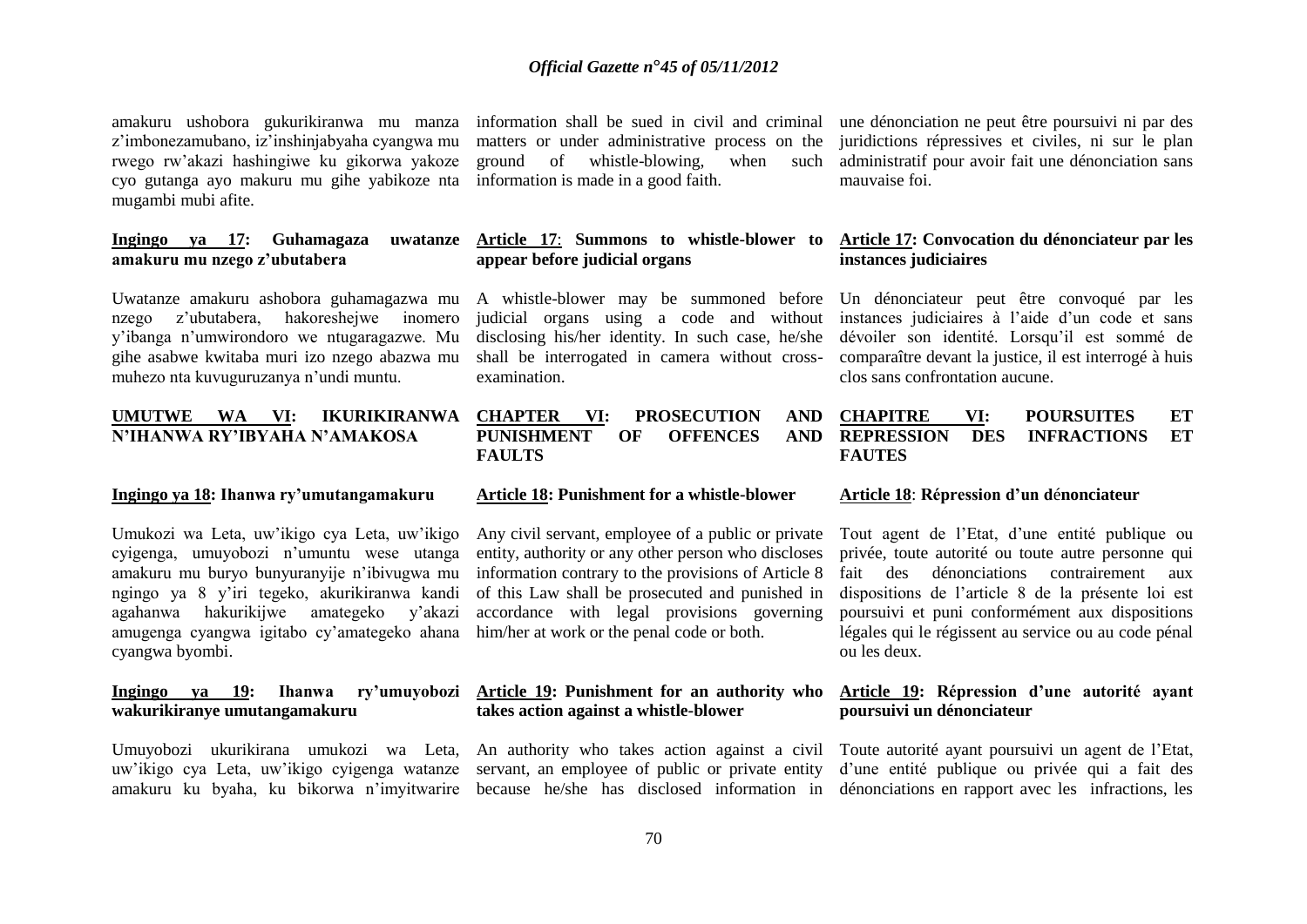amakuru ushobora gukurikiranwa mu manza z'imbonezamubano, iz'inshinjabyaha cyangwa mu rwego rw'akazi hashingiwe ku gikorwa yakoze cyo gutanga ayo makuru mu gihe yabikoze nta mugambi mubi afite.

### Ingingo ya 17: Guhamagaza uwatanze amakuru mu nzego z'ubutabera

Uwatanze amakuru ashobora guhamagazwa mu nzego z'ubutabera, hakoreshejwe inomero y'ibanga n'umwirondoro we ntugaragazwe. Mu gihe asabwe kwitaba muri izo nzego abazwa mu muhezo nta kuvuguruzanya n'undi muntu.

## UMUTWE WA VI: IKURIKIRANWA N'IHANWA RY'IBYAHA N'AMAKOSA

### Ingingo ya 18: Ihanwa ry'umutangamakuru

Umukozi wa Leta, uw'ikigo cya Leta, uw'ikigo cyigenga, umuyobozi n'umuntu wese utanga amakuru mu buryo bunyuranyije n'ibivugwa mu ngingo ya 8 y'iri tegeko, akurikiranwa kandi agahanwa hakurikijwe amategeko y'akazi amugenga cyangwa igitabo cy'amategeko ahana cyangwa byombi.

### Ingingo ya 19: Ihanwa ry'umuyobozi wakurikiranye umutangamakuru

Umuyobozi ukurikirana umukozi wa Leta, uw'ikigo cya Leta, uw'ikigo cyigenga watanze amakuru ku byaha, ku bikorwa n'imyitwarire

information shall be sued in civil and criminal matters or under administrative process on the ground of whistle-blowing, when such information is made in a good faith.

### Article 17: Summons to whistle-blower to appear before judicial organs

A whistle-blower may be summoned before judicial organs using a code and without disclosing his/her identity. In such case, he/she shall be interrogated in camera without cross-examination.

## CHAPTER VI: PROSECUTION AND PUNISHMENT OF OFFENCES AND FAULTS

### Article 18: Punishment for a whistle-blower

Any civil servant, employee of a public or private entity, authority or any other person who discloses information contrary to the provisions of Article 8 of this Law shall be prosecuted and punished in accordance with legal provisions governing him/her at work or the penal code or both.

### Article 19: Punishment for an authority who takes action against a whistle-blower

An authority who takes action against a civil servant, an employee of public or private entity because he/she has disclosed information in

une dénonciation ne peut être poursuivi ni par des juridictions répressives et civiles, ni sur le plan administratif pour avoir fait une dénonciation sans mauvaise foi.

### Article 17: Convocation du dénonciateur par les instances judiciaires

Un dénonciateur peut être convoqué par les instances judiciaires à l'aide d'un code et sans dévoiler son identité. Lorsqu'il est sommé de comparaître devant la justice, il est interrogé à huis clos sans confrontation aucune.

## CHAPITRE VI: POURSUITES ET REPRESSION DES INFRACTIONS ET FAUTES

### Article 18: Répression d'un dénonciateur

Tout agent de l'Etat, d'une entité publique ou privée, toute autorité ou toute autre personne qui fait des dénonciations contrairement aux dispositions de l'article 8 de la présente loi est poursuivi et puni conformément aux dispositions légales qui le régissent au service ou au code pénal ou les deux.

### Article 19: Répression d'une autorité ayant poursuivi un dénonciateur

Toute autorité ayant poursuivi un agent de l'Etat, d'une entité publique ou privée qui a fait des dénonciations en rapport avec les infractions, les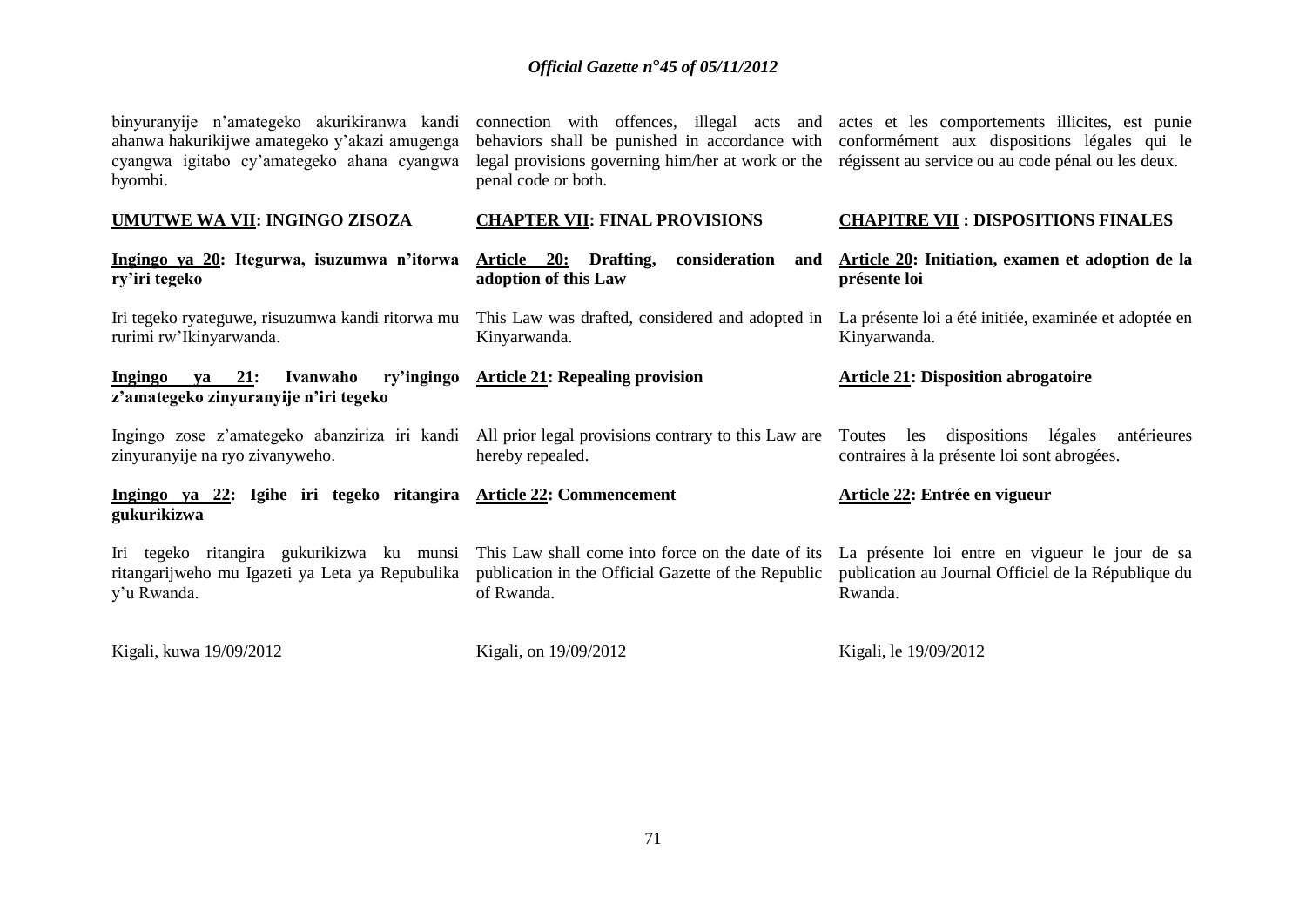binyuranyije n'amategeko akurikiranwa kandi ahanwa hakurikijwe amategeko y'akazi amugenga cyangwa igitabo cy'amategeko ahana cyangwa byombi.

**UMUTWE WA VII: INGINGO ZISOZA**

**Ingingo ya 20: Itegurwa, isuzumwa n'itorwa ry'iri tegeko**

Iri tegeko ryateguwe, risuzumwa kandi ritorwa mu rurimi rw'Ikinyarwanda.

**Ingingo ya 21: Ivanwaho ry'ingingo z'amategeko zinyuranyije n'iri tegeko**

Ingingo zose z'amategeko abanziriza iri kandi zinyuranyije na ryo zivanyweho.

**Ingingo ya 22: Igihe iri tegeko ritangira gukurikizwa**

Iri tegeko ritangira gukurikizwa ku munsi ritangarijweho mu Igazeti ya Leta ya Repubulika y'u Rwanda.

Kigali, kuwa 19/09/2012

connection with offences, illegal acts and behaviors shall be punished in accordance with legal provisions governing him/her at work or the penal code or both.

**CHAPTER VII: FINAL PROVISIONS**

**Article 20: Drafting, consideration and adoption of this Law**

This Law was drafted, considered and adopted in Kinyarwanda.

**Article 21: Repealing provision**

All prior legal provisions contrary to this Law are hereby repealed.

**Article 22: Commencement**

This Law shall come into force on the date of its publication in the Official Gazette of the Republic of Rwanda.

Kigali, on 19/09/2012

actes et les comportements illicites, est punie conformément aux dispositions légales qui le régissent au service ou au code pénal ou les deux.

**CHAPITRE VII : DISPOSITIONS FINALES**

**Article 20: Initiation, examen et adoption de la présente loi**

La présente loi a été initiée, examinée et adoptée en Kinyarwanda.

**Article 21: Disposition abrogatoire**

Toutes les dispositions légales antérieures contraires à la présente loi sont abrogées.

**Article 22: Entrée en vigueur**

La présente loi entre en vigueur le jour de sa publication au Journal Officiel de la République du Rwanda.

Kigali, le 19/09/2012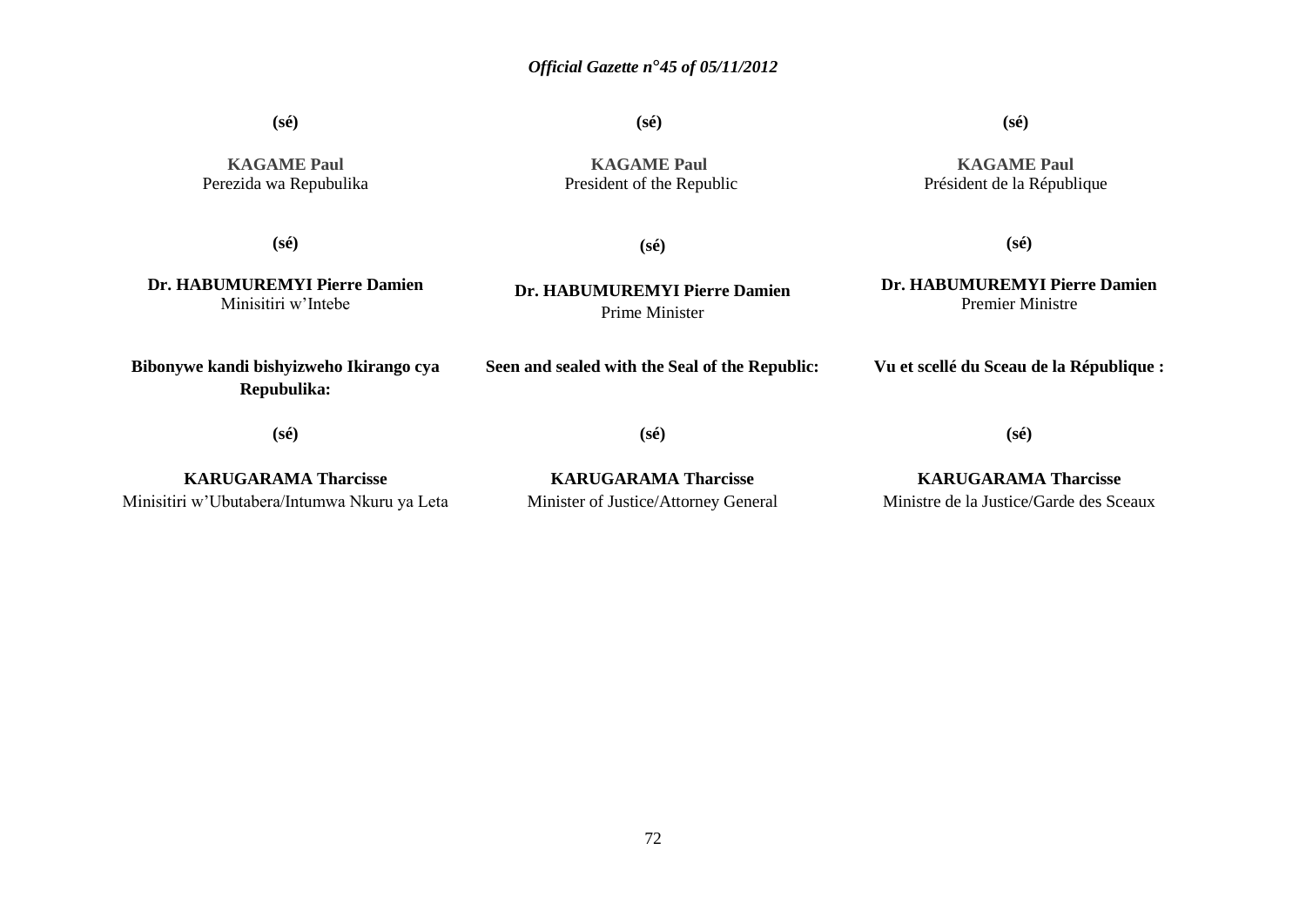**(sé)**

**KAGAME Paul**
Perezida wa Repubulika

**(sé)**

**Dr. HABUMUREMYI Pierre Damien**
Minisitiri w'Intebe

**Bibonywe kandi bishyizweho Ikirango cya Repubulika:**

**(sé)**

**KARUGARAMA Tharcisse**
Minisitiri w'Ubutabera/Intumwa Nkuru ya Leta

**(sé)**

**KAGAME Paul**
President of the Republic

**(sé)**

**Dr. HABUMUREMYI Pierre Damien**
Prime Minister

**Seen and sealed with the Seal of the Republic:**

**(sé)**

**KARUGARAMA Tharcisse**
Minister of Justice/Attorney General

**(sé)**

**KAGAME Paul**
Président de la République

**(sé)**

**Dr. HABUMUREMYI Pierre Damien**
Premier Ministre

**Vu et scellé du Sceau de la République :**

**(sé)**

**KARUGARAMA Tharcisse**
Ministre de la Justice/Garde des Sceaux